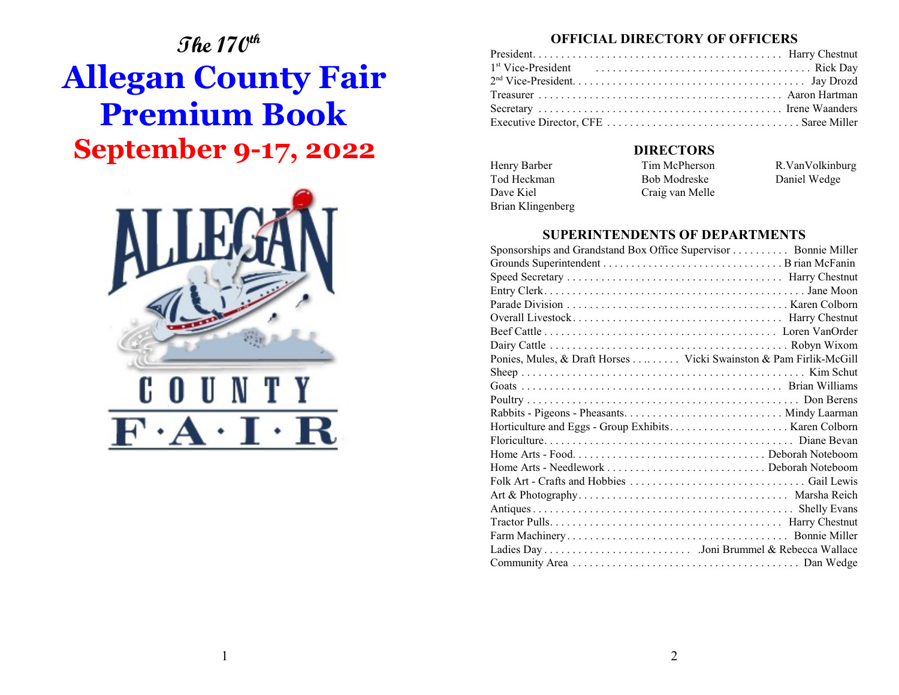*The 170th*

# Allegan County Fair Premium Book

## September 9-17, 2022

ALLEGAN COUNTY FAIR

## OFFICIAL DIRECTORY OF OFFICERS

| Position | Name |
|---|---|
| President | Harry Chestnut |
| 1st Vice-President | Rick Day |
| 2nd Vice-President | Jay Drozd |
| Treasurer | Aaron Hartman |
| Secretary | Irene Waanders |
| Executive Director, CFE | Saree Miller |

## DIRECTORS

| | | |
|---|---|---|
| Henry Barber | Tim McPherson | R.VanVolkinburg |
| Tod Heckman | Bob Modreske | Daniel Wedge |
| Dave Kiel | Craig van Melle | |
| Brian Klingenberg | | |

## SUPERINTENDENTS OF DEPARTMENTS

| Department | Superintendent |
|---|---|
| Sponsorships and Grandstand Box Office Supervisor | Bonnie Miller |
| Grounds Superintendent | B rian McFanin |
| Speed Secretary | Harry Chestnut |
| Entry Clerk | Jane Moon |
| Parade Division | Karen Colborn |
| Overall Livestock | Harry Chestnut |
| Beef Cattle | Loren VanOrder |
| Dairy Cattle | Robyn Wixom |
| Ponies, Mules, & Draft Horses | Vicki Swainston & Pam Firlik-McGill |
| Sheep | Kim Schut |
| Goats | Brian Williams |
| Poultry | Don Berens |
| Rabbits - Pigeons - Pheasants | Mindy Laarman |
| Horticulture and Eggs - Group Exhibits | Karen Colborn |
| Floriculture | Diane Bevan |
| Home Arts - Food | Deborah Noteboom |
| Home Arts - Needlework | Deborah Noteboom |
| Folk Art - Crafts and Hobbies | Gail Lewis |
| Art & Photography | Marsha Reich |
| Antiques | Shelly Evans |
| Tractor Pulls | Harry Chestnut |
| Farm Machinery | Bonnie Miller |
| Ladies Day | Joni Brummel & Rebecca Wallace |
| Community Area | Dan Wedge |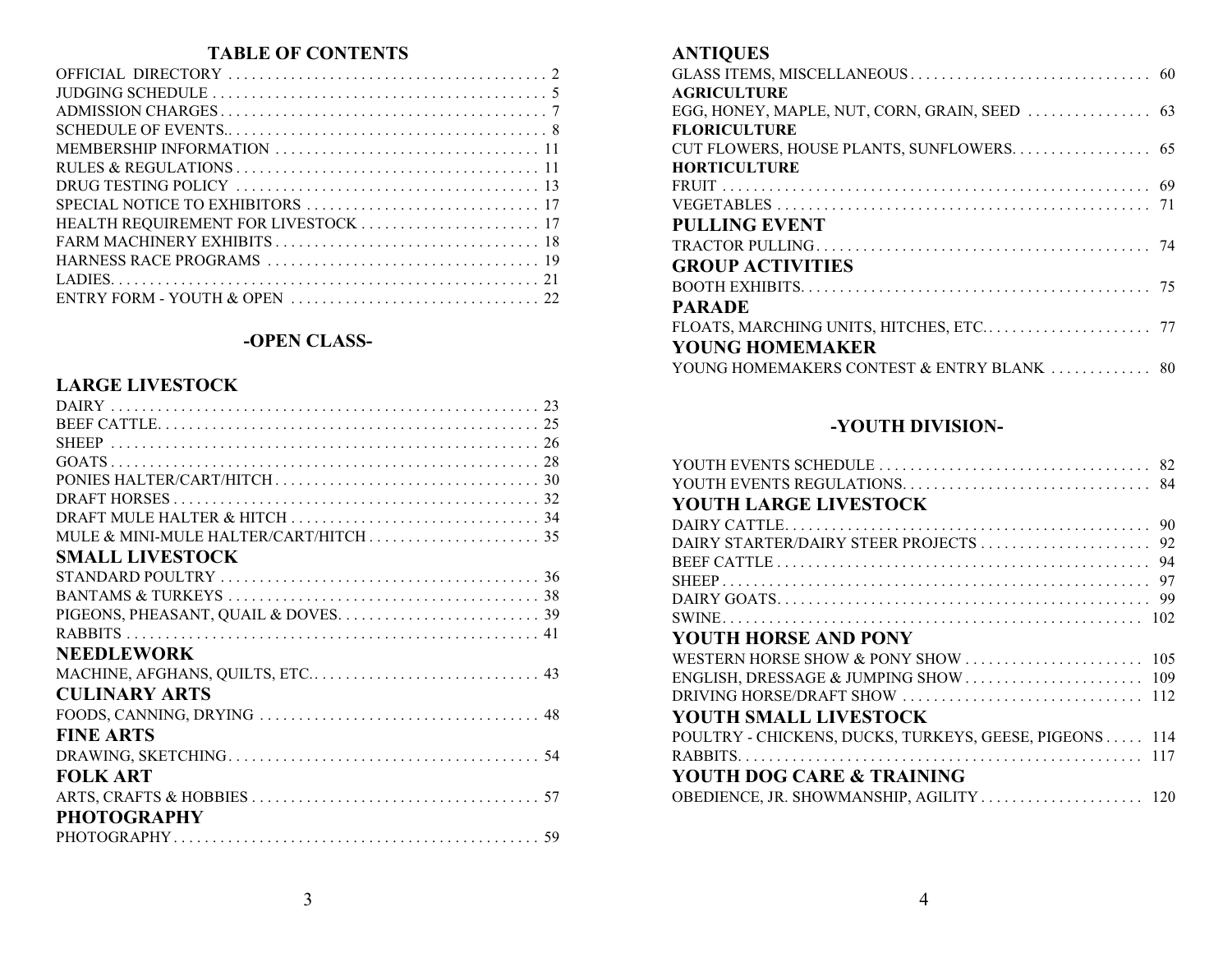# TABLE OF CONTENTS

| | |
|---|---|
| OFFICIAL DIRECTORY | 2 |
| JUDGING SCHEDULE | 5 |
| ADMISSION CHARGES | 7 |
| SCHEDULE OF EVENTS | 8 |
| MEMBERSHIP INFORMATION | 11 |
| RULES & REGULATIONS | 11 |
| DRUG TESTING POLICY | 13 |
| SPECIAL NOTICE TO EXHIBITORS | 17 |
| HEALTH REQUIREMENT FOR LIVESTOCK | 17 |
| FARM MACHINERY EXHIBITS | 18 |
| HARNESS RACE PROGRAMS | 19 |
| LADIES | 21 |
| ENTRY FORM - YOUTH & OPEN | 22 |

## -OPEN CLASS-

### LARGE LIVESTOCK

| | |
|---|---|
| DAIRY | 23 |
| BEEF CATTLE | 25 |
| SHEEP | 26 |
| GOATS | 28 |
| PONIES HALTER/CART/HITCH | 30 |
| DRAFT HORSES | 32 |
| DRAFT MULE HALTER & HITCH | 34 |
| MULE & MINI-MULE HALTER/CART/HITCH | 35 |

### SMALL LIVESTOCK

| | |
|---|---|
| STANDARD POULTRY | 36 |
| BANTAMS & TURKEYS | 38 |
| PIGEONS, PHEASANT, QUAIL & DOVES | 39 |
| RABBITS | 41 |

### NEEDLEWORK

| | |
|---|---|
| MACHINE, AFGHANS, QUILTS, ETC. | 43 |

### CULINARY ARTS

| | |
|---|---|
| FOODS, CANNING, DRYING | 48 |

### FINE ARTS

| | |
|---|---|
| DRAWING, SKETCHING | 54 |

### FOLK ART

| | |
|---|---|
| ARTS, CRAFTS & HOBBIES | 57 |

### PHOTOGRAPHY

| | |
|---|---|
| PHOTOGRAPHY | 59 |

### ANTIQUES

| | |
|---|---|
| GLASS ITEMS, MISCELLANEOUS | 60 |

**AGRICULTURE**

| | |
|---|---|
| EGG, HONEY, MAPLE, NUT, CORN, GRAIN, SEED | 63 |

**FLORICULTURE**

| | |
|---|---|
| CUT FLOWERS, HOUSE PLANTS, SUNFLOWERS | 65 |

**HORTICULTURE**

| | |
|---|---|
| FRUIT | 69 |
| VEGETABLES | 71 |

### PULLING EVENT

| | |
|---|---|
| TRACTOR PULLING | 74 |

### GROUP ACTIVITIES

| | |
|---|---|
| BOOTH EXHIBITS | 75 |

### PARADE

| | |
|---|---|
| FLOATS, MARCHING UNITS, HITCHES, ETC. | 77 |

### YOUNG HOMEMAKER

| | |
|---|---|
| YOUNG HOMEMAKERS CONTEST & ENTRY BLANK | 80 |

## -YOUTH DIVISION-

| | |
|---|---|
| YOUTH EVENTS SCHEDULE | 82 |
| YOUTH EVENTS REGULATIONS | 84 |

### YOUTH LARGE LIVESTOCK

| | |
|---|---|
| DAIRY CATTLE | 90 |
| DAIRY STARTER/DAIRY STEER PROJECTS | 92 |
| BEEF CATTLE | 94 |
| SHEEP | 97 |
| DAIRY GOATS | 99 |
| SWINE | 102 |

### YOUTH HORSE AND PONY

| | |
|---|---|
| WESTERN HORSE SHOW & PONY SHOW | 105 |
| ENGLISH, DRESSAGE & JUMPING SHOW | 109 |
| DRIVING HORSE/DRAFT SHOW | 112 |

### YOUTH SMALL LIVESTOCK

| | |
|---|---|
| POULTRY - CHICKENS, DUCKS, TURKEYS, GEESE, PIGEONS | 114 |
| RABBITS | 117 |

### YOUTH DOG CARE & TRAINING

| | |
|---|---|
| OBEDIENCE, JR. SHOWMANSHIP, AGILITY | 120 |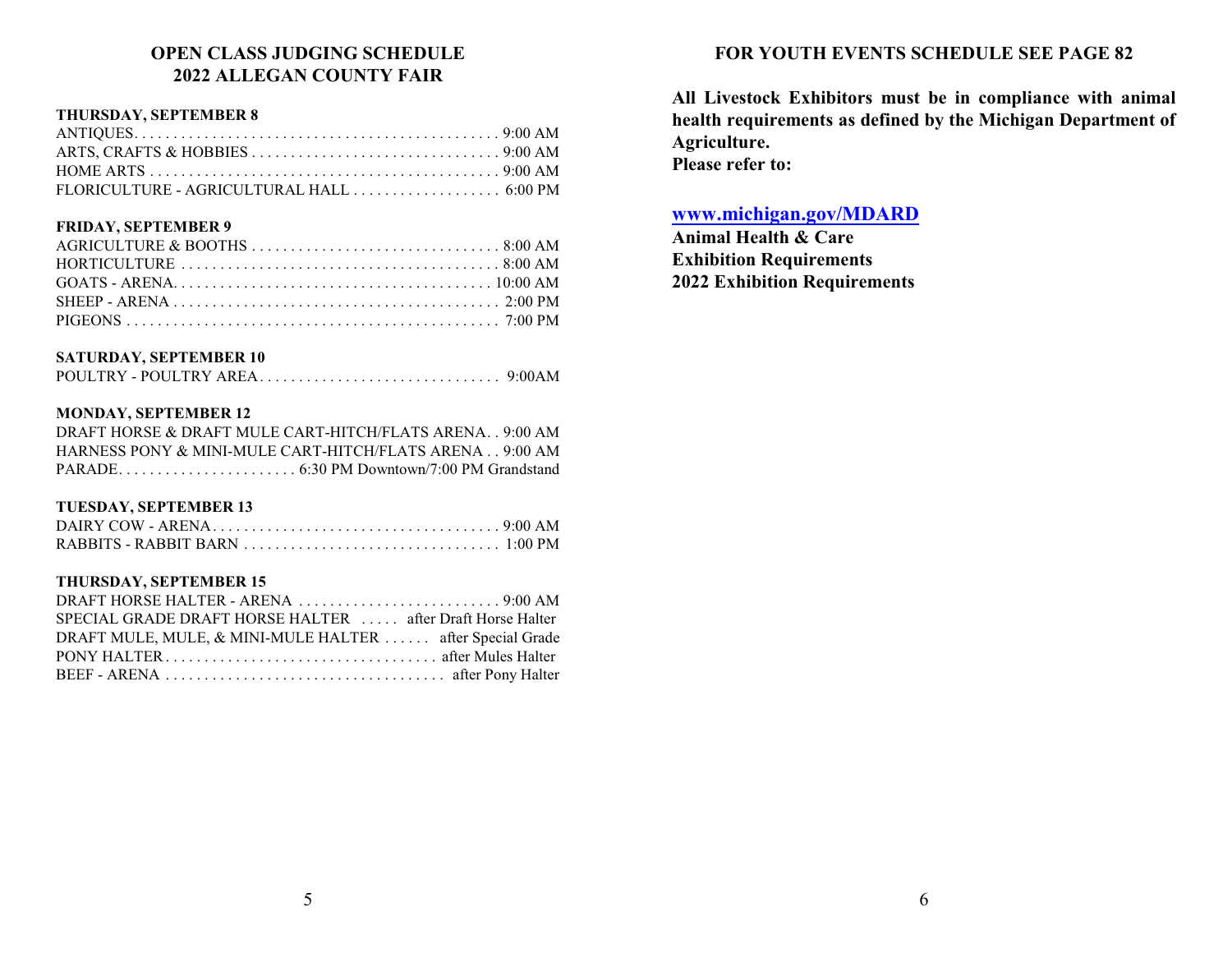# OPEN CLASS JUDGING SCHEDULE
# 2022 ALLEGAN COUNTY FAIR

**THURSDAY, SEPTEMBER 8**

ANTIQUES. . . . . . . . . . . . . . . . . . . . . . . . . . . . . . . . . . . . . . . . . . . . . . 9:00 AM
ARTS, CRAFTS & HOBBIES . . . . . . . . . . . . . . . . . . . . . . . . . . . . . . . 9:00 AM
HOME ARTS . . . . . . . . . . . . . . . . . . . . . . . . . . . . . . . . . . . . . . . . . . . 9:00 AM
FLORICULTURE - AGRICULTURAL HALL . . . . . . . . . . . . . . . . . . . 6:00 PM

**FRIDAY, SEPTEMBER 9**

AGRICULTURE & BOOTHS . . . . . . . . . . . . . . . . . . . . . . . . . . . . . . . 8:00 AM
HORTICULTURE . . . . . . . . . . . . . . . . . . . . . . . . . . . . . . . . . . . . . . . . 8:00 AM
GOATS - ARENA. . . . . . . . . . . . . . . . . . . . . . . . . . . . . . . . . . . . . . . . 10:00 AM
SHEEP - ARENA . . . . . . . . . . . . . . . . . . . . . . . . . . . . . . . . . . . . . . . . 2:00 PM
PIGEONS . . . . . . . . . . . . . . . . . . . . . . . . . . . . . . . . . . . . . . . . . . . . . . 7:00 PM

**SATURDAY, SEPTEMBER 10**

POULTRY - POULTRY AREA . . . . . . . . . . . . . . . . . . . . . . . . . . . . . . 9:00AM

**MONDAY, SEPTEMBER 12**

DRAFT HORSE & DRAFT MULE CART-HITCH/FLATS ARENA. . 9:00 AM
HARNESS PONY & MINI-MULE CART-HITCH/FLATS ARENA . . 9:00 AM
PARADE. . . . . . . . . . . . . . . . . . . . . . . 6:30 PM Downtown/7:00 PM Grandstand

**TUESDAY, SEPTEMBER 13**

DAIRY COW - ARENA. . . . . . . . . . . . . . . . . . . . . . . . . . . . . . . . . . . . . 9:00 AM
RABBITS - RABBIT BARN . . . . . . . . . . . . . . . . . . . . . . . . . . . . . . . . 1:00 PM

**THURSDAY, SEPTEMBER 15**

DRAFT HORSE HALTER - ARENA . . . . . . . . . . . . . . . . . . . . . . . . . 9:00 AM
SPECIAL GRADE DRAFT HORSE HALTER . . . . . after Draft Horse Halter
DRAFT MULE, MULE, & MINI-MULE HALTER . . . . . . after Special Grade
PONY HALTER. . . . . . . . . . . . . . . . . . . . . . . . . . . . . . . . . . . after Mules Halter
BEEF - ARENA . . . . . . . . . . . . . . . . . . . . . . . . . . . . . . . . . . . after Pony Halter

## FOR YOUTH EVENTS SCHEDULE SEE PAGE 82

**All Livestock Exhibitors must be in compliance with animal health requirements as defined by the Michigan Department of Agriculture.**
**Please refer to:**

**www.michigan.gov/MDARD**
**Animal Health & Care**
**Exhibition Requirements**
**2022 Exhibition Requirements**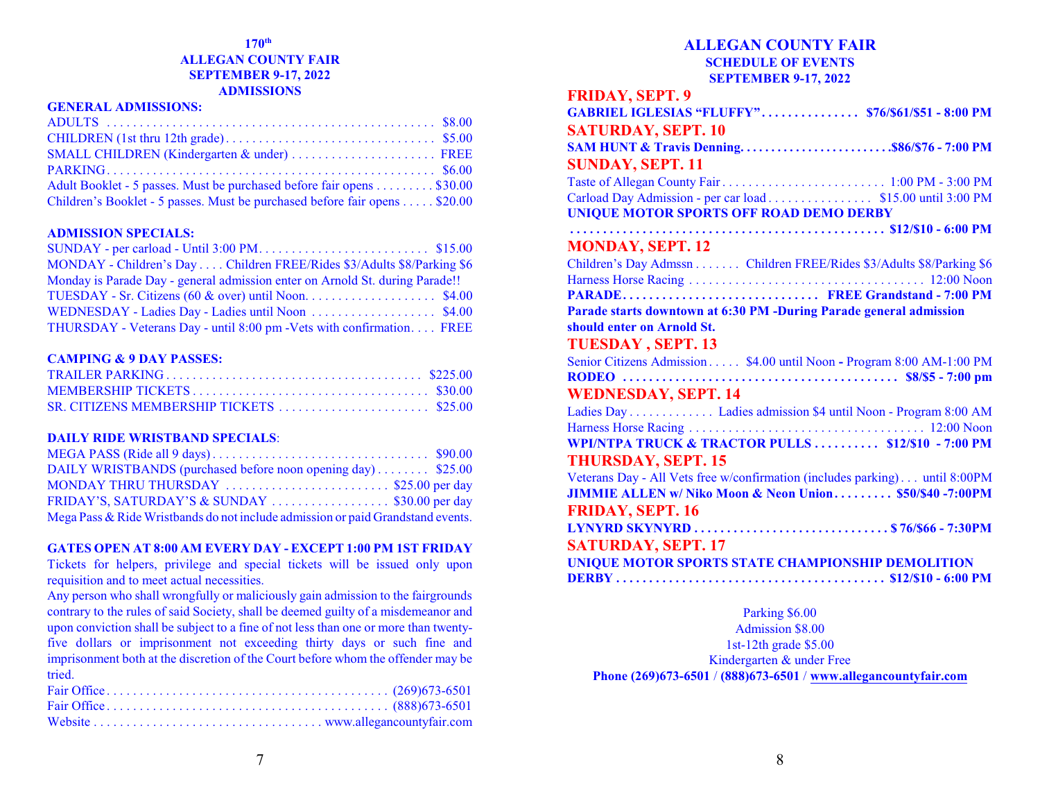# 170th ALLEGAN COUNTY FAIR
## SEPTEMBER 9-17, 2022
## ADMISSIONS

### GENERAL ADMISSIONS:

| | |
|---|---|
| ADULTS | $8.00 |
| CHILDREN (1st thru 12th grade) | $5.00 |
| SMALL CHILDREN (Kindergarten & under) | FREE |
| PARKING | $6.00 |
| Adult Booklet - 5 passes. Must be purchased before fair opens | $30.00 |
| Children's Booklet - 5 passes. Must be purchased before fair opens | $20.00 |

### ADMISSION SPECIALS:

SUNDAY - per carload - Until 3:00 PM . . . . . $15.00

MONDAY - Children's Day . . . . Children FREE/Rides $3/Adults $8/Parking $6

Monday is Parade Day - general admission enter on Arnold St. during Parade!!

TUESDAY - Sr. Citizens (60 & over) until Noon . . . . . $4.00

WEDNESDAY - Ladies Day - Ladies until Noon . . . . . $4.00

THURSDAY - Veterans Day - until 8:00 pm -Vets with confirmation . . . . FREE

### CAMPING & 9 DAY PASSES:

| | |
|---|---|
| TRAILER PARKING | $225.00 |
| MEMBERSHIP TICKETS | $30.00 |
| SR. CITIZENS MEMBERSHIP TICKETS | $25.00 |

### DAILY RIDE WRISTBAND SPECIALS:

| | |
|---|---|
| MEGA PASS (Ride all 9 days) | $90.00 |
| DAILY WRISTBANDS (purchased before noon opening day) | $25.00 |
| MONDAY THRU THURSDAY | $25.00 per day |
| FRIDAY'S, SATURDAY'S & SUNDAY | $30.00 per day |

Mega Pass & Ride Wristbands do not include admission or paid Grandstand events.

**GATES OPEN AT 8:00 AM EVERY DAY - EXCEPT 1:00 PM 1ST FRIDAY**

Tickets for helpers, privilege and special tickets will be issued only upon requisition and to meet actual necessities.

Any person who shall wrongfully or maliciously gain admission to the fairgrounds contrary to the rules of said Society, shall be deemed guilty of a misdemeanor and upon conviction shall be subject to a fine of not less than one or more than twenty-five dollars or imprisonment not exceeding thirty days or such fine and imprisonment both at the discretion of the Court before whom the offender may be tried.

| | |
|---|---|
| Fair Office | (269)673-6501 |
| Fair Office | (888)673-6501 |
| Website | www.allegancountyfair.com |

# ALLEGAN COUNTY FAIR
## SCHEDULE OF EVENTS
## SEPTEMBER 9-17, 2022

### FRIDAY, SEPT. 9

**GABRIEL IGLESIAS "FLUFFY" . . . . . $76/$61/$51 - 8:00 PM**

### SATURDAY, SEPT. 10

**SAM HUNT & Travis Denning . . . . . $86/$76 - 7:00 PM**

### SUNDAY, SEPT. 11

Taste of Allegan County Fair . . . . . 1:00 PM - 3:00 PM

Carload Day Admission - per car load . . . . . $15.00 until 3:00 PM

**UNIQUE MOTOR SPORTS OFF ROAD DEMO DERBY . . . . . $12/$10 - 6:00 PM**

### MONDAY, SEPT. 12

Children's Day Admssn . . . . . Children FREE/Rides $3/Adults $8/Parking $6

Harness Horse Racing . . . . . 12:00 Noon

**PARADE . . . . . FREE Grandstand - 7:00 PM**

**Parade starts downtown at 6:30 PM -During Parade general admission should enter on Arnold St.**

### TUESDAY , SEPT. 13

Senior Citizens Admission . . . . . $4.00 until Noon - Program 8:00 AM-1:00 PM

**RODEO . . . . . $8/$5 - 7:00 pm**

### WEDNESDAY, SEPT. 14

Ladies Day . . . . . Ladies admission $4 until Noon - Program 8:00 AM

Harness Horse Racing . . . . . 12:00 Noon

**WPI/NTPA TRUCK & TRACTOR PULLS . . . . . $12/$10 - 7:00 PM**

### THURSDAY, SEPT. 15

Veterans Day - All Vets free w/confirmation (includes parking) . . . until 8:00PM

**JIMMIE ALLEN w/ Niko Moon & Neon Union . . . . . $50/$40 -7:00PM**

### FRIDAY, SEPT. 16

**LYNYRD SKYNYRD . . . . . $ 76/$66 - 7:30PM**

### SATURDAY, SEPT. 17

**UNIQUE MOTOR SPORTS STATE CHAMPIONSHIP DEMOLITION DERBY . . . . . $12/$10 - 6:00 PM**

Parking $6.00
Admission $8.00
1st-12th grade $5.00
Kindergarten & under Free

**Phone (269)673-6501 / (888)673-6501 / www.allegancountyfair.com**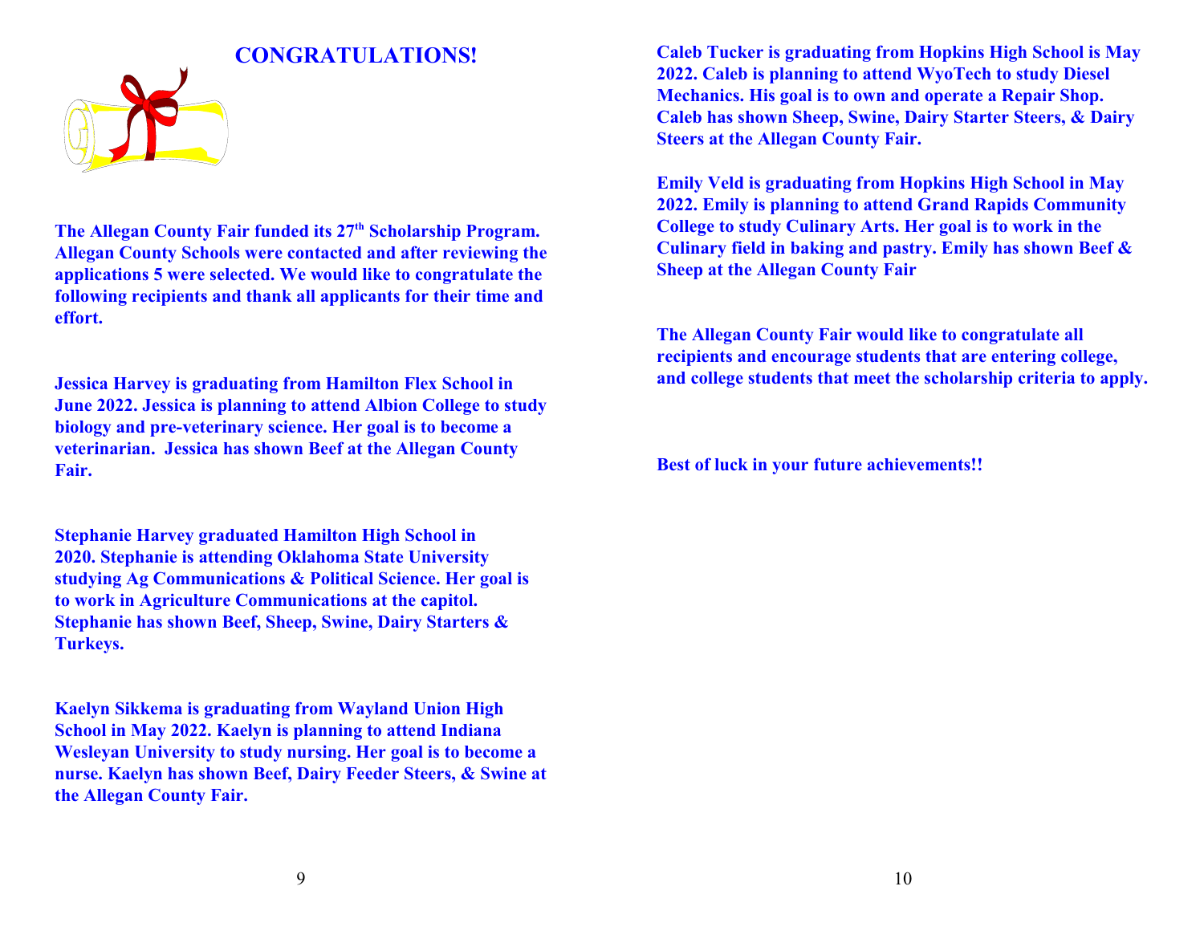# CONGRATULATIONS!

**The Allegan County Fair funded its 27th Scholarship Program. Allegan County Schools were contacted and after reviewing the applications 5 were selected. We would like to congratulate the following recipients and thank all applicants for their time and effort.**

**Jessica Harvey is graduating from Hamilton Flex School in June 2022. Jessica is planning to attend Albion College to study biology and pre-veterinary science. Her goal is to become a veterinarian. Jessica has shown Beef at the Allegan County Fair.**

**Stephanie Harvey graduated Hamilton High School in 2020. Stephanie is attending Oklahoma State University studying Ag Communications & Political Science. Her goal is to work in Agriculture Communications at the capitol. Stephanie has shown Beef, Sheep, Swine, Dairy Starters & Turkeys.**

**Kaelyn Sikkema is graduating from Wayland Union High School in May 2022. Kaelyn is planning to attend Indiana Wesleyan University to study nursing. Her goal is to become a nurse. Kaelyn has shown Beef, Dairy Feeder Steers, & Swine at the Allegan County Fair.**

**Caleb Tucker is graduating from Hopkins High School is May 2022. Caleb is planning to attend WyoTech to study Diesel Mechanics. His goal is to own and operate a Repair Shop. Caleb has shown Sheep, Swine, Dairy Starter Steers, & Dairy Steers at the Allegan County Fair.**

**Emily Veld is graduating from Hopkins High School in May 2022. Emily is planning to attend Grand Rapids Community College to study Culinary Arts. Her goal is to work in the Culinary field in baking and pastry. Emily has shown Beef & Sheep at the Allegan County Fair**

**The Allegan County Fair would like to congratulate all recipients and encourage students that are entering college, and college students that meet the scholarship criteria to apply.**

**Best of luck in your future achievements!!**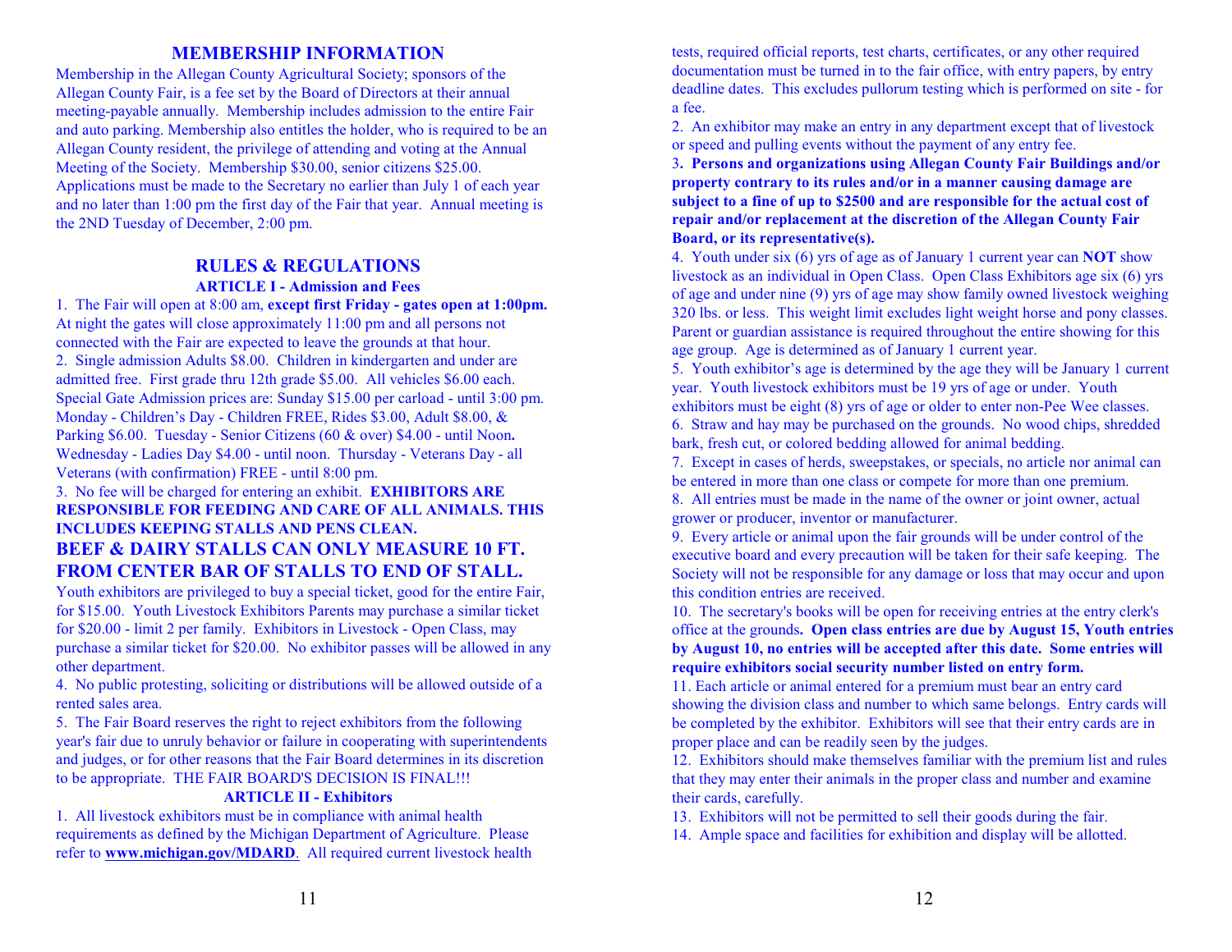## MEMBERSHIP INFORMATION

Membership in the Allegan County Agricultural Society; sponsors of the Allegan County Fair, is a fee set by the Board of Directors at their annual meeting-payable annually. Membership includes admission to the entire Fair and auto parking. Membership also entitles the holder, who is required to be an Allegan County resident, the privilege of attending and voting at the Annual Meeting of the Society. Membership $30.00, senior citizens $25.00. Applications must be made to the Secretary no earlier than July 1 of each year and no later than 1:00 pm the first day of the Fair that year. Annual meeting is the 2ND Tuesday of December, 2:00 pm.

## RULES & REGULATIONS

### ARTICLE I - Admission and Fees

1. The Fair will open at 8:00 am, **except first Friday - gates open at 1:00pm.** At night the gates will close approximately 11:00 pm and all persons not connected with the Fair are expected to leave the grounds at that hour.
2. Single admission Adults $8.00. Children in kindergarten and under are admitted free. First grade thru 12th grade $5.00. All vehicles $6.00 each. Special Gate Admission prices are: Sunday $15.00 per carload - until 3:00 pm. Monday - Children's Day - Children FREE, Rides $3.00, Adult $8.00, & Parking $6.00. Tuesday - Senior Citizens (60 & over) $4.00 - until Noon**.** Wednesday - Ladies Day $4.00 - until noon. Thursday - Veterans Day - all Veterans (with confirmation) FREE - until 8:00 pm.
3. No fee will be charged for entering an exhibit. **EXHIBITORS ARE RESPONSIBLE FOR FEEDING AND CARE OF ALL ANIMALS. THIS INCLUDES KEEPING STALLS AND PENS CLEAN.**
   **BEEF & DAIRY STALLS CAN ONLY MEASURE 10 FT. FROM CENTER BAR OF STALLS TO END OF STALL.**
   Youth exhibitors are privileged to buy a special ticket, good for the entire Fair, for $15.00. Youth Livestock Exhibitors Parents may purchase a similar ticket for $20.00 - limit 2 per family. Exhibitors in Livestock - Open Class, may purchase a similar ticket for $20.00. No exhibitor passes will be allowed in any other department.
4. No public protesting, soliciting or distributions will be allowed outside of a rented sales area.
5. The Fair Board reserves the right to reject exhibitors from the following year's fair due to unruly behavior or failure in cooperating with superintendents and judges, or for other reasons that the Fair Board determines in its discretion to be appropriate. THE FAIR BOARD'S DECISION IS FINAL!!!

### ARTICLE II - Exhibitors

1. All livestock exhibitors must be in compliance with animal health requirements as defined by the Michigan Department of Agriculture. Please refer to **www.michigan.gov/MDARD**. All required current livestock health tests, required official reports, test charts, certificates, or any other required documentation must be turned in to the fair office, with entry papers, by entry deadline dates. This excludes pullorum testing which is performed on site - for a fee.
2. An exhibitor may make an entry in any department except that of livestock or speed and pulling events without the payment of any entry fee.
3. **Persons and organizations using Allegan County Fair Buildings and/or property contrary to its rules and/or in a manner causing damage are subject to a fine of up to $2500 and are responsible for the actual cost of repair and/or replacement at the discretion of the Allegan County Fair Board, or its representative(s).**
4. Youth under six (6) yrs of age as of January 1 current year can **NOT** show livestock as an individual in Open Class. Open Class Exhibitors age six (6) yrs of age and under nine (9) yrs of age may show family owned livestock weighing 320 lbs. or less. This weight limit excludes light weight horse and pony classes. Parent or guardian assistance is required throughout the entire showing for this age group. Age is determined as of January 1 current year.
5. Youth exhibitor's age is determined by the age they will be January 1 current year. Youth livestock exhibitors must be 19 yrs of age or under. Youth exhibitors must be eight (8) yrs of age or older to enter non-Pee Wee classes.
6. Straw and hay may be purchased on the grounds. No wood chips, shredded bark, fresh cut, or colored bedding allowed for animal bedding.
7. Except in cases of herds, sweepstakes, or specials, no article nor animal can be entered in more than one class or compete for more than one premium.
8. All entries must be made in the name of the owner or joint owner, actual grower or producer, inventor or manufacturer.
9. Every article or animal upon the fair grounds will be under control of the executive board and every precaution will be taken for their safe keeping. The Society will not be responsible for any damage or loss that may occur and upon this condition entries are received.
10. The secretary's books will be open for receiving entries at the entry clerk's office at the grounds**. Open class entries are due by August 15, Youth entries by August 10, no entries will be accepted after this date. Some entries will require exhibitors social security number listed on entry form.**
11. Each article or animal entered for a premium must bear an entry card showing the division class and number to which same belongs. Entry cards will be completed by the exhibitor. Exhibitors will see that their entry cards are in proper place and can be readily seen by the judges.
12. Exhibitors should make themselves familiar with the premium list and rules that they may enter their animals in the proper class and number and examine their cards, carefully.
13. Exhibitors will not be permitted to sell their goods during the fair.
14. Ample space and facilities for exhibition and display will be allotted.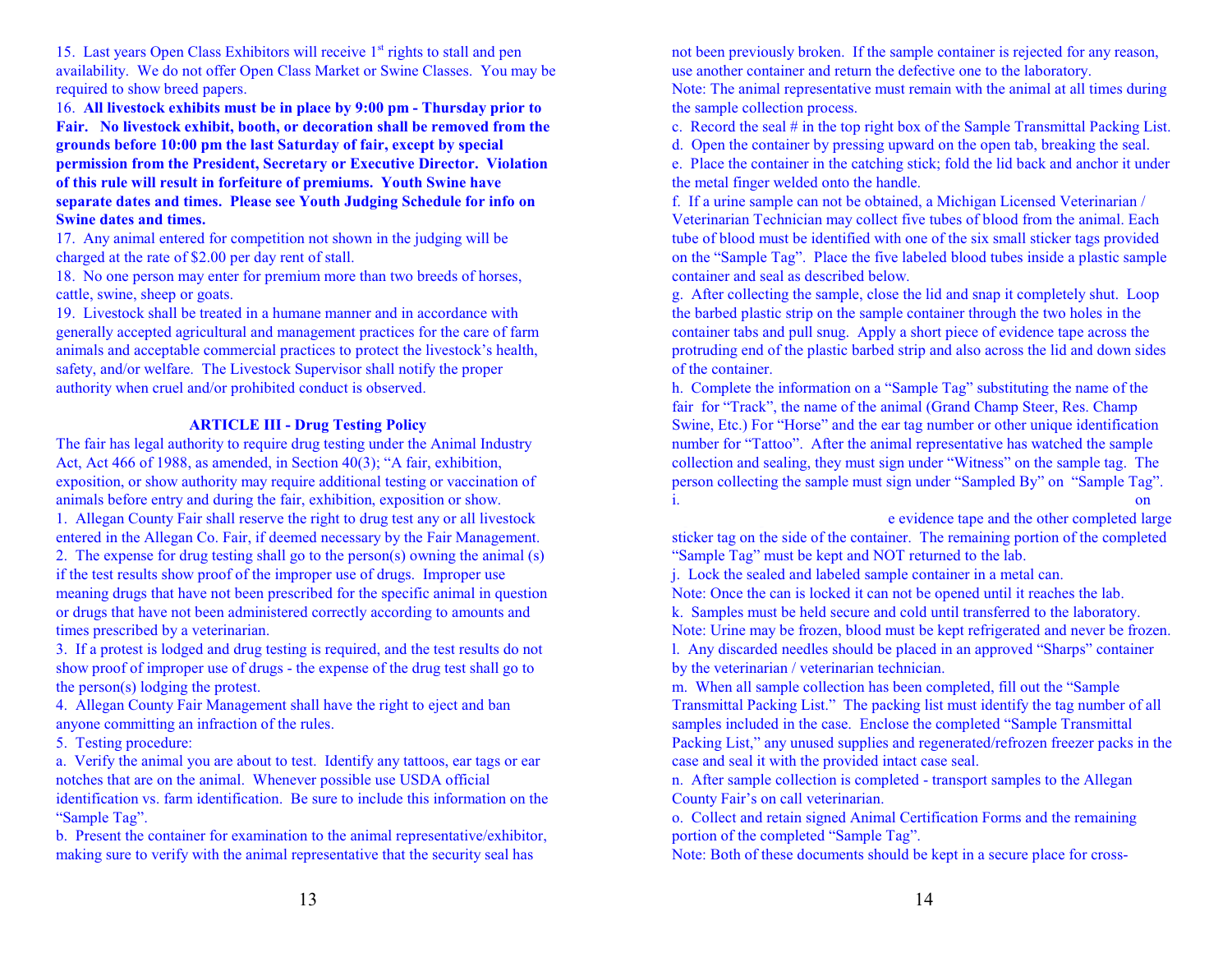15. Last years Open Class Exhibitors will receive 1st rights to stall and pen availability. We do not offer Open Class Market or Swine Classes. You may be required to show breed papers.

16. **All livestock exhibits must be in place by 9:00 pm - Thursday prior to Fair. No livestock exhibit, booth, or decoration shall be removed from the grounds before 10:00 pm the last Saturday of fair, except by special permission from the President, Secretary or Executive Director. Violation of this rule will result in forfeiture of premiums. Youth Swine have separate dates and times. Please see Youth Judging Schedule for info on Swine dates and times.**

17. Any animal entered for competition not shown in the judging will be charged at the rate of $2.00 per day rent of stall.

18. No one person may enter for premium more than two breeds of horses, cattle, swine, sheep or goats.

19. Livestock shall be treated in a humane manner and in accordance with generally accepted agricultural and management practices for the care of farm animals and acceptable commercial practices to protect the livestock's health, safety, and/or welfare. The Livestock Supervisor shall notify the proper authority when cruel and/or prohibited conduct is observed.

## ARTICLE III - Drug Testing Policy

The fair has legal authority to require drug testing under the Animal Industry Act, Act 466 of 1988, as amended, in Section 40(3); "A fair, exhibition, exposition, or show authority may require additional testing or vaccination of animals before entry and during the fair, exhibition, exposition or show.

1. Allegan County Fair shall reserve the right to drug test any or all livestock entered in the Allegan Co. Fair, if deemed necessary by the Fair Management.
2. The expense for drug testing shall go to the person(s) owning the animal (s) if the test results show proof of the improper use of drugs. Improper use meaning drugs that have not been prescribed for the specific animal in question or drugs that have not been administered correctly according to amounts and times prescribed by a veterinarian.
3. If a protest is lodged and drug testing is required, and the test results do not show proof of improper use of drugs - the expense of the drug test shall go to the person(s) lodging the protest.
4. Allegan County Fair Management shall have the right to eject and ban anyone committing an infraction of the rules.
5. Testing procedure:

a. Verify the animal you are about to test. Identify any tattoos, ear tags or ear notches that are on the animal. Whenever possible use USDA official identification vs. farm identification. Be sure to include this information on the "Sample Tag".

b. Present the container for examination to the animal representative/exhibitor, making sure to verify with the animal representative that the security seal has not been previously broken. If the sample container is rejected for any reason, use another container and return the defective one to the laboratory.
Note: The animal representative must remain with the animal at all times during the sample collection process.

c. Record the seal # in the top right box of the Sample Transmittal Packing List.

d. Open the container by pressing upward on the open tab, breaking the seal.

e. Place the container in the catching stick; fold the lid back and anchor it under the metal finger welded onto the handle.

f. If a urine sample can not be obtained, a Michigan Licensed Veterinarian / Veterinarian Technician may collect five tubes of blood from the animal. Each tube of blood must be identified with one of the six small sticker tags provided on the "Sample Tag". Place the five labeled blood tubes inside a plastic sample container and seal as described below.

g. After collecting the sample, close the lid and snap it completely shut. Loop the barbed plastic strip on the sample container through the two holes in the container tabs and pull snug. Apply a short piece of evidence tape across the protruding end of the plastic barbed strip and also across the lid and down sides of the container.

h. Complete the information on a "Sample Tag" substituting the name of the fair for "Track", the name of the animal (Grand Champ Steer, Res. Champ Swine, Etc.) For "Horse" and the ear tag number or other unique identification number for "Tattoo". After the animal representative has watched the sample collection and sealing, they must sign under "Witness" on the sample tag. The person collecting the sample must sign under "Sampled By" on "Sample Tag".

i. on e evidence tape and the other completed large sticker tag on the side of the container. The remaining portion of the completed "Sample Tag" must be kept and NOT returned to the lab.

j. Lock the sealed and labeled sample container in a metal can.
Note: Once the can is locked it can not be opened until it reaches the lab.

k. Samples must be held secure and cold until transferred to the laboratory.
Note: Urine may be frozen, blood must be kept refrigerated and never be frozen.

l. Any discarded needles should be placed in an approved "Sharps" container by the veterinarian / veterinarian technician.

m. When all sample collection has been completed, fill out the "Sample Transmittal Packing List." The packing list must identify the tag number of all samples included in the case. Enclose the completed "Sample Transmittal Packing List," any unused supplies and regenerated/refrozen freezer packs in the case and seal it with the provided intact case seal.

n. After sample collection is completed - transport samples to the Allegan County Fair's on call veterinarian.

o. Collect and retain signed Animal Certification Forms and the remaining portion of the completed "Sample Tag".
Note: Both of these documents should be kept in a secure place for cross-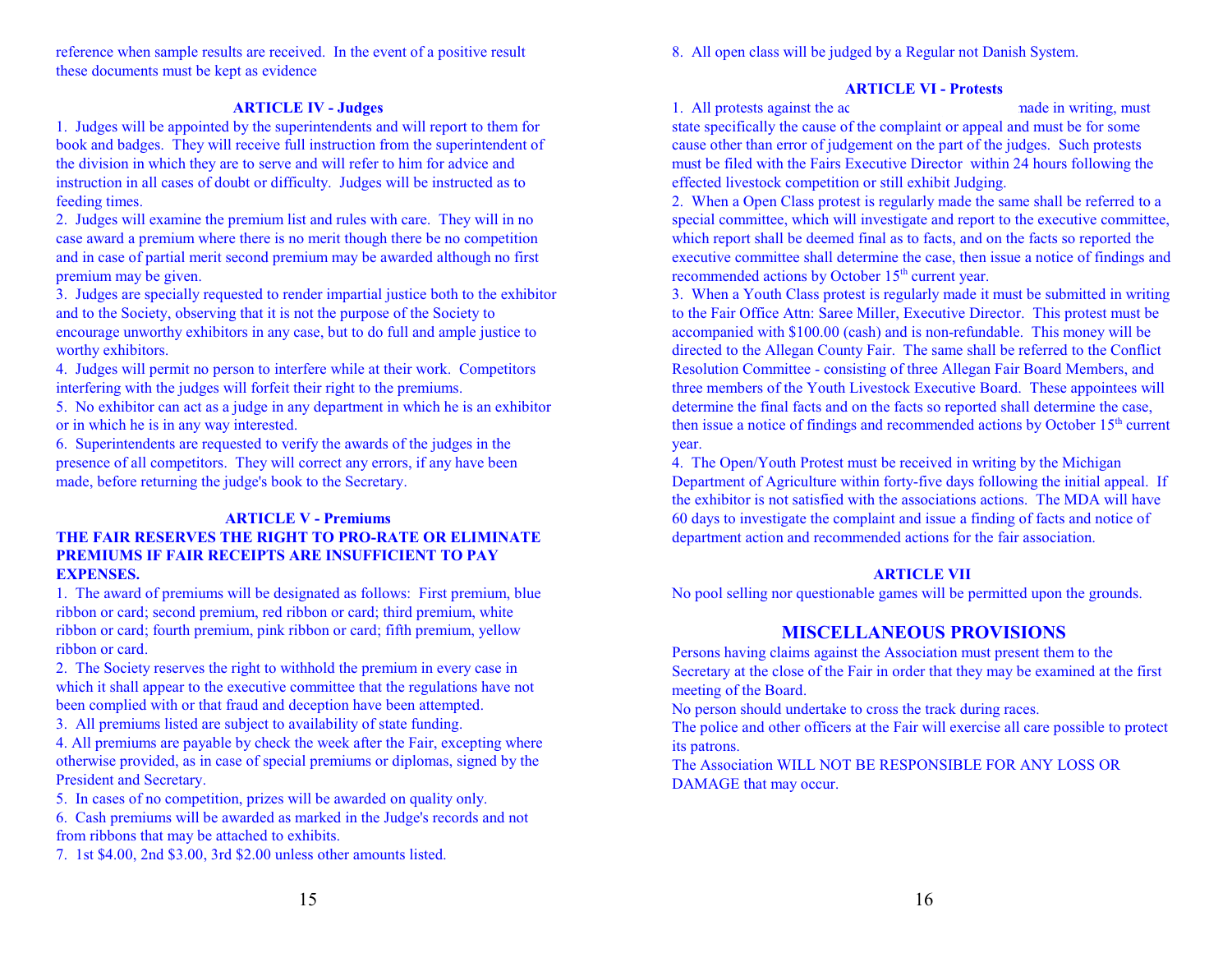reference when sample results are received. In the event of a positive result these documents must be kept as evidence

### ARTICLE IV - Judges

1. Judges will be appointed by the superintendents and will report to them for book and badges. They will receive full instruction from the superintendent of the division in which they are to serve and will refer to him for advice and instruction in all cases of doubt or difficulty. Judges will be instructed as to feeding times.
2. Judges will examine the premium list and rules with care. They will in no case award a premium where there is no merit though there be no competition and in case of partial merit second premium may be awarded although no first premium may be given.
3. Judges are specially requested to render impartial justice both to the exhibitor and to the Society, observing that it is not the purpose of the Society to encourage unworthy exhibitors in any case, but to do full and ample justice to worthy exhibitors.
4. Judges will permit no person to interfere while at their work. Competitors interfering with the judges will forfeit their right to the premiums.
5. No exhibitor can act as a judge in any department in which he is an exhibitor or in which he is in any way interested.
6. Superintendents are requested to verify the awards of the judges in the presence of all competitors. They will correct any errors, if any have been made, before returning the judge's book to the Secretary.

### ARTICLE V - Premiums

**THE FAIR RESERVES THE RIGHT TO PRO-RATE OR ELIMINATE PREMIUMS IF FAIR RECEIPTS ARE INSUFFICIENT TO PAY EXPENSES.**

1. The award of premiums will be designated as follows: First premium, blue ribbon or card; second premium, red ribbon or card; third premium, white ribbon or card; fourth premium, pink ribbon or card; fifth premium, yellow ribbon or card.
2. The Society reserves the right to withhold the premium in every case in which it shall appear to the executive committee that the regulations have not been complied with or that fraud and deception have been attempted.
3. All premiums listed are subject to availability of state funding.
4. All premiums are payable by check the week after the Fair, excepting where otherwise provided, as in case of special premiums or diplomas, signed by the President and Secretary.
5. In cases of no competition, prizes will be awarded on quality only.
6. Cash premiums will be awarded as marked in the Judge's records and not from ribbons that may be attached to exhibits.
7. 1st $4.00, 2nd $3.00, 3rd $2.00 unless other amounts listed.
8. All open class will be judged by a Regular not Danish System.

### ARTICLE VI - Protests

1. All protests against the ac                                        nade in writing, must state specifically the cause of the complaint or appeal and must be for some cause other than error of judgement on the part of the judges. Such protests must be filed with the Fairs Executive Director within 24 hours following the effected livestock competition or still exhibit Judging.
2. When a Open Class protest is regularly made the same shall be referred to a special committee, which will investigate and report to the executive committee, which report shall be deemed final as to facts, and on the facts so reported the executive committee shall determine the case, then issue a notice of findings and recommended actions by October 15th current year.
3. When a Youth Class protest is regularly made it must be submitted in writing to the Fair Office Attn: Saree Miller, Executive Director. This protest must be accompanied with $100.00 (cash) and is non-refundable. This money will be directed to the Allegan County Fair. The same shall be referred to the Conflict Resolution Committee - consisting of three Allegan Fair Board Members, and three members of the Youth Livestock Executive Board. These appointees will determine the final facts and on the facts so reported shall determine the case, then issue a notice of findings and recommended actions by October 15th current year.
4. The Open/Youth Protest must be received in writing by the Michigan Department of Agriculture within forty-five days following the initial appeal. If the exhibitor is not satisfied with the associations actions. The MDA will have 60 days to investigate the complaint and issue a finding of facts and notice of department action and recommended actions for the fair association.

### ARTICLE VII

No pool selling nor questionable games will be permitted upon the grounds.

## MISCELLANEOUS PROVISIONS

Persons having claims against the Association must present them to the Secretary at the close of the Fair in order that they may be examined at the first meeting of the Board.

No person should undertake to cross the track during races.

The police and other officers at the Fair will exercise all care possible to protect its patrons.

The Association WILL NOT BE RESPONSIBLE FOR ANY LOSS OR DAMAGE that may occur.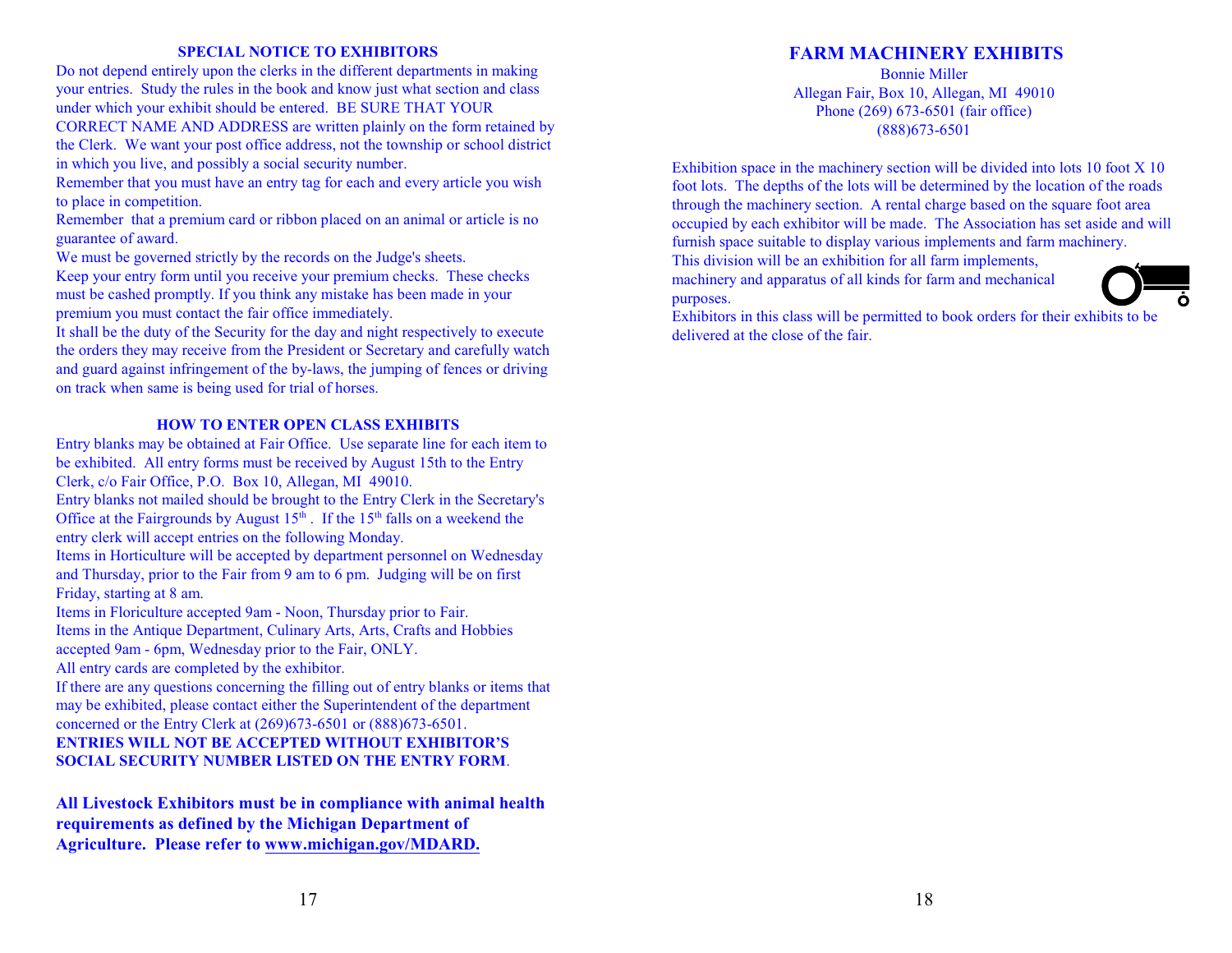## SPECIAL NOTICE TO EXHIBITORS

Do not depend entirely upon the clerks in the different departments in making your entries. Study the rules in the book and know just what section and class under which your exhibit should be entered. BE SURE THAT YOUR CORRECT NAME AND ADDRESS are written plainly on the form retained by the Clerk. We want your post office address, not the township or school district in which you live, and possibly a social security number.

Remember that you must have an entry tag for each and every article you wish to place in competition.

Remember that a premium card or ribbon placed on an animal or article is no guarantee of award.

We must be governed strictly by the records on the Judge's sheets.

Keep your entry form until you receive your premium checks. These checks must be cashed promptly. If you think any mistake has been made in your premium you must contact the fair office immediately.

It shall be the duty of the Security for the day and night respectively to execute the orders they may receive from the President or Secretary and carefully watch and guard against infringement of the by-laws, the jumping of fences or driving on track when same is being used for trial of horses.

## HOW TO ENTER OPEN CLASS EXHIBITS

Entry blanks may be obtained at Fair Office. Use separate line for each item to be exhibited. All entry forms must be received by August 15th to the Entry Clerk, c/o Fair Office, P.O. Box 10, Allegan, MI 49010.

Entry blanks not mailed should be brought to the Entry Clerk in the Secretary's Office at the Fairgrounds by August 15th. If the 15th falls on a weekend the entry clerk will accept entries on the following Monday.

Items in Horticulture will be accepted by department personnel on Wednesday and Thursday, prior to the Fair from 9 am to 6 pm. Judging will be on first Friday, starting at 8 am.

Items in Floriculture accepted 9am - Noon, Thursday prior to Fair.

Items in the Antique Department, Culinary Arts, Arts, Crafts and Hobbies accepted 9am - 6pm, Wednesday prior to the Fair, ONLY.

All entry cards are completed by the exhibitor.

If there are any questions concerning the filling out of entry blanks or items that may be exhibited, please contact either the Superintendent of the department concerned or the Entry Clerk at (269)673-6501 or (888)673-6501.

**ENTRIES WILL NOT BE ACCEPTED WITHOUT EXHIBITOR'S SOCIAL SECURITY NUMBER LISTED ON THE ENTRY FORM**.

**All Livestock Exhibitors must be in compliance with animal health requirements as defined by the Michigan Department of Agriculture. Please refer to www.michigan.gov/MDARD.**

## FARM MACHINERY EXHIBITS

Bonnie Miller
Allegan Fair, Box 10, Allegan, MI 49010
Phone (269) 673-6501 (fair office)
(888)673-6501

Exhibition space in the machinery section will be divided into lots 10 foot X 10 foot lots. The depths of the lots will be determined by the location of the roads through the machinery section. A rental charge based on the square foot area occupied by each exhibitor will be made. The Association has set aside and will furnish space suitable to display various implements and farm machinery.

This division will be an exhibition for all farm implements, machinery and apparatus of all kinds for farm and mechanical purposes.

Exhibitors in this class will be permitted to book orders for their exhibits to be delivered at the close of the fair.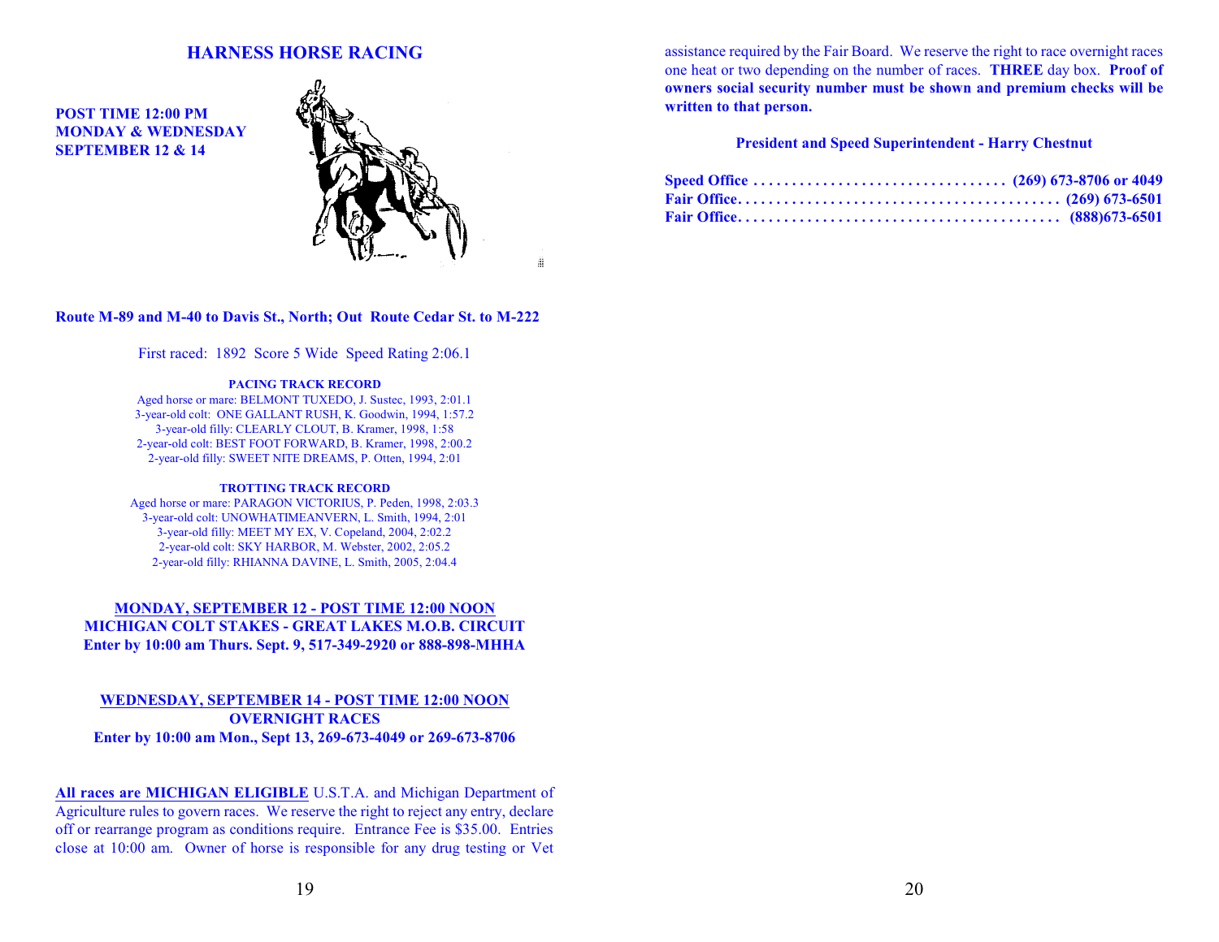## HARNESS HORSE RACING

**POST TIME 12:00 PM**
**MONDAY & WEDNESDAY**
**SEPTEMBER 12 & 14**

**Route M-89 and M-40 to Davis St., North; Out Route Cedar St. to M-222**

First raced: 1892 Score 5 Wide Speed Rating 2:06.1

**PACING TRACK RECORD**

Aged horse or mare: BELMONT TUXEDO, J. Sustec, 1993, 2:01.1
3-year-old colt: ONE GALLANT RUSH, K. Goodwin, 1994, 1:57.2
3-year-old filly: CLEARLY CLOUT, B. Kramer, 1998, 1:58
2-year-old colt: BEST FOOT FORWARD, B. Kramer, 1998, 2:00.2
2-year-old filly: SWEET NITE DREAMS, P. Otten, 1994, 2:01

**TROTTING TRACK RECORD**

Aged horse or mare: PARAGON VICTORIUS, P. Peden, 1998, 2:03.3
3-year-old colt: UNOWHATIMEANVERN, L. Smith, 1994, 2:01
3-year-old filly: MEET MY EX, V. Copeland, 2004, 2:02.2
2-year-old colt: SKY HARBOR, M. Webster, 2002, 2:05.2
2-year-old filly: RHIANNA DAVINE, L. Smith, 2005, 2:04.4

**MONDAY, SEPTEMBER 12 - POST TIME 12:00 NOON**
**MICHIGAN COLT STAKES - GREAT LAKES M.O.B. CIRCUIT**
**Enter by 10:00 am Thurs. Sept. 9, 517-349-2920 or 888-898-MHHA**

**WEDNESDAY, SEPTEMBER 14 - POST TIME 12:00 NOON**
**OVERNIGHT RACES**
**Enter by 10:00 am Mon., Sept 13, 269-673-4049 or 269-673-8706**

**All races are MICHIGAN ELIGIBLE** U.S.T.A. and Michigan Department of Agriculture rules to govern races. We reserve the right to reject any entry, declare off or rearrange program as conditions require. Entrance Fee is $35.00. Entries close at 10:00 am. Owner of horse is responsible for any drug testing or Vet assistance required by the Fair Board. We reserve the right to race overnight races one heat or two depending on the number of races. **THREE** day box. **Proof of owners social security number must be shown and premium checks will be written to that person.**

**President and Speed Superintendent - Harry Chestnut**

**Speed Office . . . . . . . . . . . . . . . . . . . . . . . . . . . . . . . . (269) 673-8706 or 4049**
**Fair Office. . . . . . . . . . . . . . . . . . . . . . . . . . . . . . . . . . . . . . . . . (269) 673-6501**
**Fair Office. . . . . . . . . . . . . . . . . . . . . . . . . . . . . . . . . . . . . . . . . (888)673-6501**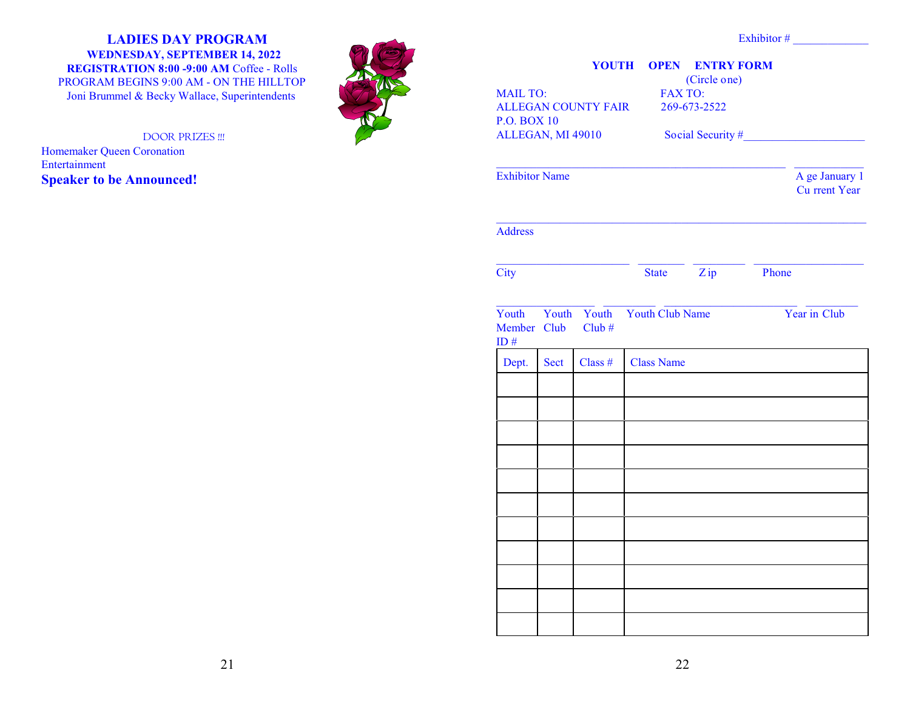# LADIES DAY PROGRAM

**WEDNESDAY, SEPTEMBER 14, 2022**

**REGISTRATION 8:00 -9:00 AM** Coffee - Rolls

PROGRAM BEGINS 9:00 AM - ON THE HILLTOP

Joni Brummel & Becky Wallace, Superintendents

DOOR PRIZES !!!

Homemaker Queen Coronation

Entertainment

**Speaker to be Announced!**

Exhibitor # ____________

## YOUTH OPEN ENTRY FORM

(Circle one)

MAIL TO:
ALLEGAN COUNTY FAIR
P.O. BOX 10
ALLEGAN, MI 49010

FAX TO:
269-673-2522

Social Security #____________________

______________________________________________ ___________

Exhibitor Name — Age January 1 Current Year

___________________________________________________________

Address

_____________________ ________ ________ _________________

City — State — Zip — Phone

_______________ ________ _____________________ ________

Youth Member ID # — Youth Club — Youth Club # — Youth Club Name — Year in Club

| Dept. | Sect | Class # | Class Name |
|---|---|---|---|
| | | | |
| | | | |
| | | | |
| | | | |
| | | | |
| | | | |
| | | | |
| | | | |
| | | | |
| | | | |
| | | | |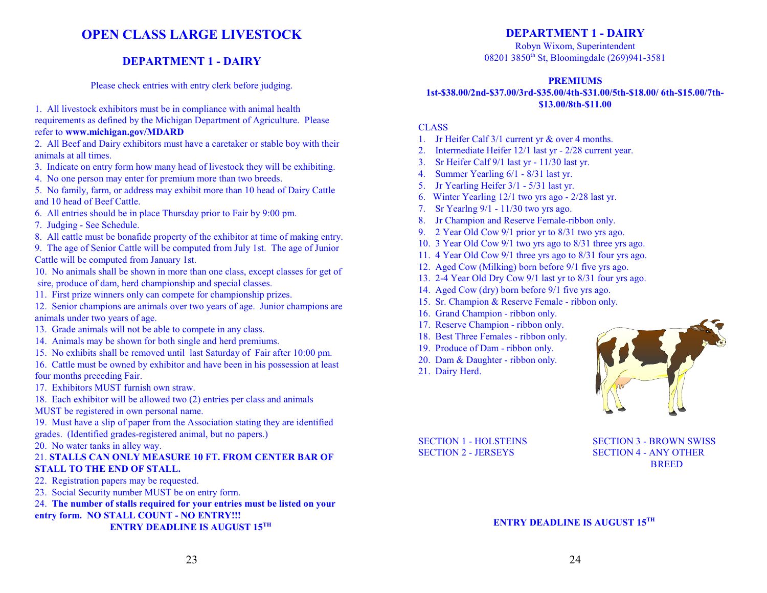# OPEN CLASS LARGE LIVESTOCK

## DEPARTMENT 1 - DAIRY

Please check entries with entry clerk before judging.

1. All livestock exhibitors must be in compliance with animal health requirements as defined by the Michigan Department of Agriculture. Please refer to **www.michigan.gov/MDARD**
2. All Beef and Dairy exhibitors must have a caretaker or stable boy with their animals at all times.
3. Indicate on entry form how many head of livestock they will be exhibiting.
4. No one person may enter for premium more than two breeds.
5. No family, farm, or address may exhibit more than 10 head of Dairy Cattle and 10 head of Beef Cattle.
6. All entries should be in place Thursday prior to Fair by 9:00 pm.
7. Judging - See Schedule.
8. All cattle must be bonafide property of the exhibitor at time of making entry.
9. The age of Senior Cattle will be computed from July 1st. The age of Junior Cattle will be computed from January 1st.
10. No animals shall be shown in more than one class, except classes for get of sire, produce of dam, herd championship and special classes.
11. First prize winners only can compete for championship prizes.
12. Senior champions are animals over two years of age. Junior champions are animals under two years of age.
13. Grade animals will not be able to compete in any class.
14. Animals may be shown for both single and herd premiums.
15. No exhibits shall be removed until last Saturday of Fair after 10:00 pm.
16. Cattle must be owned by exhibitor and have been in his possession at least four months preceding Fair.
17. Exhibitors MUST furnish own straw.
18. Each exhibitor will be allowed two (2) entries per class and animals MUST be registered in own personal name.
19. Must have a slip of paper from the Association stating they are identified grades. (Identified grades-registered animal, but no papers.)
20. No water tanks in alley way.
21. **STALLS CAN ONLY MEASURE 10 FT. FROM CENTER BAR OF STALL TO THE END OF STALL.**
22. Registration papers may be requested.
23. Social Security number MUST be on entry form.
24. **The number of stalls required for your entries must be listed on your entry form. NO STALL COUNT - NO ENTRY!!!**

**ENTRY DEADLINE IS AUGUST 15TH**

## DEPARTMENT 1 - DAIRY

Robyn Wixom, Superintendent
08201 3850th St, Bloomingdale (269)941-3581

**PREMIUMS**

**1st-$38.00/2nd-$37.00/3rd-$35.00/4th-$31.00/5th-$18.00/ 6th-$15.00/7th-$13.00/8th-$11.00**

CLASS

1. Jr Heifer Calf 3/1 current yr & over 4 months.
2. Intermediate Heifer 12/1 last yr - 2/28 current year.
3. Sr Heifer Calf 9/1 last yr - 11/30 last yr.
4. Summer Yearling 6/1 - 8/31 last yr.
5. Jr Yearling Heifer 3/1 - 5/31 last yr.
6. Winter Yearling 12/1 two yrs ago - 2/28 last yr.
7. Sr Yearlng 9/1 - 11/30 two yrs ago.
8. Jr Champion and Reserve Female-ribbon only.
9. 2 Year Old Cow 9/1 prior yr to 8/31 two yrs ago.
10. 3 Year Old Cow 9/1 two yrs ago to 8/31 three yrs ago.
11. 4 Year Old Cow 9/1 three yrs ago to 8/31 four yrs ago.
12. Aged Cow (Milking) born before 9/1 five yrs ago.
13. 2-4 Year Old Dry Cow 9/1 last yr to 8/31 four yrs ago.
14. Aged Cow (dry) born before 9/1 five yrs ago.
15. Sr. Champion & Reserve Female - ribbon only.
16. Grand Champion - ribbon only.
17. Reserve Champion - ribbon only.
18. Best Three Females - ribbon only.
19. Produce of Dam - ribbon only.
20. Dam & Daughter - ribbon only.
21. Dairy Herd.

SECTION 1 - HOLSTEINS
SECTION 2 - JERSEYS
SECTION 3 - BROWN SWISS
SECTION 4 - ANY OTHER BREED

**ENTRY DEADLINE IS AUGUST 15TH**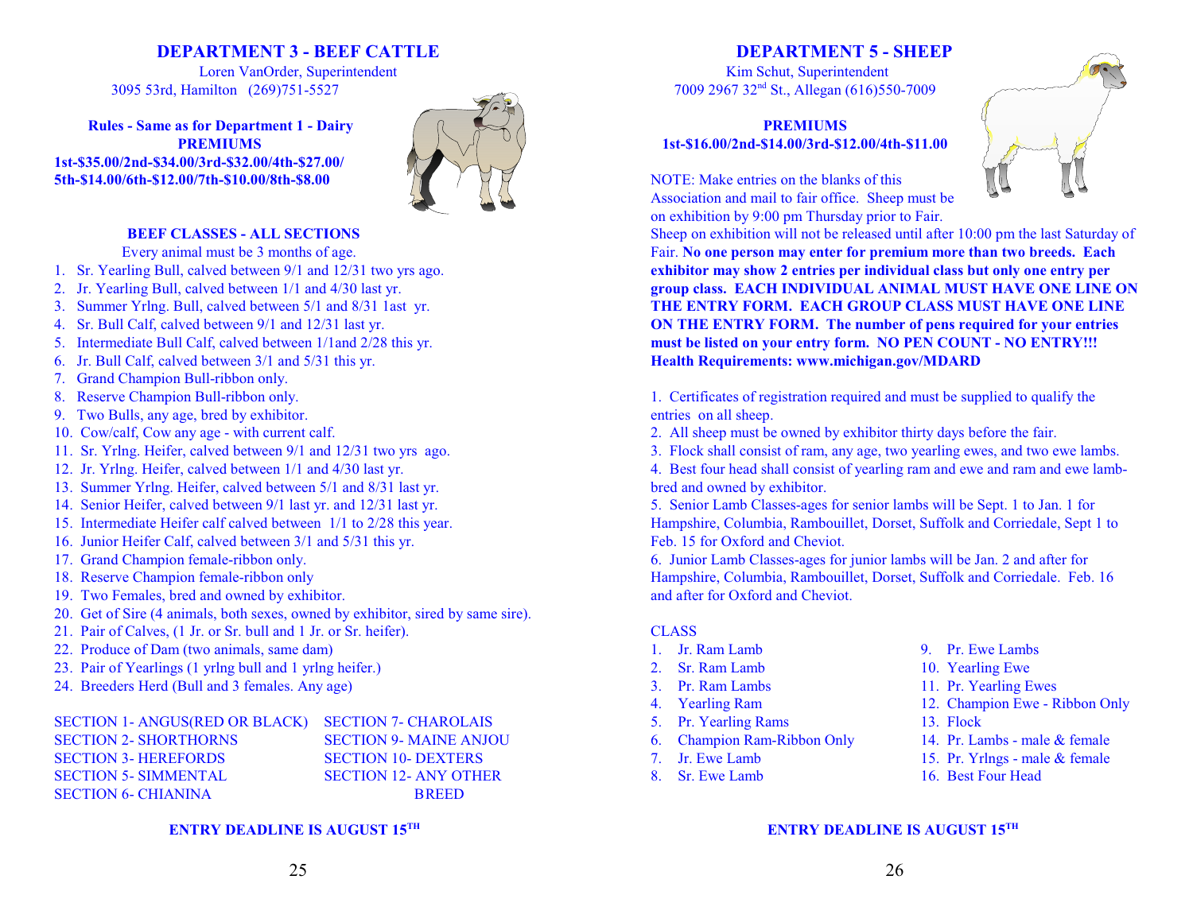## DEPARTMENT 3 - BEEF CATTLE

Loren VanOrder, Superintendent
3095 53rd, Hamilton (269)751-5527

**Rules - Same as for Department 1 - Dairy**
**PREMIUMS**
**1st-$35.00/2nd-$34.00/3rd-$32.00/4th-$27.00/**
**5th-$14.00/6th-$12.00/7th-$10.00/8th-$8.00**

### BEEF CLASSES - ALL SECTIONS

Every animal must be 3 months of age.

1. Sr. Yearling Bull, calved between 9/1 and 12/31 two yrs ago.
2. Jr. Yearling Bull, calved between 1/1 and 4/30 last yr.
3. Summer Yrlng. Bull, calved between 5/1 and 8/31 1ast yr.
4. Sr. Bull Calf, calved between 9/1 and 12/31 last yr.
5. Intermediate Bull Calf, calved between 1/1and 2/28 this yr.
6. Jr. Bull Calf, calved between 3/1 and 5/31 this yr.
7. Grand Champion Bull-ribbon only.
8. Reserve Champion Bull-ribbon only.
9. Two Bulls, any age, bred by exhibitor.
10. Cow/calf, Cow any age - with current calf.
11. Sr. Yrlng. Heifer, calved between 9/1 and 12/31 two yrs ago.
12. Jr. Yrlng. Heifer, calved between 1/1 and 4/30 last yr.
13. Summer Yrlng. Heifer, calved between 5/1 and 8/31 last yr.
14. Senior Heifer, calved between 9/1 last yr. and 12/31 last yr.
15. Intermediate Heifer calf calved between 1/1 to 2/28 this year.
16. Junior Heifer Calf, calved between 3/1 and 5/31 this yr.
17. Grand Champion female-ribbon only.
18. Reserve Champion female-ribbon only
19. Two Females, bred and owned by exhibitor.
20. Get of Sire (4 animals, both sexes, owned by exhibitor, sired by same sire).
21. Pair of Calves, (1 Jr. or Sr. bull and 1 Jr. or Sr. heifer).
22. Produce of Dam (two animals, same dam)
23. Pair of Yearlings (1 yrlng bull and 1 yrlng heifer.)
24. Breeders Herd (Bull and 3 females. Any age)

SECTION 1- ANGUS(RED OR BLACK)
SECTION 2- SHORTHORNS
SECTION 3- HEREFORDS
SECTION 5- SIMMENTAL
SECTION 6- CHIANINA
SECTION 7- CHAROLAIS
SECTION 9- MAINE ANJOU
SECTION 10- DEXTERS
SECTION 12- ANY OTHER BREED

**ENTRY DEADLINE IS AUGUST 15TH**

## DEPARTMENT 5 - SHEEP

Kim Schut, Superintendent
7009 2967 32nd St., Allegan (616)550-7009

**PREMIUMS**
**1st-$16.00/2nd-$14.00/3rd-$12.00/4th-$11.00**

NOTE: Make entries on the blanks of this Association and mail to fair office. Sheep must be on exhibition by 9:00 pm Thursday prior to Fair. Sheep on exhibition will not be released until after 10:00 pm the last Saturday of Fair. **No one person may enter for premium more than two breeds. Each exhibitor may show 2 entries per individual class but only one entry per group class. EACH INDIVIDUAL ANIMAL MUST HAVE ONE LINE ON THE ENTRY FORM. EACH GROUP CLASS MUST HAVE ONE LINE ON THE ENTRY FORM. The number of pens required for your entries must be listed on your entry form. NO PEN COUNT - NO ENTRY!!! Health Requirements: www.michigan.gov/MDARD**

1. Certificates of registration required and must be supplied to qualify the entries on all sheep.
2. All sheep must be owned by exhibitor thirty days before the fair.
3. Flock shall consist of ram, any age, two yearling ewes, and two ewe lambs.
4. Best four head shall consist of yearling ram and ewe and ram and ewe lamb-bred and owned by exhibitor.
5. Senior Lamb Classes-ages for senior lambs will be Sept. 1 to Jan. 1 for Hampshire, Columbia, Rambouillet, Dorset, Suffolk and Corriedale, Sept 1 to Feb. 15 for Oxford and Cheviot.
6. Junior Lamb Classes-ages for junior lambs will be Jan. 2 and after for Hampshire, Columbia, Rambouillet, Dorset, Suffolk and Corriedale. Feb. 16 and after for Oxford and Cheviot.

CLASS

1. Jr. Ram Lamb
2. Sr. Ram Lamb
3. Pr. Ram Lambs
4. Yearling Ram
5. Pr. Yearling Rams
6. Champion Ram-Ribbon Only
7. Jr. Ewe Lamb
8. Sr. Ewe Lamb
9. Pr. Ewe Lambs
10. Yearling Ewe
11. Pr. Yearling Ewes
12. Champion Ewe - Ribbon Only
13. Flock
14. Pr. Lambs - male & female
15. Pr. Yrlngs - male & female
16. Best Four Head

**ENTRY DEADLINE IS AUGUST 15TH**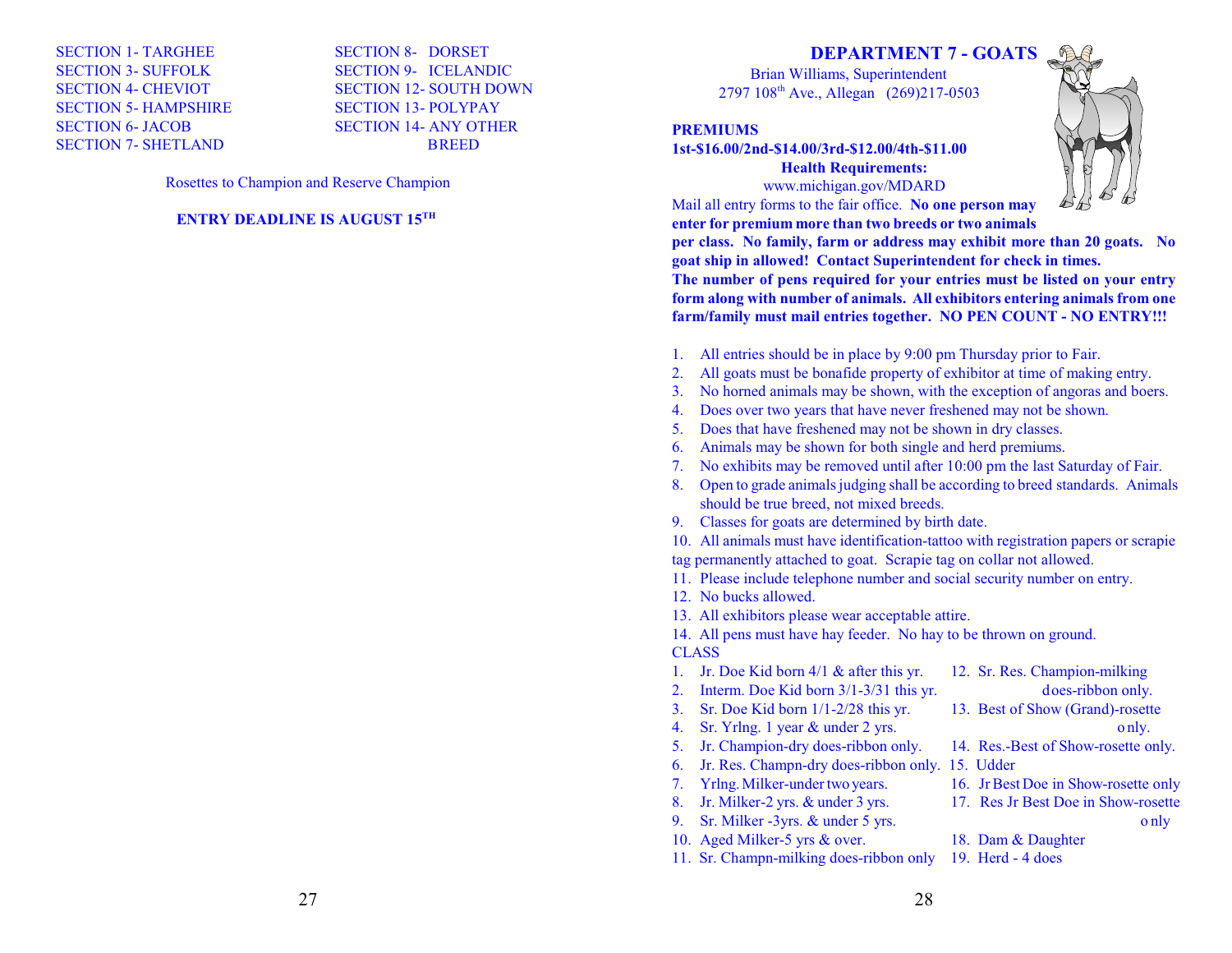SECTION 1- TARGHEE
SECTION 3- SUFFOLK
SECTION 4- CHEVIOT
SECTION 5- HAMPSHIRE
SECTION 6- JACOB
SECTION 7- SHETLAND
SECTION 8- DORSET
SECTION 9- ICELANDIC
SECTION 12- SOUTH DOWN
SECTION 13- POLYPAY
SECTION 14- ANY OTHER BREED

Rosettes to Champion and Reserve Champion

**ENTRY DEADLINE IS AUGUST 15TH**

## DEPARTMENT 7 - GOATS

Brian Williams, Superintendent
2797 108th Ave., Allegan (269)217-0503

**PREMIUMS**
**1st-$16.00/2nd-$14.00/3rd-$12.00/4th-$11.00**

**Health Requirements:**
www.michigan.gov/MDARD

Mail all entry forms to the fair office. **No one person may enter for premium more than two breeds or two animals per class. No family, farm or address may exhibit more than 20 goats. No goat ship in allowed! Contact Superintendent for check in times. The number of pens required for your entries must be listed on your entry form along with number of animals. All exhibitors entering animals from one farm/family must mail entries together. NO PEN COUNT - NO ENTRY!!!**

1. All entries should be in place by 9:00 pm Thursday prior to Fair.
2. All goats must be bonafide property of exhibitor at time of making entry.
3. No horned animals may be shown, with the exception of angoras and boers.
4. Does over two years that have never freshened may not be shown.
5. Does that have freshened may not be shown in dry classes.
6. Animals may be shown for both single and herd premiums.
7. No exhibits may be removed until after 10:00 pm the last Saturday of Fair.
8. Open to grade animals judging shall be according to breed standards. Animals should be true breed, not mixed breeds.
9. Classes for goats are determined by birth date.
10. All animals must have identification-tattoo with registration papers or scrapie tag permanently attached to goat. Scrapie tag on collar not allowed.
11. Please include telephone number and social security number on entry.
12. No bucks allowed.
13. All exhibitors please wear acceptable attire.
14. All pens must have hay feeder. No hay to be thrown on ground.

CLASS

1. Jr. Doe Kid born 4/1 & after this yr.
2. Interm. Doe Kid born 3/1-3/31 this yr.
3. Sr. Doe Kid born 1/1-2/28 this yr.
4. Sr. Yrlng. 1 year & under 2 yrs.
5. Jr. Champion-dry does-ribbon only.
6. Jr. Res. Champn-dry does-ribbon only.
7. Yrlng. Milker-under two years.
8. Jr. Milker-2 yrs. & under 3 yrs.
9. Sr. Milker -3yrs. & under 5 yrs.
10. Aged Milker-5 yrs & over.
11. Sr. Champn-milking does-ribbon only
12. Sr. Res. Champion-milking does-ribbon only.
13. Best of Show (Grand)-rosette only.
14. Res.-Best of Show-rosette only.
15. Udder
16. Jr Best Doe in Show-rosette only
17. Res Jr Best Doe in Show-rosette only
18. Dam & Daughter
19. Herd - 4 does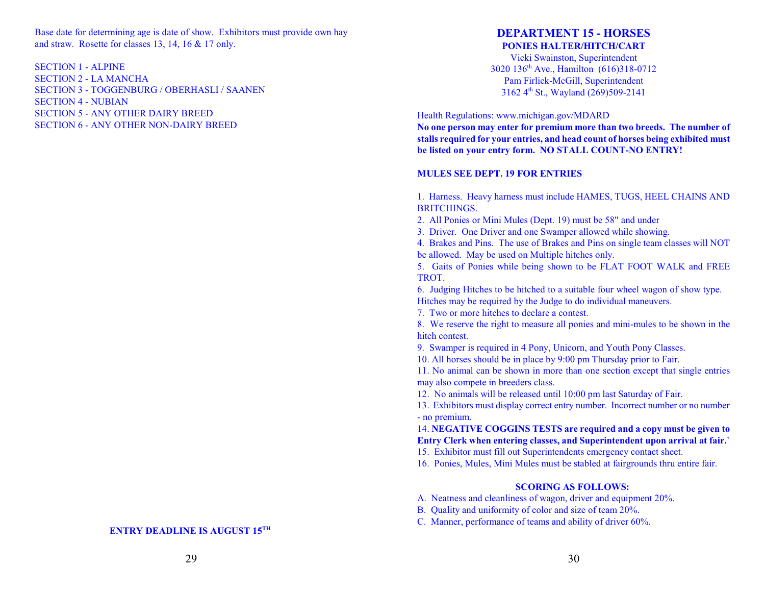Base date for determining age is date of show. Exhibitors must provide own hay and straw. Rosette for classes 13, 14, 16 & 17 only.

SECTION 1 - ALPINE
SECTION 2 - LA MANCHA
SECTION 3 - TOGGENBURG / OBERHASLI / SAANEN
SECTION 4 - NUBIAN
SECTION 5 - ANY OTHER DAIRY BREED
SECTION 6 - ANY OTHER NON-DAIRY BREED

**ENTRY DEADLINE IS AUGUST 15TH**

# DEPARTMENT 15 - HORSES

## PONIES HALTER/HITCH/CART

Vicki Swainston, Superintendent
3020 136th Ave., Hamilton (616)318-0712
Pam Firlick-McGill, Superintendent
3162 4th St., Wayland (269)509-2141

Health Regulations: www.michigan.gov/MDARD
**No one person may enter for premium more than two breeds. The number of stalls required for your entries, and head count of horses being exhibited must be listed on your entry form. NO STALL COUNT-NO ENTRY!**

**MULES SEE DEPT. 19 FOR ENTRIES**

1. Harness. Heavy harness must include HAMES, TUGS, HEEL CHAINS AND BRITCHINGS.
2. All Ponies or Mini Mules (Dept. 19) must be 58" and under
3. Driver. One Driver and one Swamper allowed while showing.
4. Brakes and Pins. The use of Brakes and Pins on single team classes will NOT be allowed. May be used on Multiple hitches only.
5. Gaits of Ponies while being shown to be FLAT FOOT WALK and FREE TROT.
6. Judging Hitches to be hitched to a suitable four wheel wagon of show type. Hitches may be required by the Judge to do individual maneuvers.
7. Two or more hitches to declare a contest.
8. We reserve the right to measure all ponies and mini-mules to be shown in the hitch contest.
9. Swamper is required in 4 Pony, Unicorn, and Youth Pony Classes.
10. All horses should be in place by 9:00 pm Thursday prior to Fair.
11. No animal can be shown in more than one section except that single entries may also compete in breeders class.
12. No animals will be released until 10:00 pm last Saturday of Fair.
13. Exhibitors must display correct entry number. Incorrect number or no number - no premium.
14. **NEGATIVE COGGINS TESTS are required and a copy must be given to Entry Clerk when entering classes, and Superintendent upon arrival at fair.`**
15. Exhibitor must fill out Superintendents emergency contact sheet.
16. Ponies, Mules, Mini Mules must be stabled at fairgrounds thru entire fair.

**SCORING AS FOLLOWS:**

A. Neatness and cleanliness of wagon, driver and equipment 20%.
B. Quality and uniformity of color and size of team 20%.
C. Manner, performance of teams and ability of driver 60%.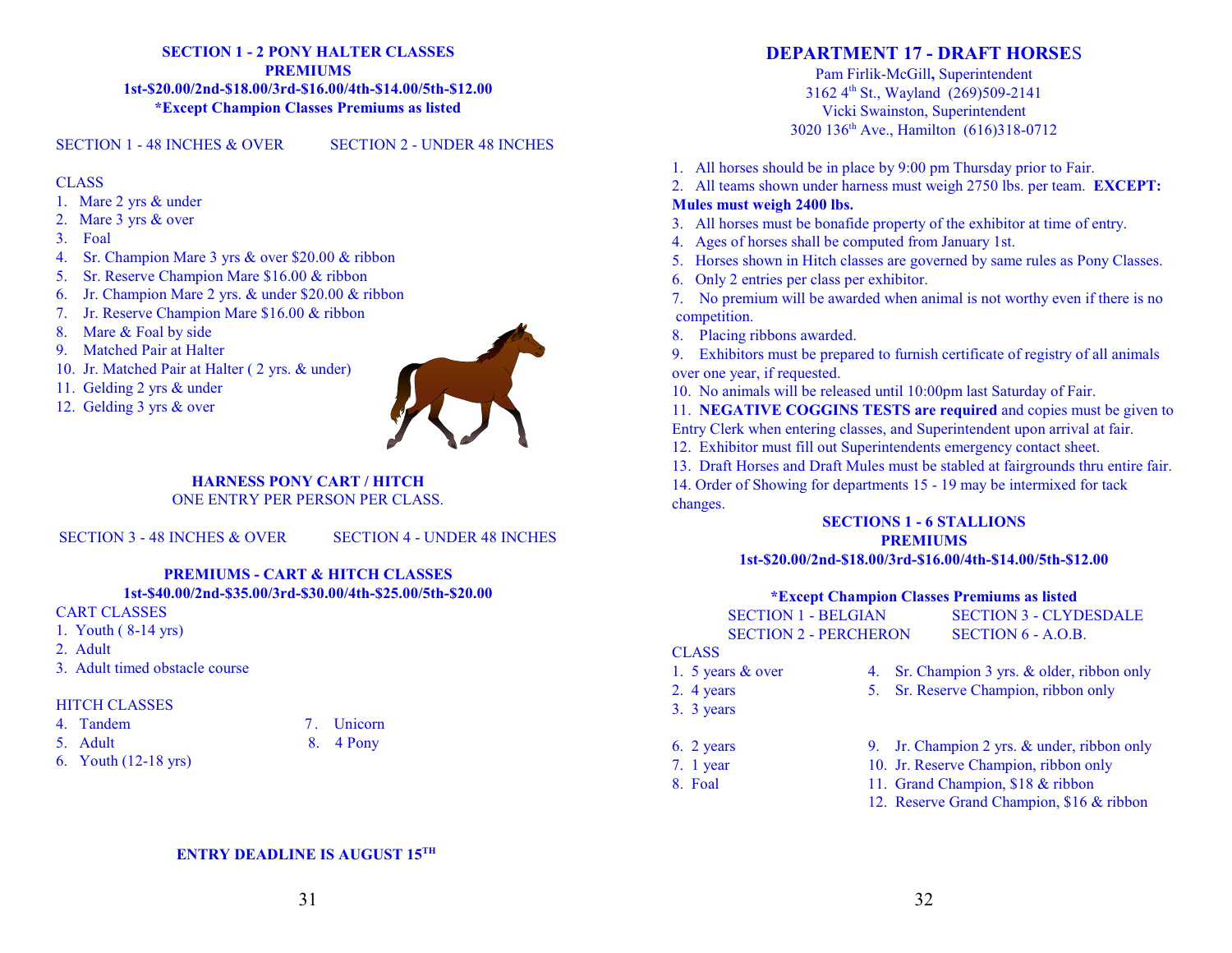## SECTION 1 - 2 PONY HALTER CLASSES
**PREMIUMS**
**1st-$20.00/2nd-$18.00/3rd-$16.00/4th-$14.00/5th-$12.00**
***Except Champion Classes Premiums as listed**

SECTION 1 - 48 INCHES & OVER SECTION 2 - UNDER 48 INCHES

CLASS

1. Mare 2 yrs & under
2. Mare 3 yrs & over
3. Foal
4. Sr. Champion Mare 3 yrs & over $20.00 & ribbon
5. Sr. Reserve Champion Mare $16.00 & ribbon
6. Jr. Champion Mare 2 yrs. & under $20.00 & ribbon
7. Jr. Reserve Champion Mare $16.00 & ribbon
8. Mare & Foal by side
9. Matched Pair at Halter
10. Jr. Matched Pair at Halter ( 2 yrs. & under)
11. Gelding 2 yrs & under
12. Gelding 3 yrs & over

## HARNESS PONY CART / HITCH
ONE ENTRY PER PERSON PER CLASS.

SECTION 3 - 48 INCHES & OVER SECTION 4 - UNDER 48 INCHES

**PREMIUMS - CART & HITCH CLASSES**
**1st-$40.00/2nd-$35.00/3rd-$30.00/4th-$25.00/5th-$20.00**

CART CLASSES

1. Youth ( 8-14 yrs)
2. Adult
3. Adult timed obstacle course

HITCH CLASSES

4. Tandem
5. Adult
6. Youth (12-18 yrs)
7. Unicorn
8. 4 Pony

**ENTRY DEADLINE IS AUGUST 15TH**

# DEPARTMENT 17 - DRAFT HORSES

Pam Firlik-McGill, Superintendent
3162 4th St., Wayland (269)509-2141
Vicki Swainston, Superintendent
3020 136th Ave., Hamilton (616)318-0712

1. All horses should be in place by 9:00 pm Thursday prior to Fair.
2. All teams shown under harness must weigh 2750 lbs. per team. **EXCEPT: Mules must weigh 2400 lbs.**
3. All horses must be bonafide property of the exhibitor at time of entry.
4. Ages of horses shall be computed from January 1st.
5. Horses shown in Hitch classes are governed by same rules as Pony Classes.
6. Only 2 entries per class per exhibitor.
7. No premium will be awarded when animal is not worthy even if there is no competition.
8. Placing ribbons awarded.
9. Exhibitors must be prepared to furnish certificate of registry of all animals over one year, if requested.
10. No animals will be released until 10:00pm last Saturday of Fair.
11. **NEGATIVE COGGINS TESTS are required** and copies must be given to Entry Clerk when entering classes, and Superintendent upon arrival at fair.
12. Exhibitor must fill out Superintendents emergency contact sheet.
13. Draft Horses and Draft Mules must be stabled at fairgrounds thru entire fair.
14. Order of Showing for departments 15 - 19 may be intermixed for tack changes.

## SECTIONS 1 - 6 STALLIONS
**PREMIUMS**
**1st-$20.00/2nd-$18.00/3rd-$16.00/4th-$14.00/5th-$12.00**

***Except Champion Classes Premiums as listed**

SECTION 1 - BELGIAN SECTION 3 - CLYDESDALE
SECTION 2 - PERCHERON SECTION 6 - A.O.B.

CLASS

1. 5 years & over
2. 4 years
3. 3 years
4. Sr. Champion 3 yrs. & older, ribbon only
5. Sr. Reserve Champion, ribbon only
6. 2 years
7. 1 year
8. Foal
9. Jr. Champion 2 yrs. & under, ribbon only
10. Jr. Reserve Champion, ribbon only
11. Grand Champion, $18 & ribbon
12. Reserve Grand Champion, $16 & ribbon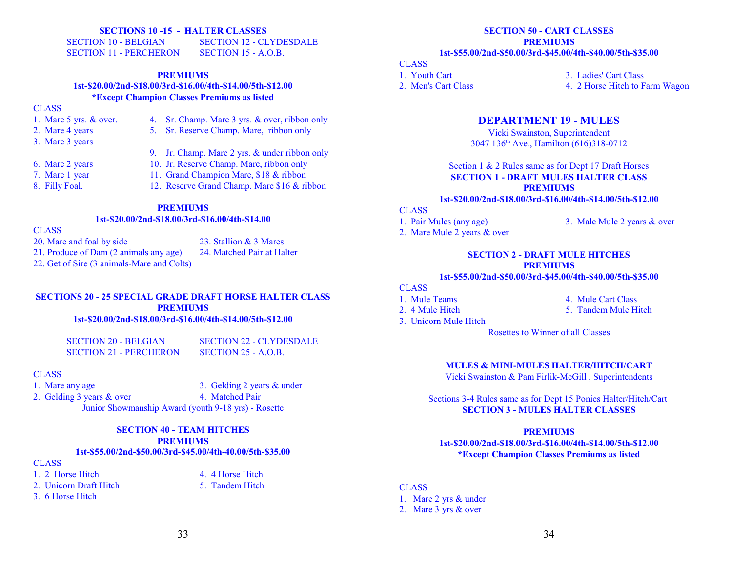## SECTIONS 10 -15 - HALTER CLASSES

SECTION 10 - BELGIAN
SECTION 11 - PERCHERON
SECTION 12 - CLYDESDALE
SECTION 15 - A.O.B.

**PREMIUMS**
**1st-$20.00/2nd-$18.00/3rd-$16.00/4th-$14.00/5th-$12.00**
**\*Except Champion Classes Premiums as listed**

CLASS

1. Mare 5 yrs. & over.
2. Mare 4 years
3. Mare 3 years
4. Sr. Champ. Mare 3 yrs. & over, ribbon only
5. Sr. Reserve Champ. Mare, ribbon only
6. Mare 2 years
7. Mare 1 year
8. Filly Foal.
9. Jr. Champ. Mare 2 yrs. & under ribbon only
10. Jr. Reserve Champ. Mare, ribbon only
11. Grand Champion Mare, $18 & ribbon
12. Reserve Grand Champ. Mare $16 & ribbon

**PREMIUMS**
**1st-$20.00/2nd-$18.00/3rd-$16.00/4th-$14.00**

CLASS

20. Mare and foal by side
21. Produce of Dam (2 animals any age)
22. Get of Sire (3 animals-Mare and Colts)
23. Stallion & 3 Mares
24. Matched Pair at Halter

## SECTIONS 20 - 25 SPECIAL GRADE DRAFT HORSE HALTER CLASS

**PREMIUMS**
**1st-$20.00/2nd-$18.00/3rd-$16.00/4th-$14.00/5th-$12.00**

SECTION 20 - BELGIAN
SECTION 21 - PERCHERON
SECTION 22 - CLYDESDALE
SECTION 25 - A.O.B.

CLASS

1. Mare any age
2. Gelding 3 years & over
3. Gelding 2 years & under
4. Matched Pair

Junior Showmanship Award (youth 9-18 yrs) - Rosette

## SECTION 40 - TEAM HITCHES

**PREMIUMS**
**1st-$55.00/2nd-$50.00/3rd-$45.00/4th-40.00/5th-$35.00**

CLASS

1. 2 Horse Hitch
2. Unicorn Draft Hitch
3. 6 Horse Hitch
4. 4 Horse Hitch
5. Tandem Hitch

## SECTION 50 - CART CLASSES

**PREMIUMS**
**1st-$55.00/2nd-$50.00/3rd-$45.00/4th-$40.00/5th-$35.00**

CLASS

1. Youth Cart
2. Men's Cart Class
3. Ladies' Cart Class
4. 2 Horse Hitch to Farm Wagon

# DEPARTMENT 19 - MULES

Vicki Swainston, Superintendent
3047 136th Ave., Hamilton (616)318-0712

Section 1 & 2 Rules same as for Dept 17 Draft Horses

## SECTION 1 - DRAFT MULES HALTER CLASS

**PREMIUMS**
**1st-$20.00/2nd-$18.00/3rd-$16.00/4th-$14.00/5th-$12.00**

CLASS

1. Pair Mules (any age)
2. Mare Mule 2 years & over
3. Male Mule 2 years & over

## SECTION 2 - DRAFT MULE HITCHES

**PREMIUMS**
**1st-$55.00/2nd-$50.00/3rd-$45.00/4th-$40.00/5th-$35.00**

CLASS

1. Mule Teams
2. 4 Mule Hitch
3. Unicorn Mule Hitch
4. Mule Cart Class
5. Tandem Mule Hitch

Rosettes to Winner of all Classes

## MULES & MINI-MULES HALTER/HITCH/CART

Vicki Swainston & Pam Firlik-McGill , Superintendents

Sections 3-4 Rules same as for Dept 15 Ponies Halter/Hitch/Cart

## SECTION 3 - MULES HALTER CLASSES

**PREMIUMS**
**1st-$20.00/2nd-$18.00/3rd-$16.00/4th-$14.00/5th-$12.00**
**\*Except Champion Classes Premiums as listed**

CLASS

1. Mare 2 yrs & under
2. Mare 3 yrs & over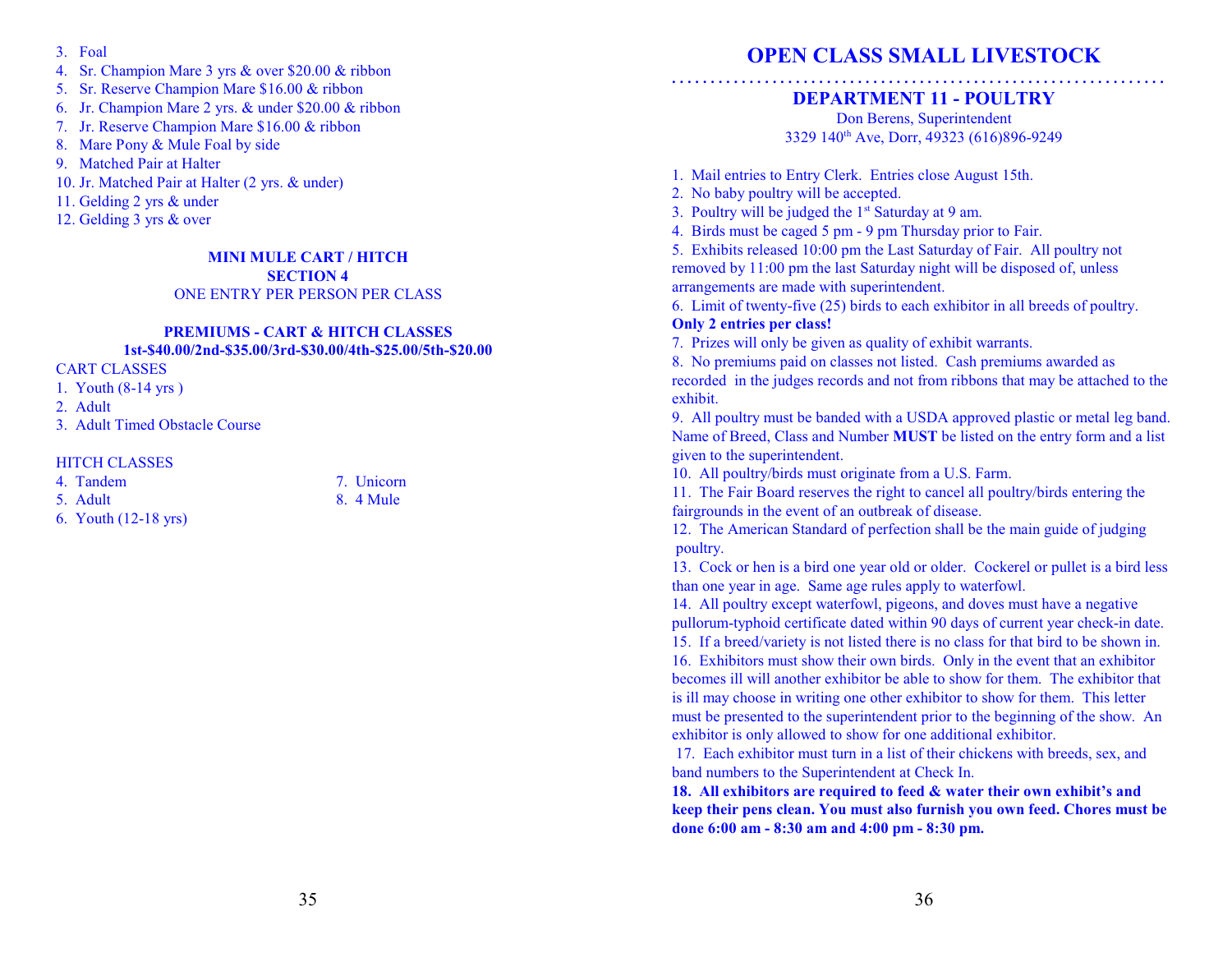3. Foal
4. Sr. Champion Mare 3 yrs & over $20.00 & ribbon
5. Sr. Reserve Champion Mare $16.00 & ribbon
6. Jr. Champion Mare 2 yrs. & under $20.00 & ribbon
7. Jr. Reserve Champion Mare $16.00 & ribbon
8. Mare Pony & Mule Foal by side
9. Matched Pair at Halter
10. Jr. Matched Pair at Halter (2 yrs. & under)
11. Gelding 2 yrs & under
12. Gelding 3 yrs & over

**MINI MULE CART / HITCH**
**SECTION 4**
ONE ENTRY PER PERSON PER CLASS

**PREMIUMS - CART & HITCH CLASSES**
**1st-$40.00/2nd-$35.00/3rd-$30.00/4th-$25.00/5th-$20.00**

CART CLASSES
1. Youth (8-14 yrs )
2. Adult
3. Adult Timed Obstacle Course

HITCH CLASSES
4. Tandem
5. Adult
6. Youth (12-18 yrs)
7. Unicorn
8. 4 Mule

# OPEN CLASS SMALL LIVESTOCK

## DEPARTMENT 11 - POULTRY

Don Berens, Superintendent
3329 140th Ave, Dorr, 49323 (616)896-9249

1. Mail entries to Entry Clerk. Entries close August 15th.
2. No baby poultry will be accepted.
3. Poultry will be judged the 1st Saturday at 9 am.
4. Birds must be caged 5 pm - 9 pm Thursday prior to Fair.
5. Exhibits released 10:00 pm the Last Saturday of Fair. All poultry not removed by 11:00 pm the last Saturday night will be disposed of, unless arrangements are made with superintendent.
6. Limit of twenty-five (25) birds to each exhibitor in all breeds of poultry. **Only 2 entries per class!**
7. Prizes will only be given as quality of exhibit warrants.
8. No premiums paid on classes not listed. Cash premiums awarded as recorded in the judges records and not from ribbons that may be attached to the exhibit.
9. All poultry must be banded with a USDA approved plastic or metal leg band. Name of Breed, Class and Number **MUST** be listed on the entry form and a list given to the superintendent.
10. All poultry/birds must originate from a U.S. Farm.
11. The Fair Board reserves the right to cancel all poultry/birds entering the fairgrounds in the event of an outbreak of disease.
12. The American Standard of perfection shall be the main guide of judging poultry.
13. Cock or hen is a bird one year old or older. Cockerel or pullet is a bird less than one year in age. Same age rules apply to waterfowl.
14. All poultry except waterfowl, pigeons, and doves must have a negative pullorum-typhoid certificate dated within 90 days of current year check-in date.
15. If a breed/variety is not listed there is no class for that bird to be shown in.
16. Exhibitors must show their own birds. Only in the event that an exhibitor becomes ill will another exhibitor be able to show for them. The exhibitor that is ill may choose in writing one other exhibitor to show for them. This letter must be presented to the superintendent prior to the beginning of the show. An exhibitor is only allowed to show for one additional exhibitor.
17. Each exhibitor must turn in a list of their chickens with breeds, sex, and band numbers to the Superintendent at Check In.
18. **All exhibitors are required to feed & water their own exhibit's and keep their pens clean. You must also furnish you own feed. Chores must be done 6:00 am - 8:30 am and 4:00 pm - 8:30 pm.**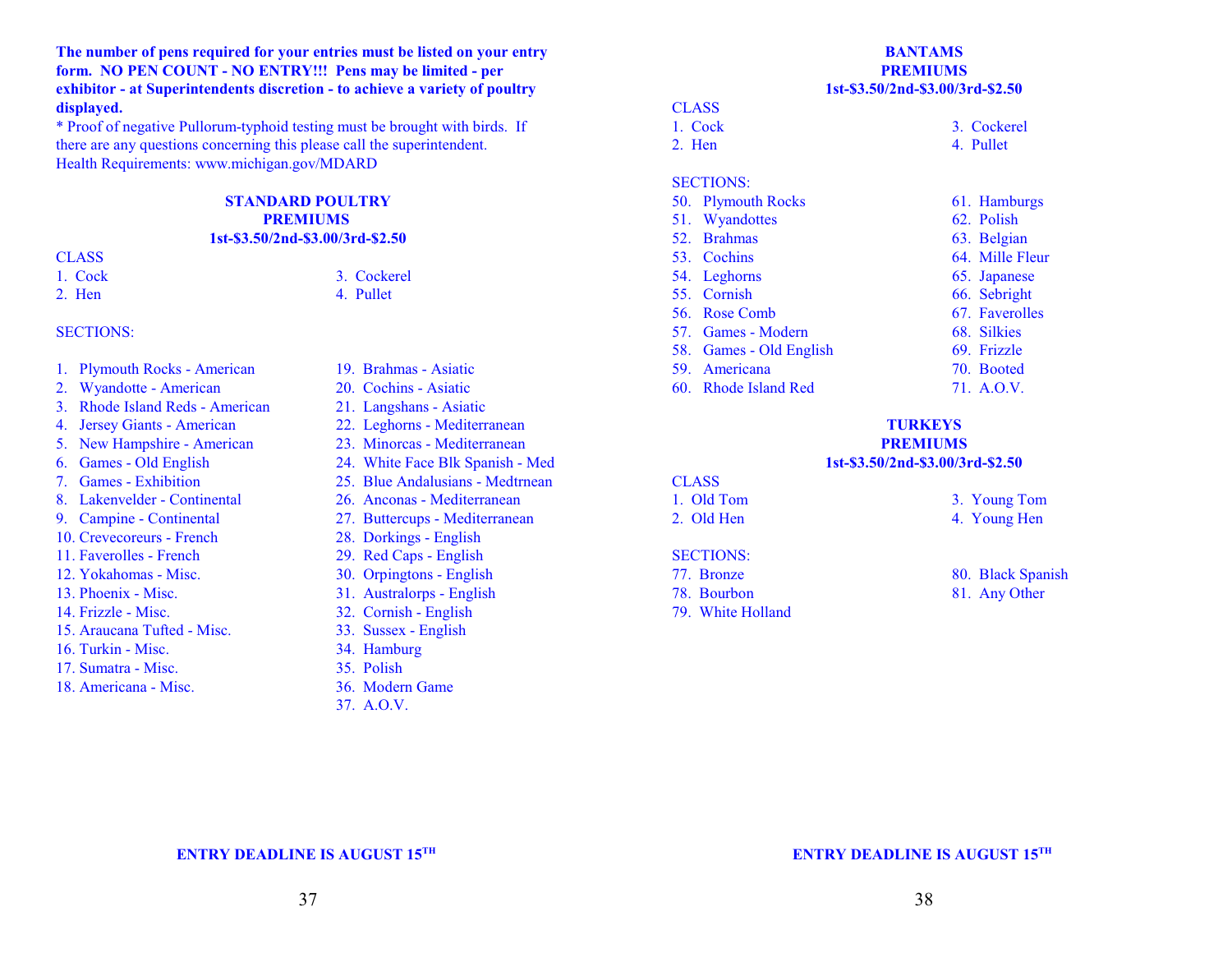**The number of pens required for your entries must be listed on your entry form. NO PEN COUNT - NO ENTRY!!! Pens may be limited - per exhibitor - at Superintendents discretion - to achieve a variety of poultry displayed.**

* Proof of negative Pullorum-typhoid testing must be brought with birds. If there are any questions concerning this please call the superintendent.
Health Requirements: www.michigan.gov/MDARD

## STANDARD POULTRY
## PREMIUMS
**1st-$3.50/2nd-$3.00/3rd-$2.50**

CLASS

1. Cock
2. Hen
3. Cockerel
4. Pullet

SECTIONS:

1. Plymouth Rocks - American
2. Wyandotte - American
3. Rhode Island Reds - American
4. Jersey Giants - American
5. New Hampshire - American
6. Games - Old English
7. Games - Exhibition
8. Lakenvelder - Continental
9. Campine - Continental
10. Crevecoreurs - French
11. Faverolles - French
12. Yokahomas - Misc.
13. Phoenix - Misc.
14. Frizzle - Misc.
15. Araucana Tufted - Misc.
16. Turkin - Misc.
17. Sumatra - Misc.
18. Americana - Misc.
19. Brahmas - Asiatic
20. Cochins - Asiatic
21. Langshans - Asiatic
22. Leghorns - Mediterranean
23. Minorcas - Mediterranean
24. White Face Blk Spanish - Med
25. Blue Andalusians - Medtrnean
26. Anconas - Mediterranean
27. Buttercups - Mediterranean
28. Dorkings - English
29. Red Caps - English
30. Orpingtons - English
31. Australorps - English
32. Cornish - English
33. Sussex - English
34. Hamburg
35. Polish
36. Modern Game
37. A.O.V.

**ENTRY DEADLINE IS AUGUST 15TH**

## BANTAMS
## PREMIUMS
**1st-$3.50/2nd-$3.00/3rd-$2.50**

CLASS

1. Cock
2. Hen
3. Cockerel
4. Pullet

SECTIONS:

50. Plymouth Rocks
51. Wyandottes
52. Brahmas
53. Cochins
54. Leghorns
55. Cornish
56. Rose Comb
57. Games - Modern
58. Games - Old English
59. Americana
60. Rhode Island Red
61. Hamburgs
62. Polish
63. Belgian
64. Mille Fleur
65. Japanese
66. Sebright
67. Faverolles
68. Silkies
69. Frizzle
70. Booted
71. A.O.V.

## TURKEYS
## PREMIUMS
**1st-$3.50/2nd-$3.00/3rd-$2.50**

CLASS

1. Old Tom
2. Old Hen
3. Young Tom
4. Young Hen

SECTIONS:

77. Bronze
78. Bourbon
79. White Holland
80. Black Spanish
81. Any Other

**ENTRY DEADLINE IS AUGUST 15TH**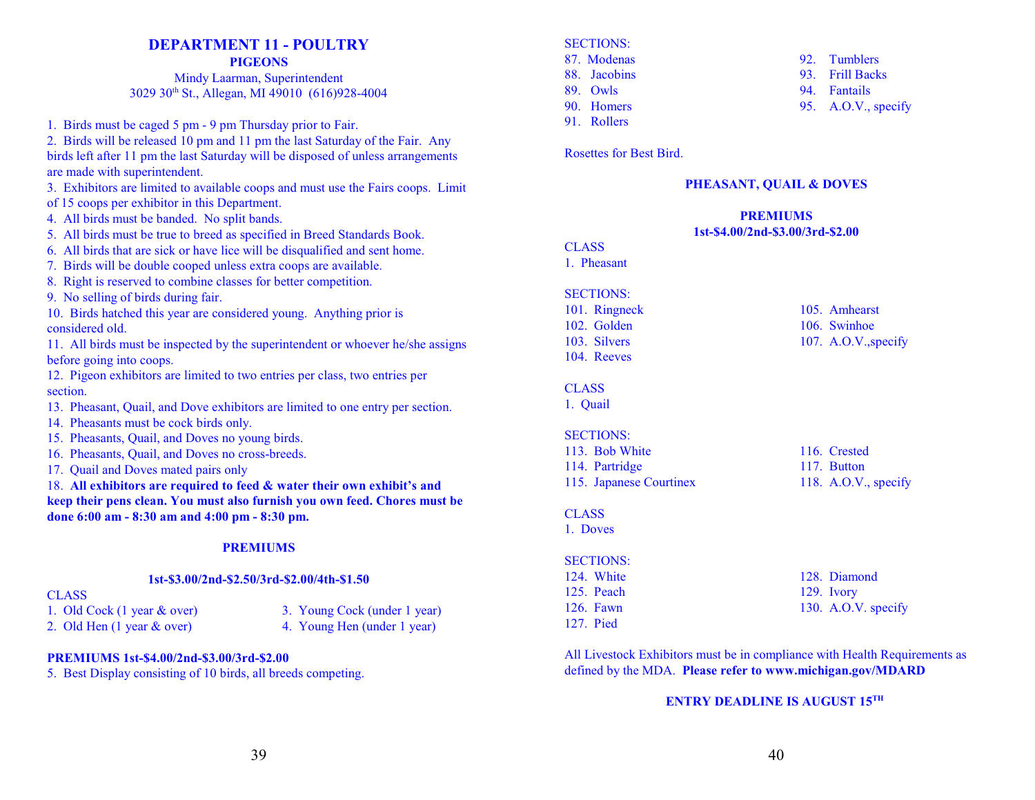# DEPARTMENT 11 - POULTRY

## PIGEONS

Mindy Laarman, Superintendent
3029 30th St., Allegan, MI 49010 (616)928-4004

1. Birds must be caged 5 pm - 9 pm Thursday prior to Fair.
2. Birds will be released 10 pm and 11 pm the last Saturday of the Fair. Any birds left after 11 pm the last Saturday will be disposed of unless arrangements are made with superintendent.
3. Exhibitors are limited to available coops and must use the Fairs coops. Limit of 15 coops per exhibitor in this Department.
4. All birds must be banded. No split bands.
5. All birds must be true to breed as specified in Breed Standards Book.
6. All birds that are sick or have lice will be disqualified and sent home.
7. Birds will be double cooped unless extra coops are available.
8. Right is reserved to combine classes for better competition.
9. No selling of birds during fair.
10. Birds hatched this year are considered young. Anything prior is considered old.
11. All birds must be inspected by the superintendent or whoever he/she assigns before going into coops.
12. Pigeon exhibitors are limited to two entries per class, two entries per section.
13. Pheasant, Quail, and Dove exhibitors are limited to one entry per section.
14. Pheasants must be cock birds only.
15. Pheasants, Quail, and Doves no young birds.
16. Pheasants, Quail, and Doves no cross-breeds.
17. Quail and Doves mated pairs only
18. **All exhibitors are required to feed & water their own exhibit's and keep their pens clean. You must also furnish you own feed. Chores must be done 6:00 am - 8:30 am and 4:00 pm - 8:30 pm.**

### PREMIUMS

**1st-$3.00/2nd-$2.50/3rd-$2.00/4th-$1.50**

CLASS
1. Old Cock (1 year & over)
2. Old Hen (1 year & over)
3. Young Cock (under 1 year)
4. Young Hen (under 1 year)

**PREMIUMS 1st-$4.00/2nd-$3.00/3rd-$2.00**
5. Best Display consisting of 10 birds, all breeds competing.

SECTIONS:
87. Modenas
88. Jacobins
89. Owls
90. Homers
91. Rollers
92. Tumblers
93. Frill Backs
94. Fantails
95. A.O.V., specify

Rosettes for Best Bird.

## PHEASANT, QUAIL & DOVES

### PREMIUMS

**1st-$4.00/2nd-$3.00/3rd-$2.00**

CLASS
1. Pheasant

SECTIONS:
101. Ringneck
102. Golden
103. Silvers
104. Reeves
105. Amhearst
106. Swinhoe
107. A.O.V.,specify

CLASS
1. Quail

SECTIONS:
113. Bob White
114. Partridge
115. Japanese Courtinex
116. Crested
117. Button
118. A.O.V., specify

CLASS
1. Doves

SECTIONS:
124. White
125. Peach
126. Fawn
127. Pied
128. Diamond
129. Ivory
130. A.O.V. specify

All Livestock Exhibitors must be in compliance with Health Requirements as defined by the MDA. **Please refer to www.michigan.gov/MDARD**

**ENTRY DEADLINE IS AUGUST 15TH**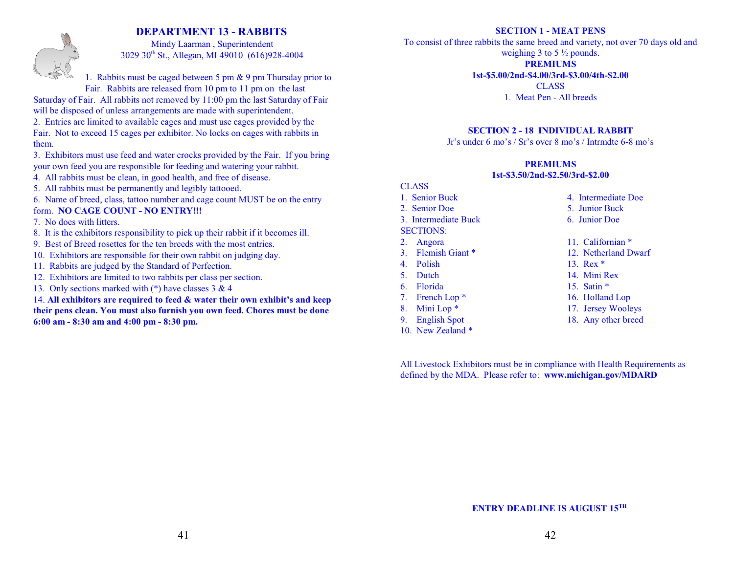# DEPARTMENT 13 - RABBITS

Mindy Laarman , Superintendent
3029 30th St., Allegan, MI 49010 (616)928-4004

1. Rabbits must be caged between 5 pm & 9 pm Thursday prior to Fair. Rabbits are released from 10 pm to 11 pm on the last Saturday of Fair. All rabbits not removed by 11:00 pm the last Saturday of Fair will be disposed of unless arrangements are made with superintendent.
2. Entries are limited to available cages and must use cages provided by the Fair. Not to exceed 15 cages per exhibitor. No locks on cages with rabbits in them.
3. Exhibitors must use feed and water crocks provided by the Fair. If you bring your own feed you are responsible for feeding and watering your rabbit.
4. All rabbits must be clean, in good health, and free of disease.
5. All rabbits must be permanently and legibly tattooed.
6. Name of breed, class, tattoo number and cage count MUST be on the entry form. **NO CAGE COUNT - NO ENTRY!!!**
7. No does with litters.
8. It is the exhibitors responsibility to pick up their rabbit if it becomes ill.
9. Best of Breed rosettes for the ten breeds with the most entries.
10. Exhibitors are responsible for their own rabbit on judging day.
11. Rabbits are judged by the Standard of Perfection.
12. Exhibitors are limited to two rabbits per class per section.
13. Only sections marked with (*) have classes 3 & 4
14. **All exhibitors are required to feed & water their own exhibit's and keep their pens clean. You must also furnish you own feed. Chores must be done 6:00 am - 8:30 am and 4:00 pm - 8:30 pm.**

## SECTION 1 - MEAT PENS

To consist of three rabbits the same breed and variety, not over 70 days old and weighing 3 to 5 ½ pounds.

**PREMIUMS**

**1st-$5.00/2nd-$4.00/3rd-$3.00/4th-$2.00**

CLASS

1. Meat Pen - All breeds

## SECTION 2 - 18 INDIVIDUAL RABBIT

Jr's under 6 mo's / Sr's over 8 mo's / Intrmdte 6-8 mo's

**PREMIUMS**

**1st-$3.50/2nd-$2.50/3rd-$2.00**

CLASS

1. Senior Buck
2. Senior Doe
3. Intermediate Buck
4. Intermediate Doe
5. Junior Buck
6. Junior Doe

SECTIONS:

2. Angora
3. Flemish Giant *
4. Polish
5. Dutch
6. Florida
7. French Lop *
8. Mini Lop *
9. English Spot
10. New Zealand *
11. Californian *
12. Netherland Dwarf
13. Rex *
14. Mini Rex
15. Satin *
16. Holland Lop
17. Jersey Wooleys
18. Any other breed

All Livestock Exhibitors must be in compliance with Health Requirements as defined by the MDA. Please refer to: **www.michigan.gov/MDARD**

**ENTRY DEADLINE IS AUGUST 15TH**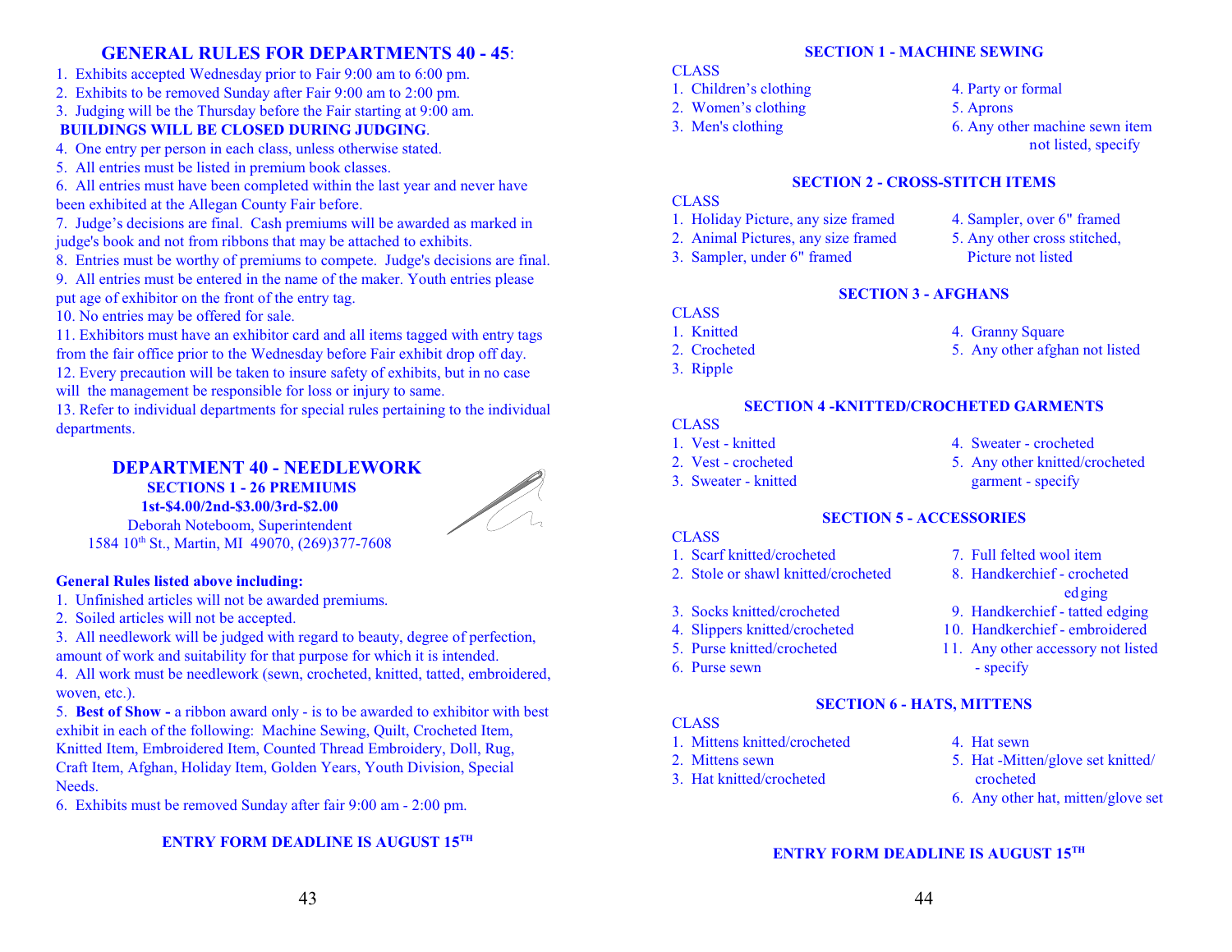## GENERAL RULES FOR DEPARTMENTS 40 - 45:

1. Exhibits accepted Wednesday prior to Fair 9:00 am to 6:00 pm.
2. Exhibits to be removed Sunday after Fair 9:00 am to 2:00 pm.
3. Judging will be the Thursday before the Fair starting at 9:00 am.

**BUILDINGS WILL BE CLOSED DURING JUDGING**.

4. One entry per person in each class, unless otherwise stated.
5. All entries must be listed in premium book classes.
6. All entries must have been completed within the last year and never have been exhibited at the Allegan County Fair before.
7. Judge's decisions are final. Cash premiums will be awarded as marked in judge's book and not from ribbons that may be attached to exhibits.
8. Entries must be worthy of premiums to compete. Judge's decisions are final.
9. All entries must be entered in the name of the maker. Youth entries please put age of exhibitor on the front of the entry tag.
10. No entries may be offered for sale.
11. Exhibitors must have an exhibitor card and all items tagged with entry tags from the fair office prior to the Wednesday before Fair exhibit drop off day.
12. Every precaution will be taken to insure safety of exhibits, but in no case will the management be responsible for loss or injury to same.
13. Refer to individual departments for special rules pertaining to the individual departments.

## DEPARTMENT 40 - NEEDLEWORK

**SECTIONS 1 - 26 PREMIUMS**
**1st-$4.00/2nd-$3.00/3rd-$2.00**
Deborah Noteboom, Superintendent
1584 10th St., Martin, MI 49070, (269)377-7608

**General Rules listed above including:**

1. Unfinished articles will not be awarded premiums.
2. Soiled articles will not be accepted.
3. All needlework will be judged with regard to beauty, degree of perfection, amount of work and suitability for that purpose for which it is intended.
4. All work must be needlework (sewn, crocheted, knitted, tatted, embroidered, woven, etc.).
5. **Best of Show -** a ribbon award only - is to be awarded to exhibitor with best exhibit in each of the following: Machine Sewing, Quilt, Crocheted Item, Knitted Item, Embroidered Item, Counted Thread Embroidery, Doll, Rug, Craft Item, Afghan, Holiday Item, Golden Years, Youth Division, Special Needs.
6. Exhibits must be removed Sunday after fair 9:00 am - 2:00 pm.

**ENTRY FORM DEADLINE IS AUGUST 15TH**

### SECTION 1 - MACHINE SEWING

CLASS

1. Children's clothing
2. Women's clothing
3. Men's clothing
4. Party or formal
5. Aprons
6. Any other machine sewn item not listed, specify

### SECTION 2 - CROSS-STITCH ITEMS

CLASS

1. Holiday Picture, any size framed
2. Animal Pictures, any size framed
3. Sampler, under 6" framed
4. Sampler, over 6" framed
5. Any other cross stitched, Picture not listed

### SECTION 3 - AFGHANS

CLASS

1. Knitted
2. Crocheted
3. Ripple
4. Granny Square
5. Any other afghan not listed

### SECTION 4 - KNITTED/CROCHETED GARMENTS

CLASS

1. Vest - knitted
2. Vest - crocheted
3. Sweater - knitted
4. Sweater - crocheted
5. Any other knitted/crocheted garment - specify

### SECTION 5 - ACCESSORIES

CLASS

1. Scarf knitted/crocheted
2. Stole or shawl knitted/crocheted
3. Socks knitted/crocheted
4. Slippers knitted/crocheted
5. Purse knitted/crocheted
6. Purse sewn
7. Full felted wool item
8. Handkerchief - crocheted edging
9. Handkerchief - tatted edging
10. Handkerchief - embroidered
11. Any other accessory not listed - specify

### SECTION 6 - HATS, MITTENS

CLASS

1. Mittens knitted/crocheted
2. Mittens sewn
3. Hat knitted/crocheted
4. Hat sewn
5. Hat -Mitten/glove set knitted/ crocheted
6. Any other hat, mitten/glove set

**ENTRY FORM DEADLINE IS AUGUST 15TH**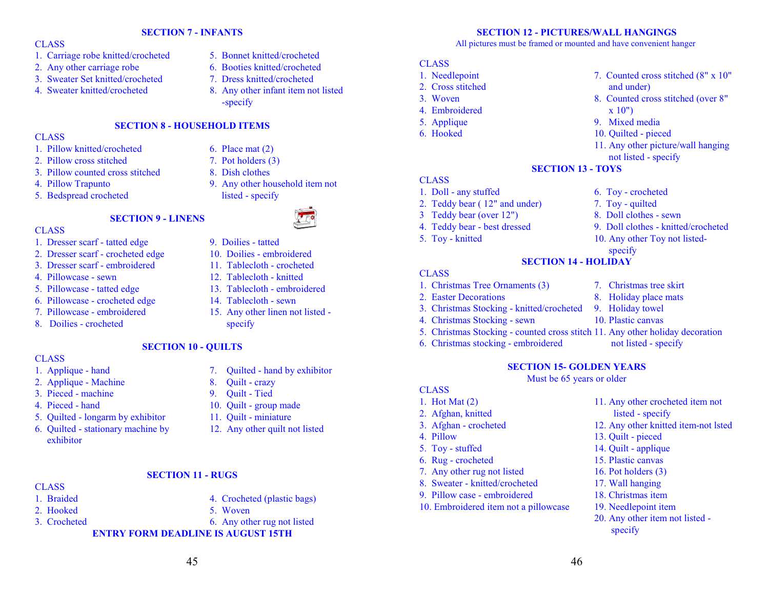## SECTION 7 - INFANTS

CLASS

1. Carriage robe knitted/crocheted
2. Any other carriage robe
3. Sweater Set knitted/crocheted
4. Sweater knitted/crocheted
5. Bonnet knitted/crocheted
6. Booties knitted/crocheted
7. Dress knitted/crocheted
8. Any other infant item not listed -specify

## SECTION 8 - HOUSEHOLD ITEMS

CLASS

1. Pillow knitted/crocheted
2. Pillow cross stitched
3. Pillow counted cross stitched
4. Pillow Trapunto
5. Bedspread crocheted
6. Place mat (2)
7. Pot holders (3)
8. Dish clothes
9. Any other household item not listed - specify

## SECTION 9 - LINENS

CLASS

1. Dresser scarf - tatted edge
2. Dresser scarf - crocheted edge
3. Dresser scarf - embroidered
4. Pillowcase - sewn
5. Pillowcase - tatted edge
6. Pillowcase - crocheted edge
7. Pillowcase - embroidered
8. Doilies - crocheted
9. Doilies - tatted
10. Doilies - embroidered
11. Tablecloth - crocheted
12. Tablecloth - knitted
13. Tablecloth - embroidered
14. Tablecloth - sewn
15. Any other linen not listed - specify

## SECTION 10 - QUILTS

CLASS

1. Applique - hand
2. Applique - Machine
3. Pieced - machine
4. Pieced - hand
5. Quilted - longarm by exhibitor
6. Quilted - stationary machine by exhibitor
7. Quilted - hand by exhibitor
8. Quilt - crazy
9. Quilt - Tied
10. Quilt - group made
11. Quilt - miniature
12. Any other quilt not listed

## SECTION 11 - RUGS

CLASS

1. Braided
2. Hooked
3. Crocheted
4. Crocheted (plastic bags)
5. Woven
6. Any other rug not listed

**ENTRY FORM DEADLINE IS AUGUST 15TH**

## SECTION 12 - PICTURES/WALL HANGINGS

All pictures must be framed or mounted and have convenient hanger

CLASS

1. Needlepoint
2. Cross stitched
3. Woven
4. Embroidered
5. Applique
6. Hooked
7. Counted cross stitched (8" x 10" and under)
8. Counted cross stitched (over 8" x 10")
9. Mixed media
10. Quilted - pieced
11. Any other picture/wall hanging not listed - specify

## SECTION 13 - TOYS

CLASS

1. Doll - any stuffed
2. Teddy bear ( 12" and under)
3. Teddy bear (over 12")
4. Teddy bear - best dressed
5. Toy - knitted
6. Toy - crocheted
7. Toy - quilted
8. Doll clothes - sewn
9. Doll clothes - knitted/crocheted
10. Any other Toy not listed- specify

## SECTION 14 - HOLIDAY

CLASS

1. Christmas Tree Ornaments (3)
2. Easter Decorations
3. Christmas Stocking - knitted/crocheted
4. Christmas Stocking - sewn
5. Christmas Stocking - counted cross stitch
6. Christmas stocking - embroidered
7. Christmas tree skirt
8. Holiday place mats
9. Holiday towel
10. Plastic canvas
11. Any other holiday decoration not listed - specify

## SECTION 15- GOLDEN YEARS

Must be 65 years or older

CLASS

1. Hot Mat (2)
2. Afghan, knitted
3. Afghan - crocheted
4. Pillow
5. Toy - stuffed
6. Rug - crocheted
7. Any other rug not listed
8. Sweater - knitted/crocheted
9. Pillow case - embroidered
10. Embroidered item not a pillowcase
11. Any other crocheted item not listed - specify
12. Any other knitted item-not lsted
13. Quilt - pieced
14. Quilt - applique
15. Plastic canvas
16. Pot holders (3)
17. Wall hanging
18. Christmas item
19. Needlepoint item
20. Any other item not listed - specify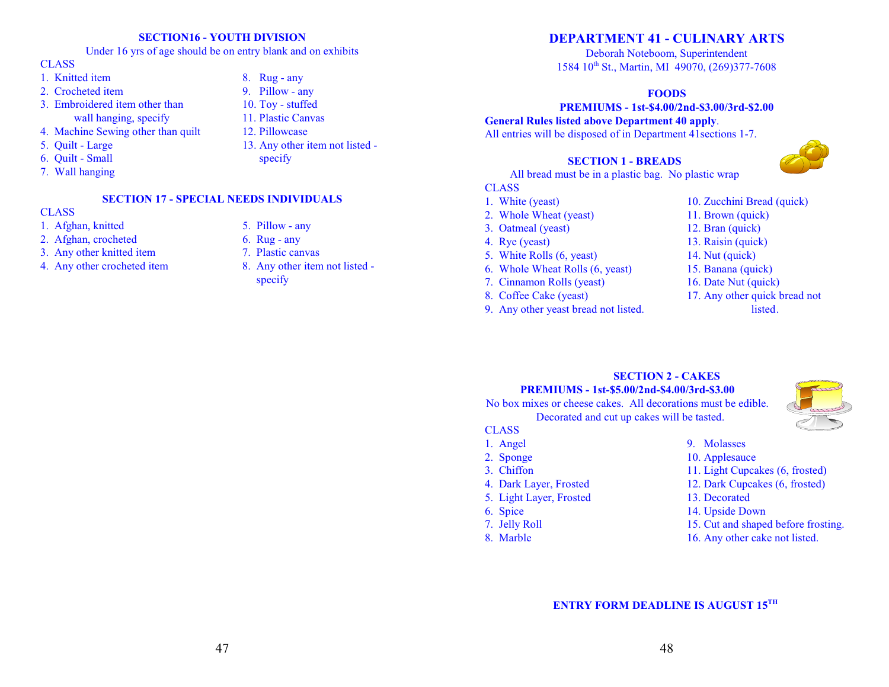## SECTION16 - YOUTH DIVISION

Under 16 yrs of age should be on entry blank and on exhibits

CLASS

1. Knitted item
2. Crocheted item
3. Embroidered item other than wall hanging, specify
4. Machine Sewing other than quilt
5. Quilt - Large
6. Quilt - Small
7. Wall hanging
8. Rug - any
9. Pillow - any
10. Toy - stuffed
11. Plastic Canvas
12. Pillowcase
13. Any other item not listed - specify

## SECTION 17 - SPECIAL NEEDS INDIVIDUALS

CLASS

1. Afghan, knitted
2. Afghan, crocheted
3. Any other knitted item
4. Any other crocheted item
5. Pillow - any
6. Rug - any
7. Plastic canvas
8. Any other item not listed - specify

# DEPARTMENT 41 - CULINARY ARTS

Deborah Noteboom, Superintendent
1584 10th St., Martin, MI 49070, (269)377-7608

## FOODS

**PREMIUMS - 1st-$4.00/2nd-$3.00/3rd-$2.00**

**General Rules listed above Department 40 apply**.
All entries will be disposed of in Department 41sections 1-7.

## SECTION 1 - BREADS

All bread must be in a plastic bag. No plastic wrap

CLASS

1. White (yeast)
2. Whole Wheat (yeast)
3. Oatmeal (yeast)
4. Rye (yeast)
5. White Rolls (6, yeast)
6. Whole Wheat Rolls (6, yeast)
7. Cinnamon Rolls (yeast)
8. Coffee Cake (yeast)
9. Any other yeast bread not listed.
10. Zucchini Bread (quick)
11. Brown (quick)
12. Bran (quick)
13. Raisin (quick)
14. Nut (quick)
15. Banana (quick)
16. Date Nut (quick)
17. Any other quick bread not listed.

## SECTION 2 - CAKES

**PREMIUMS - 1st-$5.00/2nd-$4.00/3rd-$3.00**

No box mixes or cheese cakes. All decorations must be edible.
Decorated and cut up cakes will be tasted.

CLASS

1. Angel
2. Sponge
3. Chiffon
4. Dark Layer, Frosted
5. Light Layer, Frosted
6. Spice
7. Jelly Roll
8. Marble
9. Molasses
10. Applesauce
11. Light Cupcakes (6, frosted)
12. Dark Cupcakes (6, frosted)
13. Decorated
14. Upside Down
15. Cut and shaped before frosting.
16. Any other cake not listed.

**ENTRY FORM DEADLINE IS AUGUST 15TH**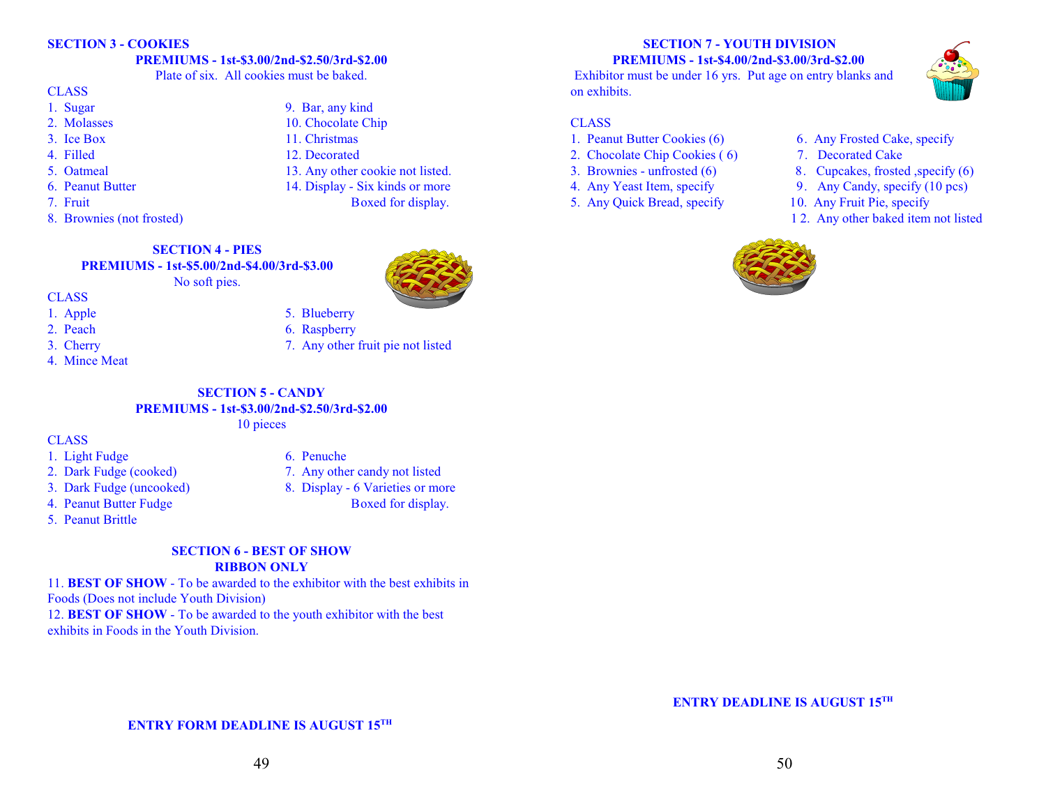## SECTION 3 - COOKIES

**PREMIUMS - 1st-$3.00/2nd-$2.50/3rd-$2.00**

Plate of six. All cookies must be baked.

CLASS

1. Sugar
2. Molasses
3. Ice Box
4. Filled
5. Oatmeal
6. Peanut Butter
7. Fruit
8. Brownies (not frosted)
9. Bar, any kind
10. Chocolate Chip
11. Christmas
12. Decorated
13. Any other cookie not listed.
14. Display - Six kinds or more Boxed for display.

## SECTION 4 - PIES

**PREMIUMS - 1st-$5.00/2nd-$4.00/3rd-$3.00**

No soft pies.

CLASS

1. Apple
2. Peach
3. Cherry
4. Mince Meat
5. Blueberry
6. Raspberry
7. Any other fruit pie not listed

## SECTION 5 - CANDY

**PREMIUMS - 1st-$3.00/2nd-$2.50/3rd-$2.00**

10 pieces

CLASS

1. Light Fudge
2. Dark Fudge (cooked)
3. Dark Fudge (uncooked)
4. Peanut Butter Fudge
5. Peanut Brittle
6. Penuche
7. Any other candy not listed
8. Display - 6 Varieties or more Boxed for display.

## SECTION 6 - BEST OF SHOW

**RIBBON ONLY**

11. **BEST OF SHOW** - To be awarded to the exhibitor with the best exhibits in Foods (Does not include Youth Division)

12. **BEST OF SHOW** - To be awarded to the youth exhibitor with the best exhibits in Foods in the Youth Division.

**ENTRY FORM DEADLINE IS AUGUST 15TH**

## SECTION 7 - YOUTH DIVISION

**PREMIUMS - 1st-$4.00/2nd-$3.00/3rd-$2.00**

Exhibitor must be under 16 yrs. Put age on entry blanks and on exhibits.

CLASS

1. Peanut Butter Cookies (6)
2. Chocolate Chip Cookies ( 6)
3. Brownies - unfrosted (6)
4. Any Yeast Item, specify
5. Any Quick Bread, specify
6. Any Frosted Cake, specify
7. Decorated Cake
8. Cupcakes, frosted ,specify (6)
9. Any Candy, specify (10 pcs)
10. Any Fruit Pie, specify

12. Any other baked item not listed

**ENTRY DEADLINE IS AUGUST 15TH**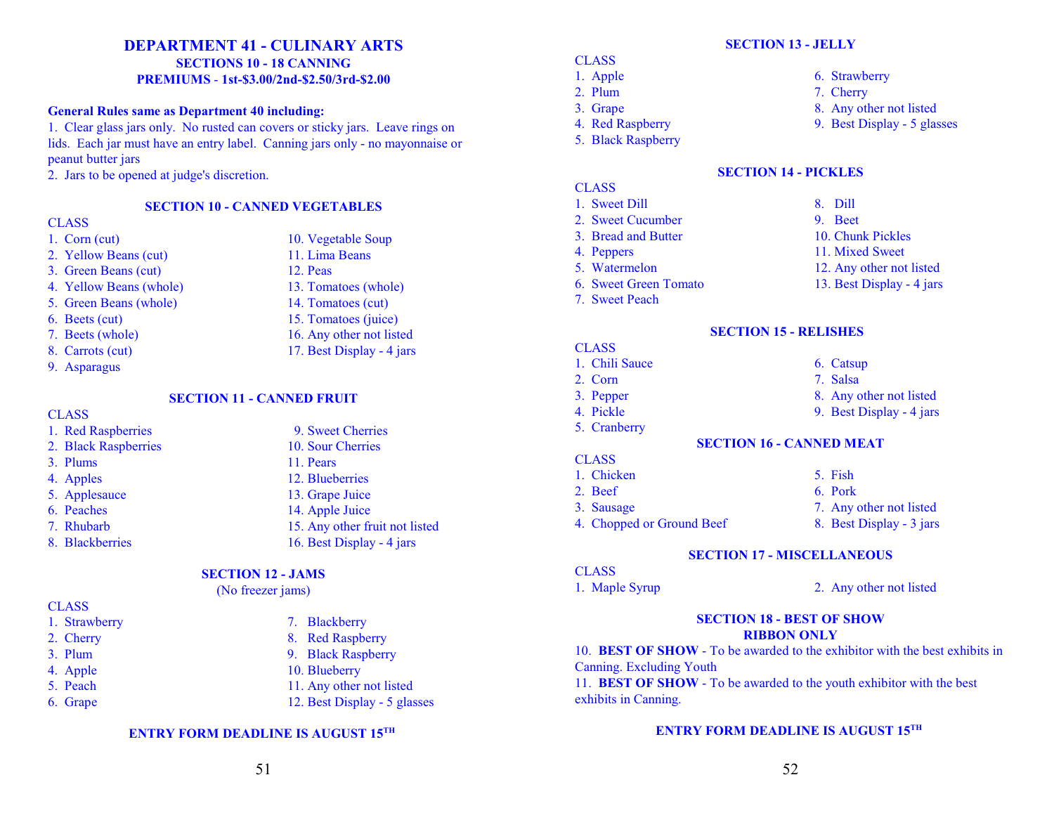# DEPARTMENT 41 - CULINARY ARTS

## SECTIONS 10 - 18 CANNING

### PREMIUMS - 1st-$3.00/2nd-$2.50/3rd-$2.00

**General Rules same as Department 40 including:**

1. Clear glass jars only. No rusted can covers or sticky jars. Leave rings on lids. Each jar must have an entry label. Canning jars only - no mayonnaise or peanut butter jars
2. Jars to be opened at judge's discretion.

### SECTION 10 - CANNED VEGETABLES

CLASS

1. Corn (cut)
2. Yellow Beans (cut)
3. Green Beans (cut)
4. Yellow Beans (whole)
5. Green Beans (whole)
6. Beets (cut)
7. Beets (whole)
8. Carrots (cut)
9. Asparagus
10. Vegetable Soup
11. Lima Beans
12. Peas
13. Tomatoes (whole)
14. Tomatoes (cut)
15. Tomatoes (juice)
16. Any other not listed
17. Best Display - 4 jars

### SECTION 11 - CANNED FRUIT

CLASS

1. Red Raspberries
2. Black Raspberries
3. Plums
4. Apples
5. Applesauce
6. Peaches
7. Rhubarb
8. Blackberries
9. Sweet Cherries
10. Sour Cherries
11. Pears
12. Blueberries
13. Grape Juice
14. Apple Juice
15. Any other fruit not listed
16. Best Display - 4 jars

### SECTION 12 - JAMS

(No freezer jams)

CLASS

1. Strawberry
2. Cherry
3. Plum
4. Apple
5. Peach
6. Grape
7. Blackberry
8. Red Raspberry
9. Black Raspberry
10. Blueberry
11. Any other not listed
12. Best Display - 5 glasses

**ENTRY FORM DEADLINE IS AUGUST 15TH**

### SECTION 13 - JELLY

CLASS

1. Apple
2. Plum
3. Grape
4. Red Raspberry
5. Black Raspberry
6. Strawberry
7. Cherry
8. Any other not listed
9. Best Display - 5 glasses

### SECTION 14 - PICKLES

CLASS

1. Sweet Dill
2. Sweet Cucumber
3. Bread and Butter
4. Peppers
5. Watermelon
6. Sweet Green Tomato
7. Sweet Peach
8. Dill
9. Beet
10. Chunk Pickles
11. Mixed Sweet
12. Any other not listed
13. Best Display - 4 jars

### SECTION 15 - RELISHES

CLASS

1. Chili Sauce
2. Corn
3. Pepper
4. Pickle
5. Cranberry
6. Catsup
7. Salsa
8. Any other not listed
9. Best Display - 4 jars

### SECTION 16 - CANNED MEAT

CLASS

1. Chicken
2. Beef
3. Sausage
4. Chopped or Ground Beef
5. Fish
6. Pork
7. Any other not listed
8. Best Display - 3 jars

### SECTION 17 - MISCELLANEOUS

CLASS

1. Maple Syrup
2. Any other not listed

### SECTION 18 - BEST OF SHOW

### RIBBON ONLY

10. **BEST OF SHOW** - To be awarded to the exhibitor with the best exhibits in Canning. Excluding Youth

11. **BEST OF SHOW** - To be awarded to the youth exhibitor with the best exhibits in Canning.

**ENTRY FORM DEADLINE IS AUGUST 15TH**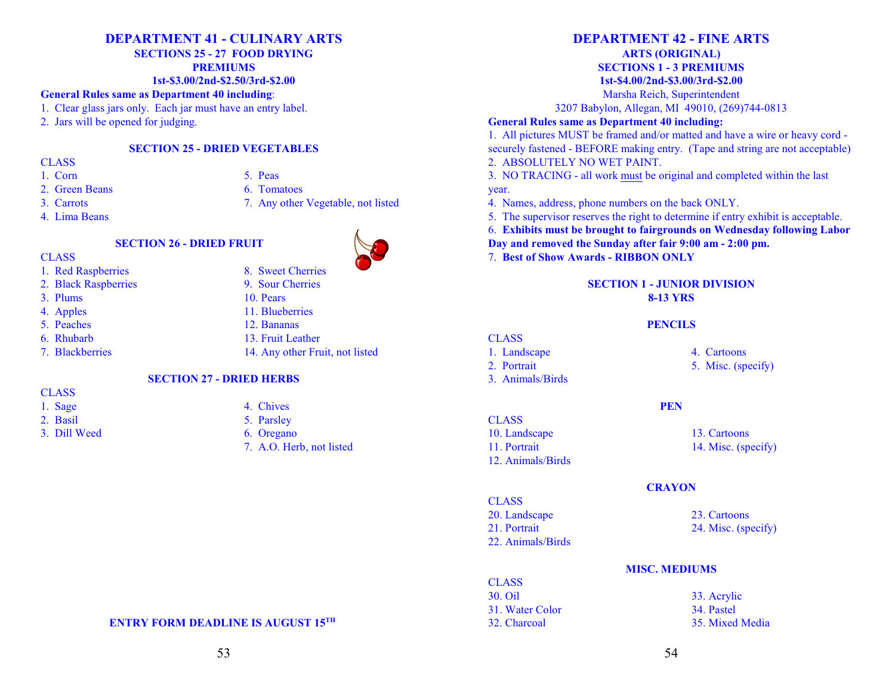## DEPARTMENT 41 - CULINARY ARTS

**SECTIONS 25 - 27 FOOD DRYING**

**PREMIUMS**

**1st-$3.00/2nd-$2.50/3rd-$2.00**

**General Rules same as Department 40 including**:

1. Clear glass jars only. Each jar must have an entry label.
2. Jars will be opened for judging.

### SECTION 25 - DRIED VEGETABLES

CLASS

1. Corn
2. Green Beans
3. Carrots
4. Lima Beans
5. Peas
6. Tomatoes
7. Any other Vegetable, not listed

### SECTION 26 - DRIED FRUIT

CLASS

1. Red Raspberries
2. Black Raspberries
3. Plums
4. Apples
5. Peaches
6. Rhubarb
7. Blackberries
8. Sweet Cherries
9. Sour Cherries
10. Pears
11. Blueberries
12. Bananas
13. Fruit Leather
14. Any other Fruit, not listed

### SECTION 27 - DRIED HERBS

CLASS

1. Sage
2. Basil
3. Dill Weed
4. Chives
5. Parsley
6. Oregano
7. A.O. Herb, not listed

**ENTRY FORM DEADLINE IS AUGUST 15TH**

## DEPARTMENT 42 - FINE ARTS

**ARTS (ORIGINAL)**

**SECTIONS 1 - 3 PREMIUMS**

**1st-$4.00/2nd-$3.00/3rd-$2.00**

Marsha Reich, Superintendent

3207 Babylon, Allegan, MI 49010, (269)744-0813

**General Rules same as Department 40 including:**

1. All pictures MUST be framed and/or matted and have a wire or heavy cord - securely fastened - BEFORE making entry. (Tape and string are not acceptable)
2. ABSOLUTELY NO WET PAINT.
3. NO TRACING - all work must be original and completed within the last year.
4. Names, address, phone numbers on the back ONLY.
5. The supervisor reserves the right to determine if entry exhibit is acceptable.
6. **Exhibits must be brought to fairgrounds on Wednesday following Labor Day and removed the Sunday after fair 9:00 am - 2:00 pm.**
7. **Best of Show Awards - RIBBON ONLY**

### SECTION 1 - JUNIOR DIVISION
**8-13 YRS**

#### PENCILS

CLASS

1. Landscape
2. Portrait
3. Animals/Birds
4. Cartoons
5. Misc. (specify)

#### PEN

CLASS

10. Landscape
11. Portrait
12. Animals/Birds
13. Cartoons
14. Misc. (specify)

#### CRAYON

CLASS

20. Landscape
21. Portrait
22. Animals/Birds
23. Cartoons
24. Misc. (specify)

#### MISC. MEDIUMS

CLASS

30. Oil
31. Water Color
32. Charcoal
33. Acrylic
34. Pastel
35. Mixed Media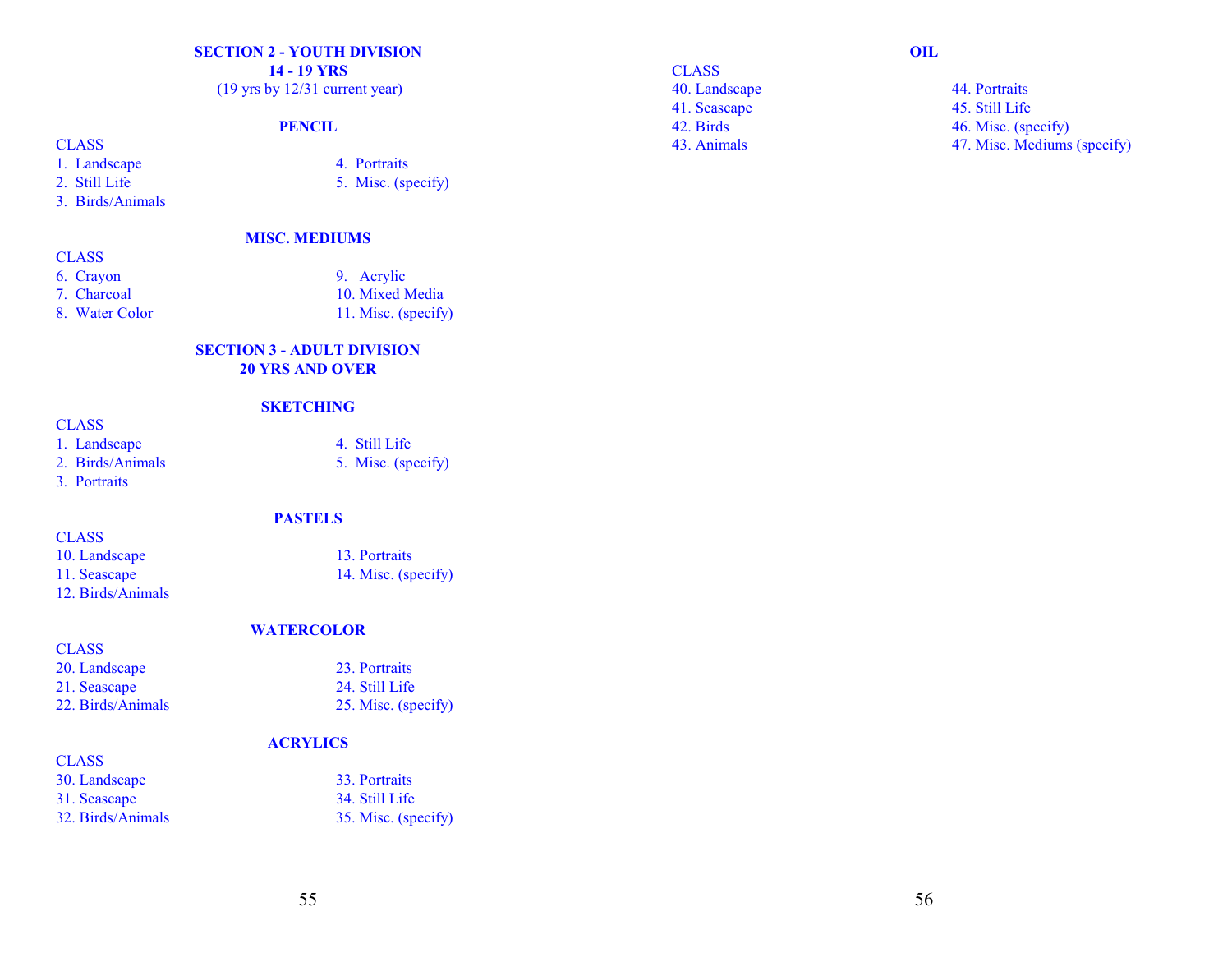## SECTION 2 - YOUTH DIVISION
## 14 - 19 YRS

(19 yrs by 12/31 current year)

### PENCIL

CLASS

1. Landscape
2. Still Life
3. Birds/Animals
4. Portraits
5. Misc. (specify)

### MISC. MEDIUMS

CLASS

6. Crayon
7. Charcoal
8. Water Color
9. Acrylic
10. Mixed Media
11. Misc. (specify)

## SECTION 3 - ADULT DIVISION
## 20 YRS AND OVER

### SKETCHING

CLASS

1. Landscape
2. Birds/Animals
3. Portraits
4. Still Life
5. Misc. (specify)

### PASTELS

CLASS

10. Landscape
11. Seascape
12. Birds/Animals
13. Portraits
14. Misc. (specify)

### WATERCOLOR

CLASS

20. Landscape
21. Seascape
22. Birds/Animals
23. Portraits
24. Still Life
25. Misc. (specify)

### ACRYLICS

CLASS

30. Landscape
31. Seascape
32. Birds/Animals
33. Portraits
34. Still Life
35. Misc. (specify)

### OIL

CLASS

40. Landscape
41. Seascape
42. Birds
43. Animals
44. Portraits
45. Still Life
46. Misc. (specify)
47. Misc. Mediums (specify)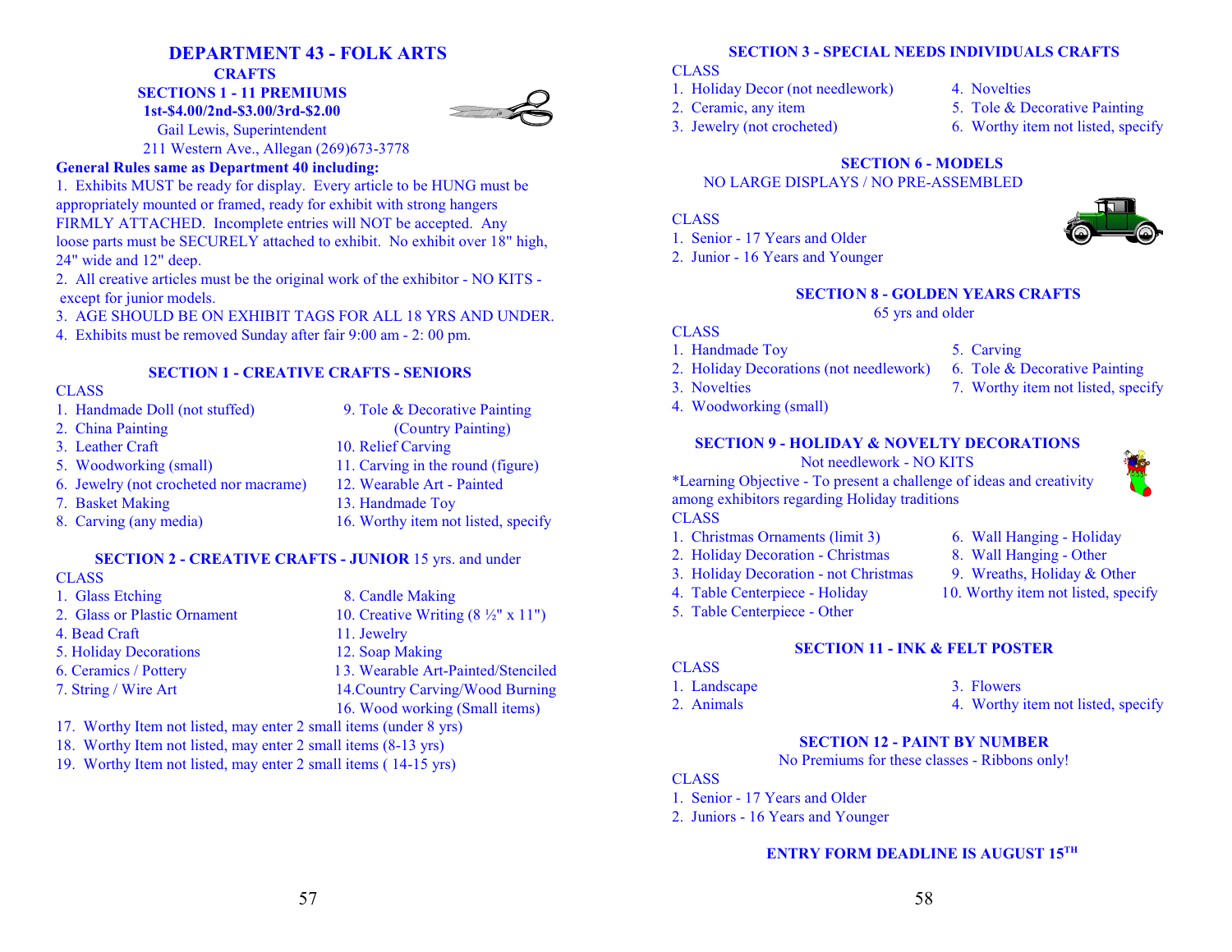# DEPARTMENT 43 - FOLK ARTS

## CRAFTS

**SECTIONS 1 - 11 PREMIUMS**
**1st-$4.00/2nd-$3.00/3rd-$2.00**

Gail Lewis, Superintendent
211 Western Ave., Allegan (269)673-3778

**General Rules same as Department 40 including:**

1. Exhibits MUST be ready for display. Every article to be HUNG must be appropriately mounted or framed, ready for exhibit with strong hangers FIRMLY ATTACHED. Incomplete entries will NOT be accepted. Any loose parts must be SECURELY attached to exhibit. No exhibit over 18" high, 24" wide and 12" deep.
2. All creative articles must be the original work of the exhibitor - NO KITS - except for junior models.
3. AGE SHOULD BE ON EXHIBIT TAGS FOR ALL 18 YRS AND UNDER.
4. Exhibits must be removed Sunday after fair 9:00 am - 2: 00 pm.

### SECTION 1 - CREATIVE CRAFTS - SENIORS

CLASS

1. Handmade Doll (not stuffed)
2. China Painting
3. Leather Craft
5. Woodworking (small)
6. Jewelry (not crocheted nor macrame)
7. Basket Making
8. Carving (any media)
9. Tole & Decorative Painting (Country Painting)
10. Relief Carving
11. Carving in the round (figure)
12. Wearable Art - Painted
13. Handmade Toy
16. Worthy item not listed, specify

### SECTION 2 - CREATIVE CRAFTS - JUNIOR 15 yrs. and under

CLASS

1. Glass Etching
2. Glass or Plastic Ornament
4. Bead Craft
5. Holiday Decorations
6. Ceramics / Pottery
7. String / Wire Art
8. Candle Making
10. Creative Writing (8 ½" x 11")
11. Jewelry
12. Soap Making
13. Wearable Art-Painted/Stenciled
14. Country Carving/Wood Burning
16. Wood working (Small items)
17. Worthy Item not listed, may enter 2 small items (under 8 yrs)
18. Worthy Item not listed, may enter 2 small items (8-13 yrs)
19. Worthy Item not listed, may enter 2 small items ( 14-15 yrs)

### SECTION 3 - SPECIAL NEEDS INDIVIDUALS CRAFTS

CLASS

1. Holiday Decor (not needlework)
2. Ceramic, any item
3. Jewelry (not crocheted)
4. Novelties
5. Tole & Decorative Painting
6. Worthy item not listed, specify

### SECTION 6 - MODELS

NO LARGE DISPLAYS / NO PRE-ASSEMBLED

CLASS

1. Senior - 17 Years and Older
2. Junior - 16 Years and Younger

### SECTION 8 - GOLDEN YEARS CRAFTS

65 yrs and older

CLASS

1. Handmade Toy
2. Holiday Decorations (not needlework)
3. Novelties
4. Woodworking (small)
5. Carving
6. Tole & Decorative Painting
7. Worthy item not listed, specify

### SECTION 9 - HOLIDAY & NOVELTY DECORATIONS

Not needlework - NO KITS

*Learning Objective - To present a challenge of ideas and creativity among exhibitors regarding Holiday traditions

CLASS

1. Christmas Ornaments (limit 3)
2. Holiday Decoration - Christmas
3. Holiday Decoration - not Christmas
4. Table Centerpiece - Holiday
5. Table Centerpiece - Other
6. Wall Hanging - Holiday
8. Wall Hanging - Other
9. Wreaths, Holiday & Other
10. Worthy item not listed, specify

### SECTION 11 - INK & FELT POSTER

CLASS

1. Landscape
2. Animals
3. Flowers
4. Worthy item not listed, specify

### SECTION 12 - PAINT BY NUMBER

No Premiums for these classes - Ribbons only!

CLASS

1. Senior - 17 Years and Older
2. Juniors - 16 Years and Younger

**ENTRY FORM DEADLINE IS AUGUST 15TH**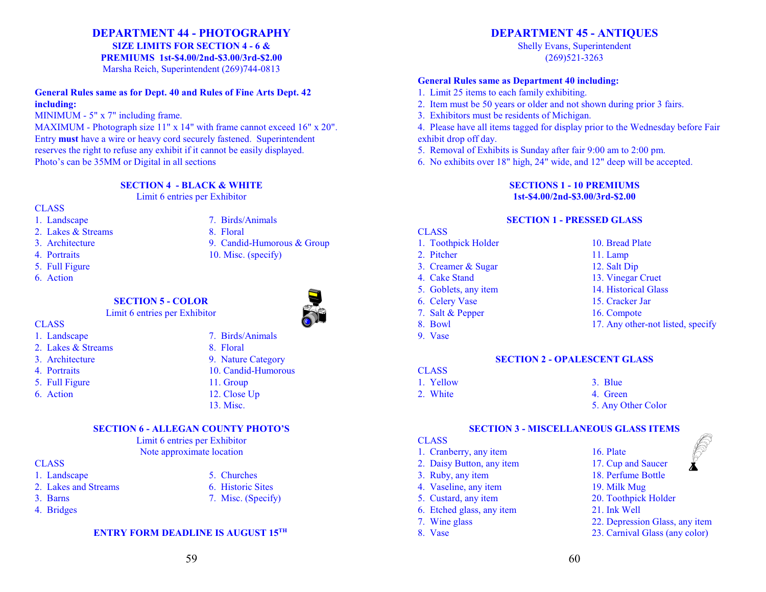# DEPARTMENT 44 - PHOTOGRAPHY

**SIZE LIMITS FOR SECTION 4 - 6 &**
**PREMIUMS 1st-$4.00/2nd-$3.00/3rd-$2.00**

Marsha Reich, Superintendent (269)744-0813

**General Rules same as for Dept. 40 and Rules of Fine Arts Dept. 42 including:**

MINIMUM - 5" x 7" including frame.
MAXIMUM - Photograph size 11" x 14" with frame cannot exceed 16" x 20".
Entry **must** have a wire or heavy cord securely fastened. Superintendent reserves the right to refuse any exhibit if it cannot be easily displayed.
Photo's can be 35MM or Digital in all sections

## SECTION 4 - BLACK & WHITE

Limit 6 entries per Exhibitor

CLASS

1. Landscape
2. Lakes & Streams
3. Architecture
4. Portraits
5. Full Figure
6. Action
7. Birds/Animals
8. Floral
9. Candid-Humorous & Group
10. Misc. (specify)

## SECTION 5 - COLOR

Limit 6 entries per Exhibitor

CLASS

1. Landscape
2. Lakes & Streams
3. Architecture
4. Portraits
5. Full Figure
6. Action
7. Birds/Animals
8. Floral
9. Nature Category
10. Candid-Humorous
11. Group
12. Close Up
13. Misc.

## SECTION 6 - ALLEGAN COUNTY PHOTO'S

Limit 6 entries per Exhibitor
Note approximate location

CLASS

1. Landscape
2. Lakes and Streams
3. Barns
4. Bridges
5. Churches
6. Historic Sites
7. Misc. (Specify)

**ENTRY FORM DEADLINE IS AUGUST 15TH**

# DEPARTMENT 45 - ANTIQUES

Shelly Evans, Superintendent
(269)521-3263

**General Rules same as Department 40 including:**

1. Limit 25 items to each family exhibiting.
2. Item must be 50 years or older and not shown during prior 3 fairs.
3. Exhibitors must be residents of Michigan.
4. Please have all items tagged for display prior to the Wednesday before Fair exhibit drop off day.
5. Removal of Exhibits is Sunday after fair 9:00 am to 2:00 pm.
6. No exhibits over 18" high, 24" wide, and 12" deep will be accepted.

**SECTIONS 1 - 10 PREMIUMS**
**1st-$4.00/2nd-$3.00/3rd-$2.00**

## SECTION 1 - PRESSED GLASS

CLASS

1. Toothpick Holder
2. Pitcher
3. Creamer & Sugar
4. Cake Stand
5. Goblets, any item
6. Celery Vase
7. Salt & Pepper
8. Bowl
9. Vase
10. Bread Plate
11. Lamp
12. Salt Dip
13. Vinegar Cruet
14. Historical Glass
15. Cracker Jar
16. Compote
17. Any other-not listed, specify

## SECTION 2 - OPALESCENT GLASS

CLASS

1. Yellow
2. White
3. Blue
4. Green
5. Any Other Color

## SECTION 3 - MISCELLANEOUS GLASS ITEMS

CLASS

1. Cranberry, any item
2. Daisy Button, any item
3. Ruby, any item
4. Vaseline, any item
5. Custard, any item
6. Etched glass, any item
7. Wine glass
8. Vase
16. Plate
17. Cup and Saucer
18. Perfume Bottle
19. Milk Mug
20. Toothpick Holder
21. Ink Well
22. Depression Glass, any item
23. Carnival Glass (any color)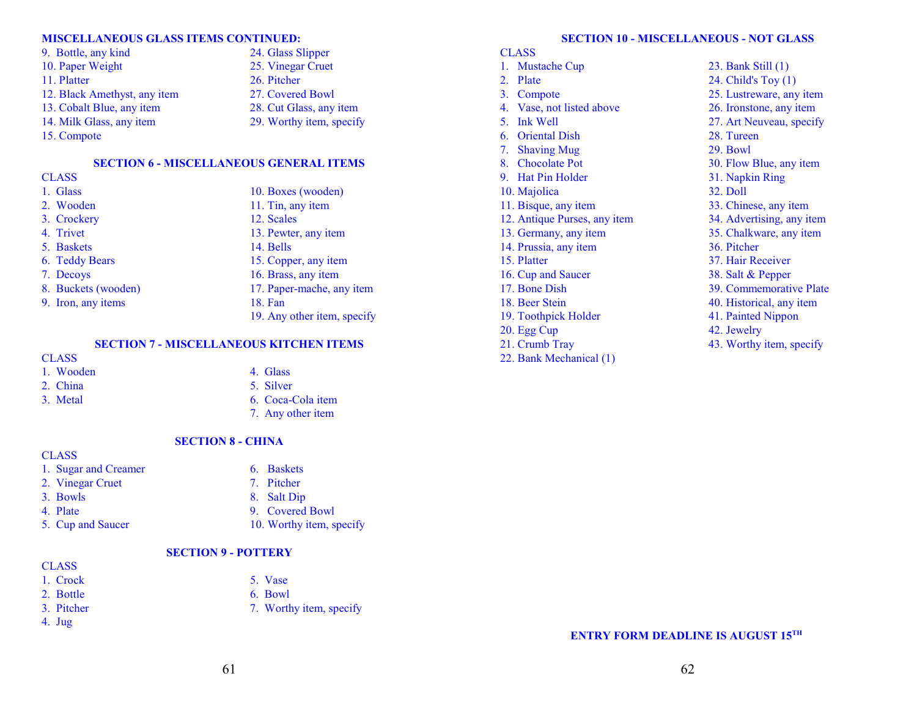## MISCELLANEOUS GLASS ITEMS CONTINUED:

9. Bottle, any kind
10. Paper Weight
11. Platter
12. Black Amethyst, any item
13. Cobalt Blue, any item
14. Milk Glass, any item
15. Compote
24. Glass Slipper
25. Vinegar Cruet
26. Pitcher
27. Covered Bowl
28. Cut Glass, any item
29. Worthy item, specify

## SECTION 6 - MISCELLANEOUS GENERAL ITEMS

CLASS

1. Glass
2. Wooden
3. Crockery
4. Trivet
5. Baskets
6. Teddy Bears
7. Decoys
8. Buckets (wooden)
9. Iron, any items
10. Boxes (wooden)
11. Tin, any item
12. Scales
13. Pewter, any item
14. Bells
15. Copper, any item
16. Brass, any item
17. Paper-mache, any item
18. Fan
19. Any other item, specify

## SECTION 7 - MISCELLANEOUS KITCHEN ITEMS

CLASS

1. Wooden
2. China
3. Metal
4. Glass
5. Silver
6. Coca-Cola item
7. Any other item

## SECTION 8 - CHINA

CLASS

1. Sugar and Creamer
2. Vinegar Cruet
3. Bowls
4. Plate
5. Cup and Saucer
6. Baskets
7. Pitcher
8. Salt Dip
9. Covered Bowl
10. Worthy item, specify

## SECTION 9 - POTTERY

CLASS

1. Crock
2. Bottle
3. Pitcher
4. Jug
5. Vase
6. Bowl
7. Worthy item, specify

## SECTION 10 - MISCELLANEOUS - NOT GLASS

CLASS

1. Mustache Cup
2. Plate
3. Compote
4. Vase, not listed above
5. Ink Well
6. Oriental Dish
7. Shaving Mug
8. Chocolate Pot
9. Hat Pin Holder
10. Majolica
11. Bisque, any item
12. Antique Purses, any item
13. Germany, any item
14. Prussia, any item
15. Platter
16. Cup and Saucer
17. Bone Dish
18. Beer Stein
19. Toothpick Holder
20. Egg Cup
21. Crumb Tray
22. Bank Mechanical (1)
23. Bank Still (1)
24. Child's Toy (1)
25. Lustreware, any item
26. Ironstone, any item
27. Art Neuveau, specify
28. Tureen
29. Bowl
30. Flow Blue, any item
31. Napkin Ring
32. Doll
33. Chinese, any item
34. Advertising, any item
35. Chalkware, any item
36. Pitcher
37. Hair Receiver
38. Salt & Pepper
39. Commemorative Plate
40. Historical, any item
41. Painted Nippon
42. Jewelry
43. Worthy item, specify

**ENTRY FORM DEADLINE IS AUGUST 15TH**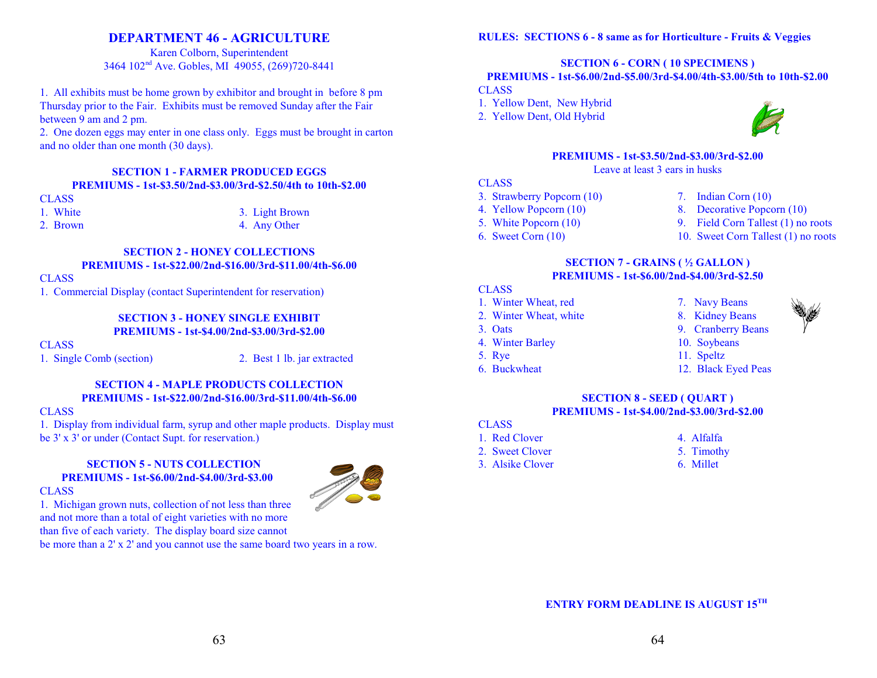# DEPARTMENT 46 - AGRICULTURE

Karen Colborn, Superintendent
3464 102nd Ave. Gobles, MI 49055, (269)720-8441

1. All exhibits must be home grown by exhibitor and brought in before 8 pm Thursday prior to the Fair. Exhibits must be removed Sunday after the Fair between 9 am and 2 pm.
2. One dozen eggs may enter in one class only. Eggs must be brought in carton and no older than one month (30 days).

### SECTION 1 - FARMER PRODUCED EGGS

**PREMIUMS - 1st-$3.50/2nd-$3.00/3rd-$2.50/4th to 10th-$2.00**

CLASS

1. White
2. Brown
3. Light Brown
4. Any Other

### SECTION 2 - HONEY COLLECTIONS

**PREMIUMS - 1st-$22.00/2nd-$16.00/3rd-$11.00/4th-$6.00**

CLASS

1. Commercial Display (contact Superintendent for reservation)

### SECTION 3 - HONEY SINGLE EXHIBIT

**PREMIUMS - 1st-$4.00/2nd-$3.00/3rd-$2.00**

CLASS

1. Single Comb (section)
2. Best 1 lb. jar extracted

### SECTION 4 - MAPLE PRODUCTS COLLECTION

**PREMIUMS - 1st-$22.00/2nd-$16.00/3rd-$11.00/4th-$6.00**

CLASS

1. Display from individual farm, syrup and other maple products. Display must be 3' x 3' or under (Contact Supt. for reservation.)

### SECTION 5 - NUTS COLLECTION

**PREMIUMS - 1st-$6.00/2nd-$4.00/3rd-$3.00**

CLASS

1. Michigan grown nuts, collection of not less than three and not more than a total of eight varieties with no more than five of each variety. The display board size cannot be more than a 2' x 2' and you cannot use the same board two years in a row.

**RULES: SECTIONS 6 - 8 same as for Horticulture - Fruits & Veggies**

### SECTION 6 - CORN ( 10 SPECIMENS )

**PREMIUMS - 1st-$6.00/2nd-$5.00/3rd-$4.00/4th-$3.00/5th to 10th-$2.00**

CLASS

1. Yellow Dent, New Hybrid
2. Yellow Dent, Old Hybrid

**PREMIUMS - 1st-$3.50/2nd-$3.00/3rd-$2.00**

Leave at least 3 ears in husks

CLASS

3. Strawberry Popcorn (10)
4. Yellow Popcorn (10)
5. White Popcorn (10)
6. Sweet Corn (10)
7. Indian Corn (10)
8. Decorative Popcorn (10)
9. Field Corn Tallest (1) no roots
10. Sweet Corn Tallest (1) no roots

### SECTION 7 - GRAINS ( ½ GALLON )

**PREMIUMS - 1st-$6.00/2nd-$4.00/3rd-$2.50**

CLASS

1. Winter Wheat, red
2. Winter Wheat, white
3. Oats
4. Winter Barley
5. Rye
6. Buckwheat
7. Navy Beans
8. Kidney Beans
9. Cranberry Beans
10. Soybeans
11. Speltz
12. Black Eyed Peas

### SECTION 8 - SEED ( QUART )

**PREMIUMS - 1st-$4.00/2nd-$3.00/3rd-$2.00**

CLASS

1. Red Clover
2. Sweet Clover
3. Alsike Clover
4. Alfalfa
5. Timothy
6. Millet

**ENTRY FORM DEADLINE IS AUGUST 15TH**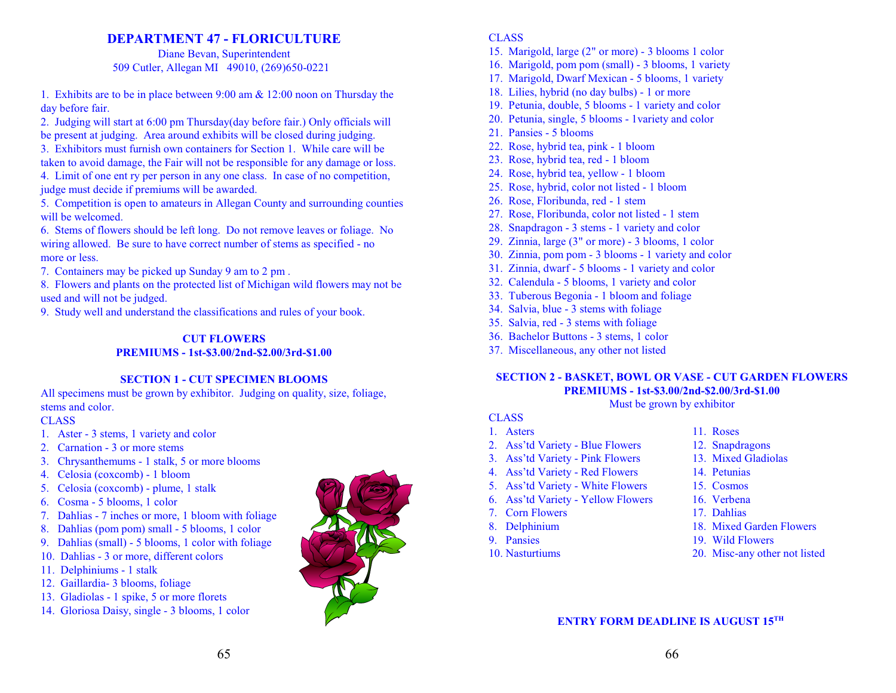## DEPARTMENT 47 - FLORICULTURE

Diane Bevan, Superintendent
509 Cutler, Allegan MI 49010, (269)650-0221

1. Exhibits are to be in place between 9:00 am & 12:00 noon on Thursday the day before fair.
2. Judging will start at 6:00 pm Thursday(day before fair.) Only officials will be present at judging. Area around exhibits will be closed during judging.
3. Exhibitors must furnish own containers for Section 1. While care will be taken to avoid damage, the Fair will not be responsible for any damage or loss.
4. Limit of one ent ry per person in any one class. In case of no competition, judge must decide if premiums will be awarded.
5. Competition is open to amateurs in Allegan County and surrounding counties will be welcomed.
6. Stems of flowers should be left long. Do not remove leaves or foliage. No wiring allowed. Be sure to have correct number of stems as specified - no more or less.
7. Containers may be picked up Sunday 9 am to 2 pm .
8. Flowers and plants on the protected list of Michigan wild flowers may not be used and will not be judged.
9. Study well and understand the classifications and rules of your book.

### CUT FLOWERS
**PREMIUMS - 1st-$3.00/2nd-$2.00/3rd-$1.00**

### SECTION 1 - CUT SPECIMEN BLOOMS

All specimens must be grown by exhibitor. Judging on quality, size, foliage, stems and color.

CLASS

1. Aster - 3 stems, 1 variety and color
2. Carnation - 3 or more stems
3. Chrysanthemums - 1 stalk, 5 or more blooms
4. Celosia (coxcomb) - 1 bloom
5. Celosia (coxcomb) - plume, 1 stalk
6. Cosma - 5 blooms, 1 color
7. Dahlias - 7 inches or more, 1 bloom with foliage
8. Dahlias (pom pom) small - 5 blooms, 1 color
9. Dahlias (small) - 5 blooms, 1 color with foliage
10. Dahlias - 3 or more, different colors
11. Delphiniums - 1 stalk
12. Gaillardia- 3 blooms, foliage
13. Gladiolas - 1 spike, 5 or more florets
14. Gloriosa Daisy, single - 3 blooms, 1 color
15. Marigold, large (2" or more) - 3 blooms 1 color
16. Marigold, pom pom (small) - 3 blooms, 1 variety
17. Marigold, Dwarf Mexican - 5 blooms, 1 variety
18. Lilies, hybrid (no day bulbs) - 1 or more
19. Petunia, double, 5 blooms - 1 variety and color
20. Petunia, single, 5 blooms - 1variety and color
21. Pansies - 5 blooms
22. Rose, hybrid tea, pink - 1 bloom
23. Rose, hybrid tea, red - 1 bloom
24. Rose, hybrid tea, yellow - 1 bloom
25. Rose, hybrid, color not listed - 1 bloom
26. Rose, Floribunda, red - 1 stem
27. Rose, Floribunda, color not listed - 1 stem
28. Snapdragon - 3 stems - 1 variety and color
29. Zinnia, large (3" or more) - 3 blooms, 1 color
30. Zinnia, pom pom - 3 blooms - 1 variety and color
31. Zinnia, dwarf - 5 blooms - 1 variety and color
32. Calendula - 5 blooms, 1 variety and color
33. Tuberous Begonia - 1 bloom and foliage
34. Salvia, blue - 3 stems with foliage
35. Salvia, red - 3 stems with foliage
36. Bachelor Buttons - 3 stems, 1 color
37. Miscellaneous, any other not listed

### SECTION 2 - BASKET, BOWL OR VASE - CUT GARDEN FLOWERS
**PREMIUMS - 1st-$3.00/2nd-$2.00/3rd-$1.00**

Must be grown by exhibitor

CLASS

1. Asters
2. Ass'td Variety - Blue Flowers
3. Ass'td Variety - Pink Flowers
4. Ass'td Variety - Red Flowers
5. Ass'td Variety - White Flowers
6. Ass'td Variety - Yellow Flowers
7. Corn Flowers
8. Delphinium
9. Pansies
10. Nasturtiums
11. Roses
12. Snapdragons
13. Mixed Gladiolas
14. Petunias
15. Cosmos
16. Verbena
17. Dahlias
18. Mixed Garden Flowers
19. Wild Flowers
20. Misc-any other not listed

**ENTRY FORM DEADLINE IS AUGUST 15TH**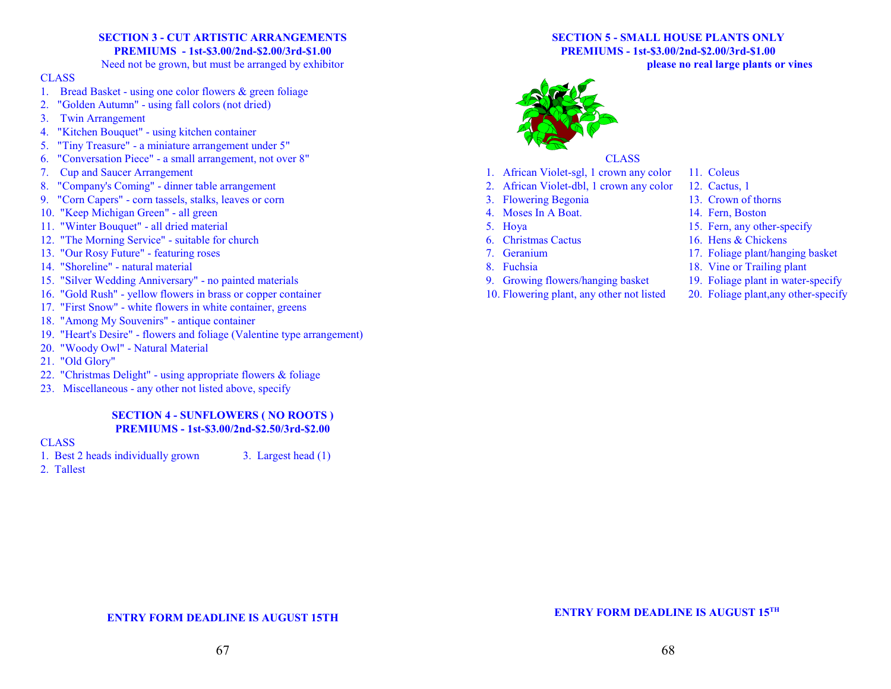## SECTION 3 - CUT ARTISTIC ARRANGEMENTS

**PREMIUMS - 1st-$3.00/2nd-$2.00/3rd-$1.00**

Need not be grown, but must be arranged by exhibitor

CLASS

1. Bread Basket - using one color flowers & green foliage
2. "Golden Autumn" - using fall colors (not dried)
3. Twin Arrangement
4. "Kitchen Bouquet" - using kitchen container
5. "Tiny Treasure" - a miniature arrangement under 5"
6. "Conversation Piece" - a small arrangement, not over 8"
7. Cup and Saucer Arrangement
8. "Company's Coming" - dinner table arrangement
9. "Corn Capers" - corn tassels, stalks, leaves or corn
10. "Keep Michigan Green" - all green
11. "Winter Bouquet" - all dried material
12. "The Morning Service" - suitable for church
13. "Our Rosy Future" - featuring roses
14. "Shoreline" - natural material
15. "Silver Wedding Anniversary" - no painted materials
16. "Gold Rush" - yellow flowers in brass or copper container
17. "First Snow" - white flowers in white container, greens
18. "Among My Souvenirs" - antique container
19. "Heart's Desire" - flowers and foliage (Valentine type arrangement)
20. "Woody Owl" - Natural Material
21. "Old Glory"
22. "Christmas Delight" - using appropriate flowers & foliage
23. Miscellaneous - any other not listed above, specify

## SECTION 4 - SUNFLOWERS ( NO ROOTS )

**PREMIUMS - 1st-$3.00/2nd-$2.50/3rd-$2.00**

CLASS

1. Best 2 heads individually grown
2. Tallest
3. Largest head (1)

**ENTRY FORM DEADLINE IS AUGUST 15TH**

## SECTION 5 - SMALL HOUSE PLANTS ONLY

**PREMIUMS - 1st-$3.00/2nd-$2.00/3rd-$1.00**

**please no real large plants or vines**

CLASS

1. African Violet-sgl, 1 crown any color
2. African Violet-dbl, 1 crown any color
3. Flowering Begonia
4. Moses In A Boat.
5. Hoya
6. Christmas Cactus
7. Geranium
8. Fuchsia
9. Growing flowers/hanging basket
10. Flowering plant, any other not listed
11. Coleus
12. Cactus, 1
13. Crown of thorns
14. Fern, Boston
15. Fern, any other-specify
16. Hens & Chickens
17. Foliage plant/hanging basket
18. Vine or Trailing plant
19. Foliage plant in water-specify
20. Foliage plant,any other-specify

**ENTRY FORM DEADLINE IS AUGUST 15TH**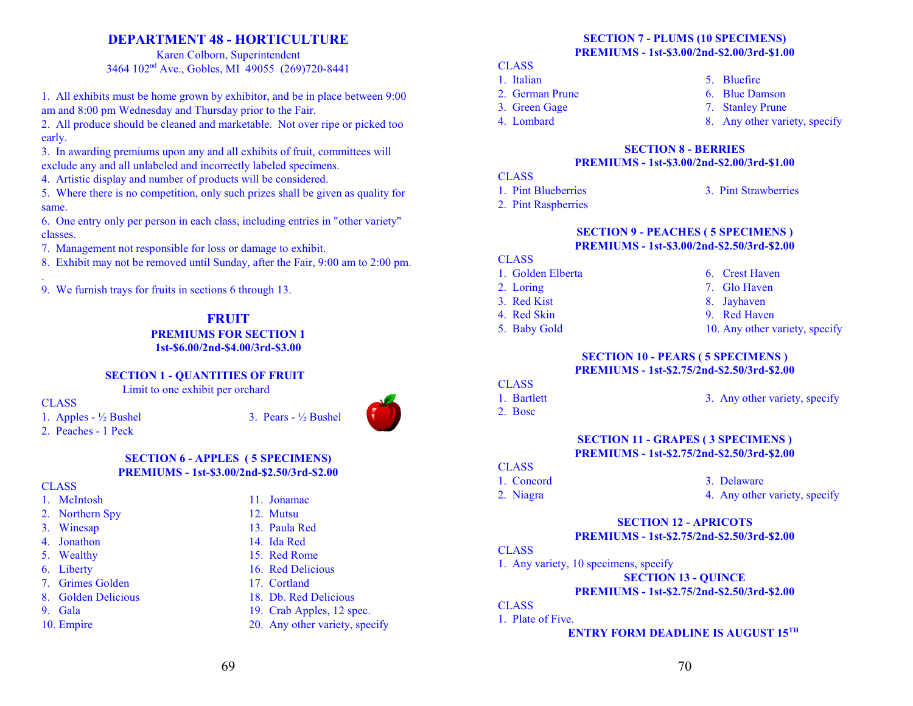# DEPARTMENT 48 - HORTICULTURE

Karen Colborn, Superintendent
3464 102nd Ave., Gobles, MI 49055 (269)720-8441

1. All exhibits must be home grown by exhibitor, and be in place between 9:00 am and 8:00 pm Wednesday and Thursday prior to the Fair.
2. All produce should be cleaned and marketable. Not over ripe or picked too early.
3. In awarding premiums upon any and all exhibits of fruit, committees will exclude any and all unlabeled and incorrectly labeled specimens.
4. Artistic display and number of products will be considered.
5. Where there is no competition, only such prizes shall be given as quality for same.
6. One entry only per person in each class, including entries in "other variety" classes.
7. Management not responsible for loss or damage to exhibit.
8. Exhibit may not be removed until Sunday, after the Fair, 9:00 am to 2:00 pm.
9. We furnish trays for fruits in sections 6 through 13.

## FRUIT

**PREMIUMS FOR SECTION 1**
**1st-$6.00/2nd-$4.00/3rd-$3.00**

### SECTION 1 - QUANTITIES OF FRUIT

Limit to one exhibit per orchard

CLASS
1. Apples - ½ Bushel
2. Peaches - 1 Peck
3. Pears - ½ Bushel

### SECTION 6 - APPLES (5 SPECIMENS)

**PREMIUMS - 1st-$3.00/2nd-$2.50/3rd-$2.00**

CLASS
1. McIntosh
2. Northern Spy
3. Winesap
4. Jonathon
5. Wealthy
6. Liberty
7. Grimes Golden
8. Golden Delicious
9. Gala
10. Empire
11. Jonamac
12. Mutsu
13. Paula Red
14. Ida Red
15. Red Rome
16. Red Delicious
17. Cortland
18. Db. Red Delicious
19. Crab Apples, 12 spec.
20. Any other variety, specify

### SECTION 7 - PLUMS (10 SPECIMENS)

**PREMIUMS - 1st-$3.00/2nd-$2.00/3rd-$1.00**

CLASS
1. Italian
2. German Prune
3. Green Gage
4. Lombard
5. Bluefire
6. Blue Damson
7. Stanley Prune
8. Any other variety, specify

### SECTION 8 - BERRIES

**PREMIUMS - 1st-$3.00/2nd-$2.00/3rd-$1.00**

CLASS
1. Pint Blueberries
2. Pint Raspberries
3. Pint Strawberries

### SECTION 9 - PEACHES ( 5 SPECIMENS )

**PREMIUMS - 1st-$3.00/2nd-$2.50/3rd-$2.00**

CLASS
1. Golden Elberta
2. Loring
3. Red Kist
4. Red Skin
5. Baby Gold
6. Crest Haven
7. Glo Haven
8. Jayhaven
9. Red Haven
10. Any other variety, specify

### SECTION 10 - PEARS ( 5 SPECIMENS )

**PREMIUMS - 1st-$2.75/2nd-$2.50/3rd-$2.00**

CLASS
1. Bartlett
2. Bosc
3. Any other variety, specify

### SECTION 11 - GRAPES ( 3 SPECIMENS )

**PREMIUMS - 1st-$2.75/2nd-$2.50/3rd-$2.00**

CLASS
1. Concord
2. Niagra
3. Delaware
4. Any other variety, specify

### SECTION 12 - APRICOTS

**PREMIUMS - 1st-$2.75/2nd-$2.50/3rd-$2.00**

CLASS
1. Any variety, 10 specimens, specify

### SECTION 13 - QUINCE

**PREMIUMS - 1st-$2.75/2nd-$2.50/3rd-$2.00**

CLASS
1. Plate of Five.

**ENTRY FORM DEADLINE IS AUGUST 15TH**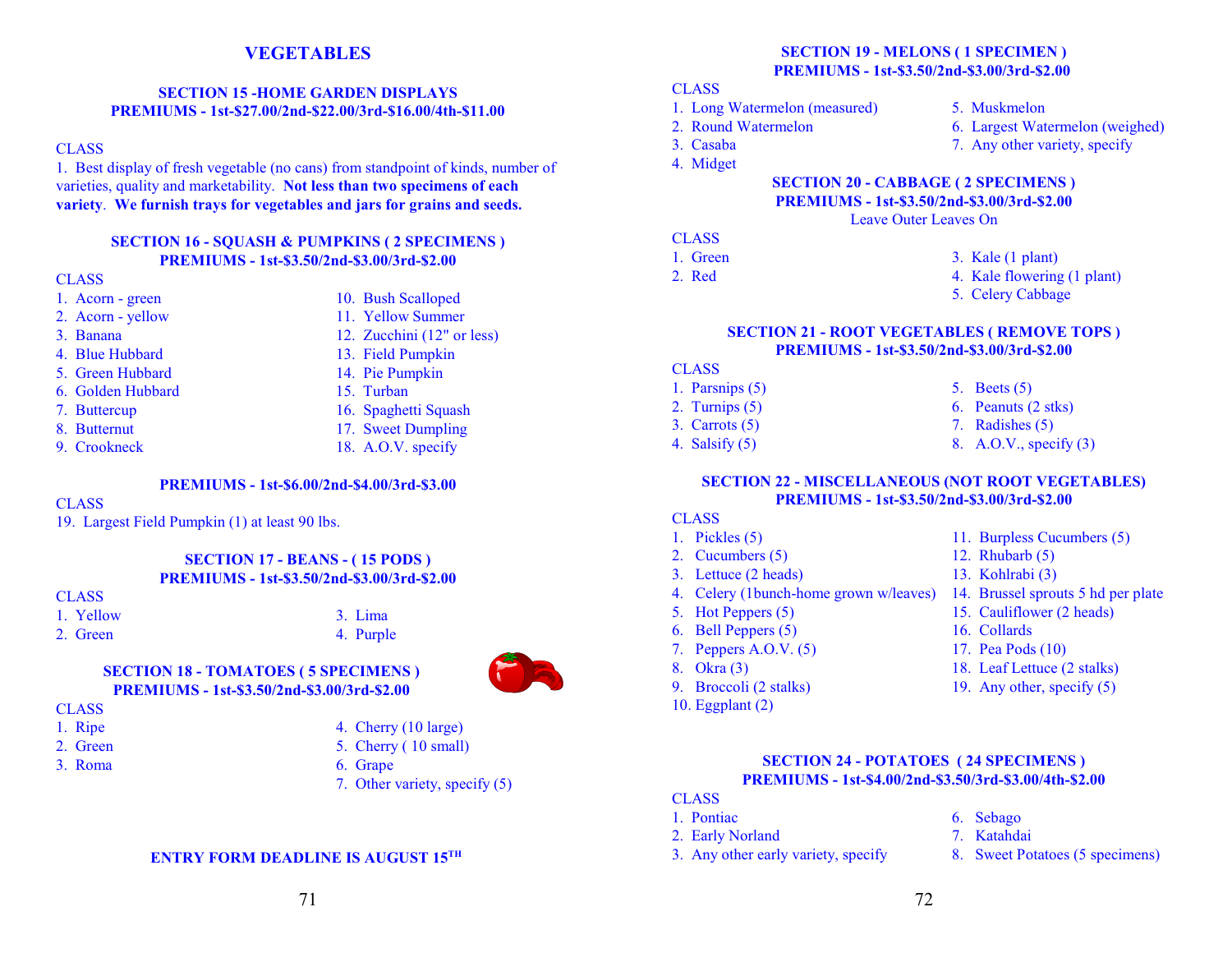# VEGETABLES

### SECTION 15 -HOME GARDEN DISPLAYS
**PREMIUMS - 1st-$27.00/2nd-$22.00/3rd-$16.00/4th-$11.00**

CLASS

1. Best display of fresh vegetable (no cans) from standpoint of kinds, number of varieties, quality and marketability. **Not less than two specimens of each variety**. **We furnish trays for vegetables and jars for grains and seeds.**

### SECTION 16 - SQUASH & PUMPKINS ( 2 SPECIMENS )
**PREMIUMS - 1st-$3.50/2nd-$3.00/3rd-$2.00**

CLASS

1. Acorn - green
2. Acorn - yellow
3. Banana
4. Blue Hubbard
5. Green Hubbard
6. Golden Hubbard
7. Buttercup
8. Butternut
9. Crookneck
10. Bush Scalloped
11. Yellow Summer
12. Zucchini (12" or less)
13. Field Pumpkin
14. Pie Pumpkin
15. Turban
16. Spaghetti Squash
17. Sweet Dumpling
18. A.O.V. specify

**PREMIUMS - 1st-$6.00/2nd-$4.00/3rd-$3.00**

CLASS

19. Largest Field Pumpkin (1) at least 90 lbs.

### SECTION 17 - BEANS - ( 15 PODS )
**PREMIUMS - 1st-$3.50/2nd-$3.00/3rd-$2.00**

CLASS

1. Yellow
2. Green
3. Lima
4. Purple

### SECTION 18 - TOMATOES ( 5 SPECIMENS )
**PREMIUMS - 1st-$3.50/2nd-$3.00/3rd-$2.00**

CLASS

1. Ripe
2. Green
3. Roma
4. Cherry (10 large)
5. Cherry ( 10 small)
6. Grape
7. Other variety, specify (5)

**ENTRY FORM DEADLINE IS AUGUST 15TH**

### SECTION 19 - MELONS ( 1 SPECIMEN )
**PREMIUMS - 1st-$3.50/2nd-$3.00/3rd-$2.00**

CLASS

1. Long Watermelon (measured)
2. Round Watermelon
3. Casaba
4. Midget
5. Muskmelon
6. Largest Watermelon (weighed)
7. Any other variety, specify

### SECTION 20 - CABBAGE ( 2 SPECIMENS )
**PREMIUMS - 1st-$3.50/2nd-$3.00/3rd-$2.00**

Leave Outer Leaves On

CLASS

1. Green
2. Red
3. Kale (1 plant)
4. Kale flowering (1 plant)
5. Celery Cabbage

### SECTION 21 - ROOT VEGETABLES ( REMOVE TOPS )
**PREMIUMS - 1st-$3.50/2nd-$3.00/3rd-$2.00**

CLASS

1. Parsnips (5)
2. Turnips (5)
3. Carrots (5)
4. Salsify (5)
5. Beets (5)
6. Peanuts (2 stks)
7. Radishes (5)
8. A.O.V., specify (3)

### SECTION 22 - MISCELLANEOUS (NOT ROOT VEGETABLES)
**PREMIUMS - 1st-$3.50/2nd-$3.00/3rd-$2.00**

CLASS

1. Pickles (5)
2. Cucumbers (5)
3. Lettuce (2 heads)
4. Celery (1bunch-home grown w/leaves)
5. Hot Peppers (5)
6. Bell Peppers (5)
7. Peppers A.O.V. (5)
8. Okra (3)
9. Broccoli (2 stalks)
10. Eggplant (2)
11. Burpless Cucumbers (5)
12. Rhubarb (5)
13. Kohlrabi (3)
14. Brussel sprouts 5 hd per plate
15. Cauliflower (2 heads)
16. Collards
17. Pea Pods (10)
18. Leaf Lettuce (2 stalks)
19. Any other, specify (5)

### SECTION 24 - POTATOES ( 24 SPECIMENS )
**PREMIUMS - 1st-$4.00/2nd-$3.50/3rd-$3.00/4th-$2.00**

CLASS

1. Pontiac
2. Early Norland
3. Any other early variety, specify
6. Sebago
7. Katahdai
8. Sweet Potatoes (5 specimens)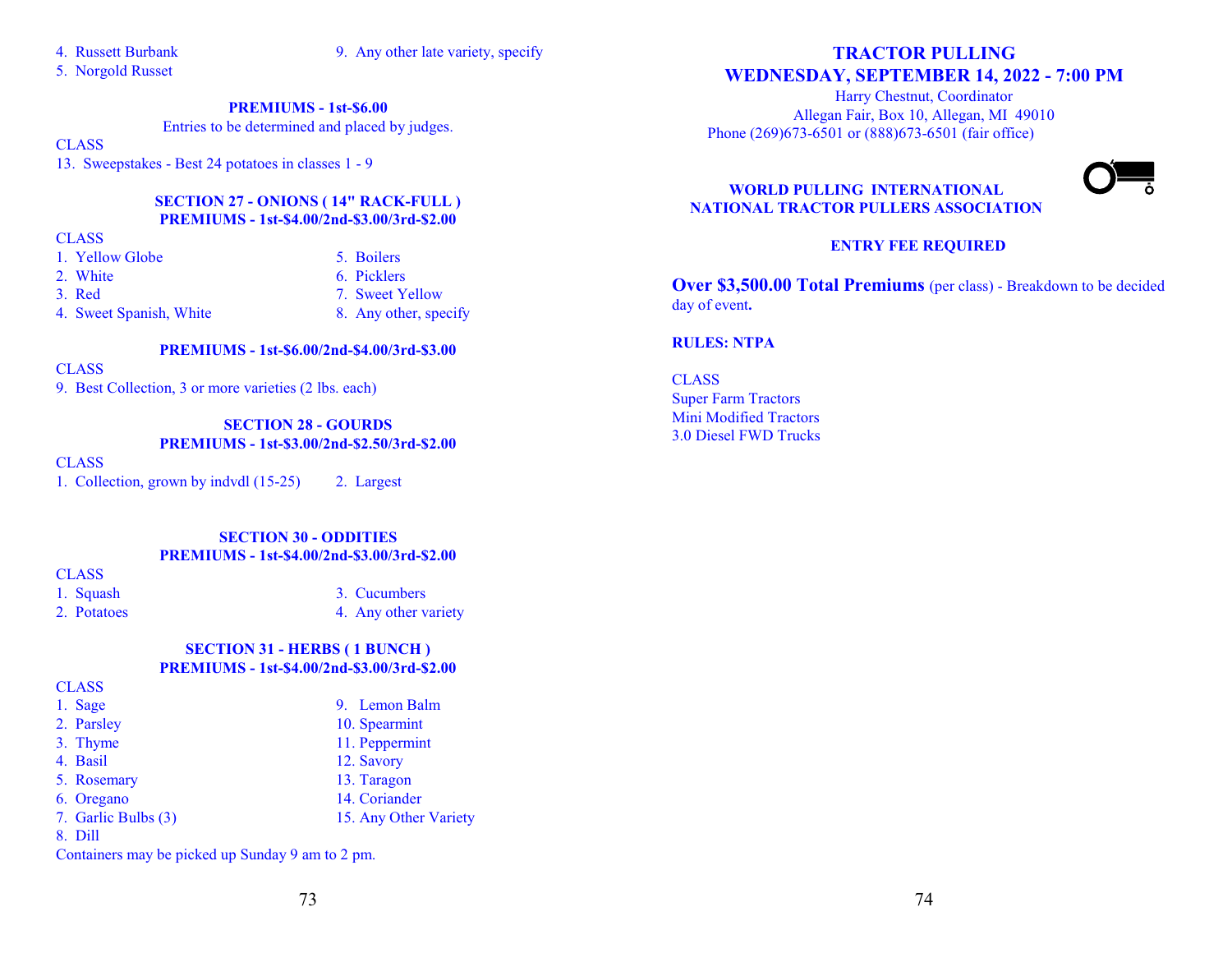4. Russett Burbank
5. Norgold Russet
9. Any other late variety, specify

**PREMIUMS - 1st-$6.00**

Entries to be determined and placed by judges.

CLASS

13. Sweepstakes - Best 24 potatoes in classes 1 - 9

### SECTION 27 - ONIONS ( 14" RACK-FULL )

**PREMIUMS - 1st-$4.00/2nd-$3.00/3rd-$2.00**

CLASS

1. Yellow Globe
2. White
3. Red
4. Sweet Spanish, White
5. Boilers
6. Picklers
7. Sweet Yellow
8. Any other, specify

**PREMIUMS - 1st-$6.00/2nd-$4.00/3rd-$3.00**

CLASS

9. Best Collection, 3 or more varieties (2 lbs. each)

### SECTION 28 - GOURDS

**PREMIUMS - 1st-$3.00/2nd-$2.50/3rd-$2.00**

CLASS

1. Collection, grown by indvdl (15-25)
2. Largest

### SECTION 30 - ODDITIES

**PREMIUMS - 1st-$4.00/2nd-$3.00/3rd-$2.00**

CLASS

1. Squash
2. Potatoes
3. Cucumbers
4. Any other variety

### SECTION 31 - HERBS ( 1 BUNCH )

**PREMIUMS - 1st-$4.00/2nd-$3.00/3rd-$2.00**

CLASS

1. Sage
2. Parsley
3. Thyme
4. Basil
5. Rosemary
6. Oregano
7. Garlic Bulbs (3)
8. Dill
9. Lemon Balm
10. Spearmint
11. Peppermint
12. Savory
13. Taragon
14. Coriander
15. Any Other Variety

Containers may be picked up Sunday 9 am to 2 pm.

## TRACTOR PULLING
## WEDNESDAY, SEPTEMBER 14, 2022 - 7:00 PM

Harry Chestnut, Coordinator
Allegan Fair, Box 10, Allegan, MI 49010
Phone (269)673-6501 or (888)673-6501 (fair office)

**WORLD PULLING INTERNATIONAL**
**NATIONAL TRACTOR PULLERS ASSOCIATION**

**ENTRY FEE REQUIRED**

**Over $3,500.00 Total Premiums** (per class) - Breakdown to be decided day of event**.**

**RULES: NTPA**

CLASS

Super Farm Tractors
Mini Modified Tractors
3.0 Diesel FWD Trucks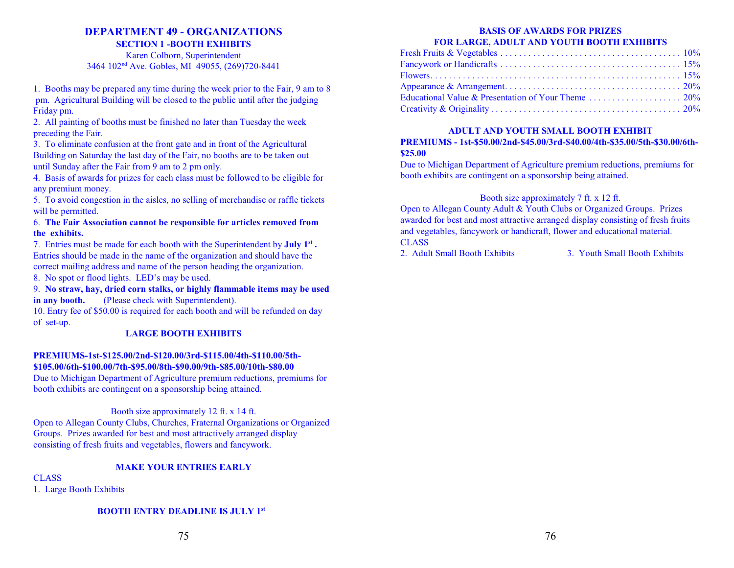# DEPARTMENT 49 - ORGANIZATIONS

## SECTION 1 -BOOTH EXHIBITS

Karen Colborn, Superintendent
3464 102nd Ave. Gobles, MI 49055, (269)720-8441

1. Booths may be prepared any time during the week prior to the Fair, 9 am to 8 pm. Agricultural Building will be closed to the public until after the judging Friday pm.
2. All painting of booths must be finished no later than Tuesday the week preceding the Fair.
3. To eliminate confusion at the front gate and in front of the Agricultural Building on Saturday the last day of the Fair, no booths are to be taken out until Sunday after the Fair from 9 am to 2 pm only.
4. Basis of awards for prizes for each class must be followed to be eligible for any premium money.
5. To avoid congestion in the aisles, no selling of merchandise or raffle tickets will be permitted.
6. **The Fair Association cannot be responsible for articles removed from the exhibits.**
7. Entries must be made for each booth with the Superintendent by **July 1st .** Entries should be made in the name of the organization and should have the correct mailing address and name of the person heading the organization.
8. No spot or flood lights. LED's may be used.
9. **No straw, hay, dried corn stalks, or highly flammable items may be used in any booth.** (Please check with Superintendent).
10. Entry fee of $50.00 is required for each booth and will be refunded on day of set-up.

### LARGE BOOTH EXHIBITS

**PREMIUMS-1st-$125.00/2nd-$120.00/3rd-$115.00/4th-$110.00/5th-$105.00/6th-$100.00/7th-$95.00/8th-$90.00/9th-$85.00/10th-$80.00**

Due to Michigan Department of Agriculture premium reductions, premiums for booth exhibits are contingent on a sponsorship being attained.

Booth size approximately 12 ft. x 14 ft.

Open to Allegan County Clubs, Churches, Fraternal Organizations or Organized Groups. Prizes awarded for best and most attractively arranged display consisting of fresh fruits and vegetables, flowers and fancywork.

**MAKE YOUR ENTRIES EARLY**

CLASS
1. Large Booth Exhibits

**BOOTH ENTRY DEADLINE IS JULY 1st**

### BASIS OF AWARDS FOR PRIZES FOR LARGE, ADULT AND YOUTH BOOTH EXHIBITS

| | |
|---|---|
| Fresh Fruits & Vegetables | 10% |
| Fancywork or Handicrafts | 15% |
| Flowers | 15% |
| Appearance & Arrangement | 20% |
| Educational Value & Presentation of Your Theme | 20% |
| Creativity & Originality | 20% |

### ADULT AND YOUTH SMALL BOOTH EXHIBIT

**PREMIUMS - 1st-$50.00/2nd-$45.00/3rd-$40.00/4th-$35.00/5th-$30.00/6th-$25.00**

Due to Michigan Department of Agriculture premium reductions, premiums for booth exhibits are contingent on a sponsorship being attained.

Booth size approximately 7 ft. x 12 ft.

Open to Allegan County Adult & Youth Clubs or Organized Groups. Prizes awarded for best and most attractive arranged display consisting of fresh fruits and vegetables, fancywork or handicraft, flower and educational material.

CLASS
2. Adult Small Booth Exhibits
3. Youth Small Booth Exhibits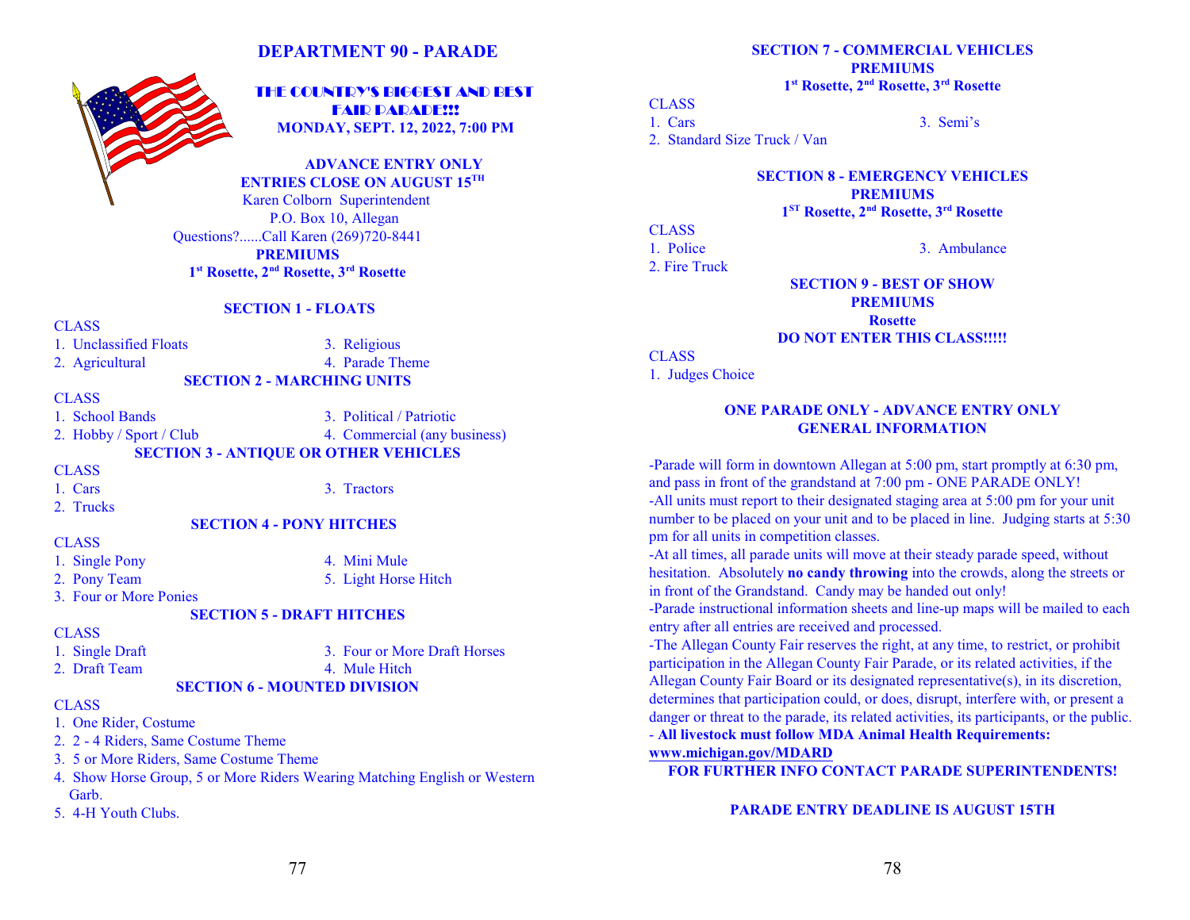# DEPARTMENT 90 - PARADE

**THE COUNTRY'S BIGGEST AND BEST FAIR PARADE!!!**
**MONDAY, SEPT. 12, 2022, 7:00 PM**

**ADVANCE ENTRY ONLY**
**ENTRIES CLOSE ON AUGUST 15TH**
Karen Colborn Superintendent
P.O. Box 10, Allegan
Questions?......Call Karen (269)720-8441
**PREMIUMS**
**1st Rosette, 2nd Rosette, 3rd Rosette**

### SECTION 1 - FLOATS

CLASS
1. Unclassified Floats
2. Agricultural
3. Religious
4. Parade Theme

### SECTION 2 - MARCHING UNITS

CLASS
1. School Bands
2. Hobby / Sport / Club
3. Political / Patriotic
4. Commercial (any business)

### SECTION 3 - ANTIQUE OR OTHER VEHICLES

CLASS
1. Cars
2. Trucks
3. Tractors

### SECTION 4 - PONY HITCHES

CLASS
1. Single Pony
2. Pony Team
3. Four or More Ponies
4. Mini Mule
5. Light Horse Hitch

### SECTION 5 - DRAFT HITCHES

CLASS
1. Single Draft
2. Draft Team
3. Four or More Draft Horses
4. Mule Hitch

### SECTION 6 - MOUNTED DIVISION

CLASS
1. One Rider, Costume
2. 2 - 4 Riders, Same Costume Theme
3. 5 or More Riders, Same Costume Theme
4. Show Horse Group, 5 or More Riders Wearing Matching English or Western Garb.
5. 4-H Youth Clubs.

### SECTION 7 - COMMERCIAL VEHICLES

**PREMIUMS**
**1st Rosette, 2nd Rosette, 3rd Rosette**

CLASS
1. Cars
2. Standard Size Truck / Van
3. Semi's

### SECTION 8 - EMERGENCY VEHICLES

**PREMIUMS**
**1ST Rosette, 2nd Rosette, 3rd Rosette**

CLASS
1. Police
2. Fire Truck
3. Ambulance

### SECTION 9 - BEST OF SHOW

**PREMIUMS**
**Rosette**
**DO NOT ENTER THIS CLASS!!!!!**

CLASS
1. Judges Choice

### ONE PARADE ONLY - ADVANCE ENTRY ONLY GENERAL INFORMATION

-Parade will form in downtown Allegan at 5:00 pm, start promptly at 6:30 pm, and pass in front of the grandstand at 7:00 pm - ONE PARADE ONLY!
-All units must report to their designated staging area at 5:00 pm for your unit number to be placed on your unit and to be placed in line. Judging starts at 5:30 pm for all units in competition classes.
-At all times, all parade units will move at their steady parade speed, without hesitation. Absolutely **no candy throwing** into the crowds, along the streets or in front of the Grandstand. Candy may be handed out only!
-Parade instructional information sheets and line-up maps will be mailed to each entry after all entries are received and processed.
-The Allegan County Fair reserves the right, at any time, to restrict, or prohibit participation in the Allegan County Fair Parade, or its related activities, if the Allegan County Fair Board or its designated representative(s), in its discretion, determines that participation could, or does, disrupt, interfere with, or present a danger or threat to the parade, its related activities, its participants, or the public.
- **All livestock must follow MDA Animal Health Requirements: www.michigan.gov/MDARD**

**FOR FURTHER INFO CONTACT PARADE SUPERINTENDENTS!**

**PARADE ENTRY DEADLINE IS AUGUST 15TH**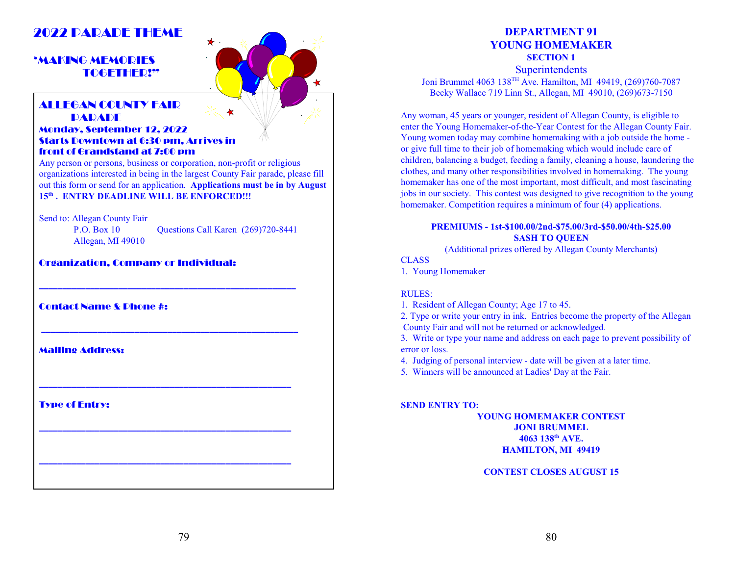# 2022 PARADE THEME

## "MAKING MEMORIES TOGETHER!"

## ALLEGAN COUNTY FAIR PARADE

**Monday, September 12, 2022**
**Starts Downtown at 6:30 pm, Arrives in front of Grandstand at 7:00 pm**

Any person or persons, business or corporation, non-profit or religious organizations interested in being in the largest County Fair parade, please fill out this form or send for an application. **Applications must be in by August 15th . ENTRY DEADLINE WILL BE ENFORCED!!!**

Send to: Allegan County Fair
P.O. Box 10
Allegan, MI 49010

Questions Call Karen (269)720-8441

**Organization, Company or Individual:**

\_\_\_\_\_\_\_\_\_\_\_\_\_\_\_\_\_\_\_\_\_\_\_\_\_\_\_\_\_\_\_\_\_\_\_\_\_\_\_\_\_\_\_\_\_\_

**Contact Name & Phone #:**

\_\_\_\_\_\_\_\_\_\_\_\_\_\_\_\_\_\_\_\_\_\_\_\_\_\_\_\_\_\_\_\_\_\_\_\_\_\_\_\_\_\_\_\_\_\_

**Mailing Address:**

\_\_\_\_\_\_\_\_\_\_\_\_\_\_\_\_\_\_\_\_\_\_\_\_\_\_\_\_\_\_\_\_\_\_\_\_\_\_\_\_\_\_\_\_\_\_

**Type of Entry:**

\_\_\_\_\_\_\_\_\_\_\_\_\_\_\_\_\_\_\_\_\_\_\_\_\_\_\_\_\_\_\_\_\_\_\_\_\_\_\_\_\_\_\_\_\_\_

\_\_\_\_\_\_\_\_\_\_\_\_\_\_\_\_\_\_\_\_\_\_\_\_\_\_\_\_\_\_\_\_\_\_\_\_\_\_\_\_\_\_\_\_\_\_

# DEPARTMENT 91
# YOUNG HOMEMAKER
## SECTION 1

### Superintendents

Joni Brummel 4063 138TH Ave. Hamilton, MI 49419, (269)760-7087
Becky Wallace 719 Linn St., Allegan, MI 49010, (269)673-7150

Any woman, 45 years or younger, resident of Allegan County, is eligible to enter the Young Homemaker-of-the-Year Contest for the Allegan County Fair. Young women today may combine homemaking with a job outside the home - or give full time to their job of homemaking which would include care of children, balancing a budget, feeding a family, cleaning a house, laundering the clothes, and many other responsibilities involved in homemaking. The young homemaker has one of the most important, most difficult, and most fascinating jobs in our society. This contest was designed to give recognition to the young homemaker. Competition requires a minimum of four (4) applications.

**PREMIUMS - 1st-$100.00/2nd-$75.00/3rd-$50.00/4th-$25.00**
**SASH TO QUEEN**
(Additional prizes offered by Allegan County Merchants)

CLASS
1. Young Homemaker

RULES:
1. Resident of Allegan County; Age 17 to 45.
2. Type or write your entry in ink. Entries become the property of the Allegan County Fair and will not be returned or acknowledged.
3. Write or type your name and address on each page to prevent possibility of error or loss.
4. Judging of personal interview - date will be given at a later time.
5. Winners will be announced at Ladies' Day at the Fair.

**SEND ENTRY TO:**

**YOUNG HOMEMAKER CONTEST**
**JONI BRUMMEL**
**4063 138th AVE.**
**HAMILTON, MI 49419**

**CONTEST CLOSES AUGUST 15**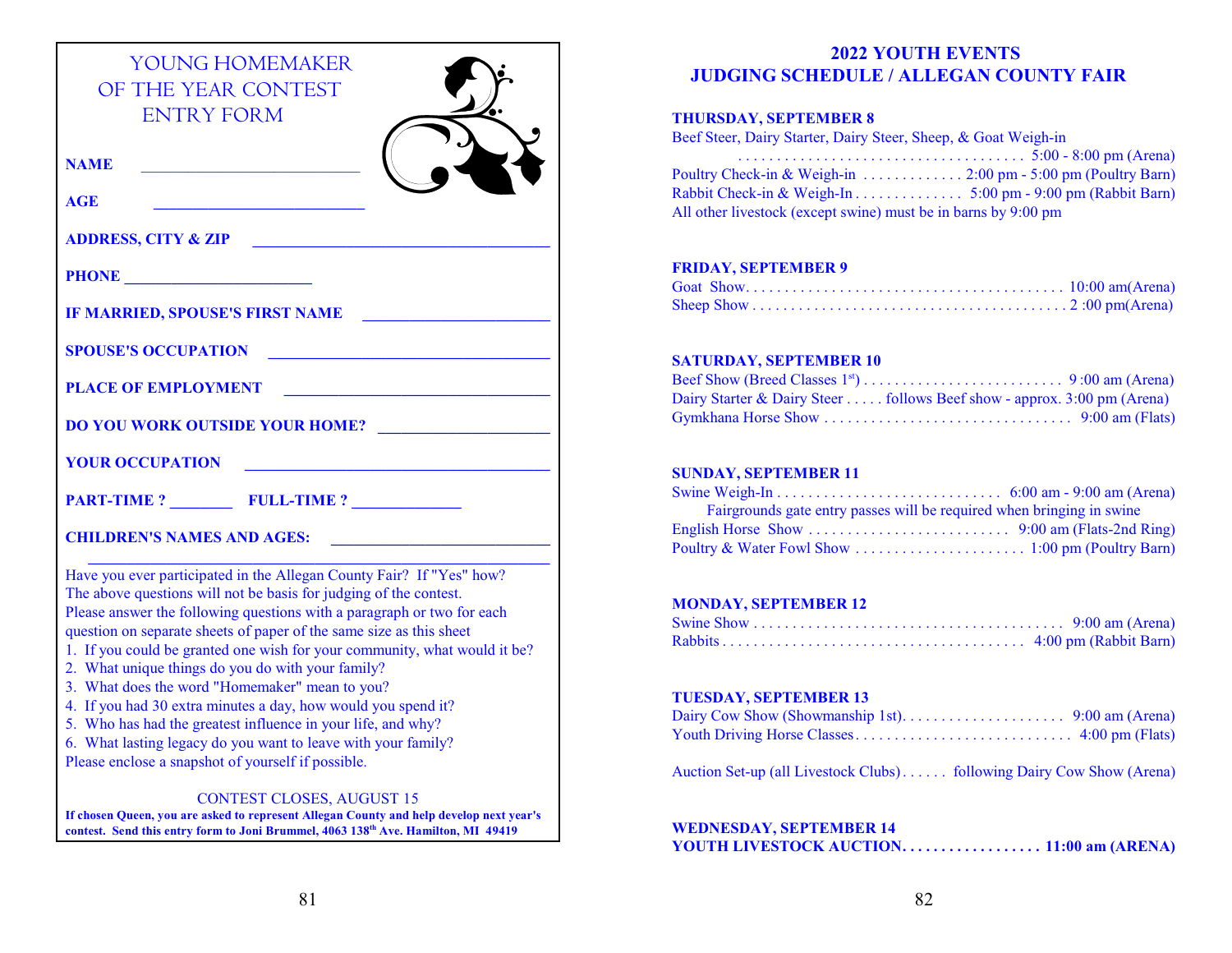# YOUNG HOMEMAKER OF THE YEAR CONTEST ENTRY FORM

**NAME** ______________________

**AGE** ______________________

**ADDRESS, CITY & ZIP** ______________________

**PHONE** ______________________

**IF MARRIED, SPOUSE'S FIRST NAME** ______________________

**SPOUSE'S OCCUPATION** ______________________

**PLACE OF EMPLOYMENT** ______________________

**DO YOU WORK OUTSIDE YOUR HOME?** ______________________

**YOUR OCCUPATION** ______________________

**PART-TIME ?** ________ **FULL-TIME ?** ______________

**CHILDREN'S NAMES AND AGES:** ______________________

______________________

Have you ever participated in the Allegan County Fair? If "Yes" how?
The above questions will not be basis for judging of the contest.
Please answer the following questions with a paragraph or two for each question on separate sheets of paper of the same size as this sheet

1. If you could be granted one wish for your community, what would it be?
2. What unique things do you do with your family?
3. What does the word "Homemaker" mean to you?
4. If you had 30 extra minutes a day, how would you spend it?
5. Who has had the greatest influence in your life, and why?
6. What lasting legacy do you want to leave with your family?

Please enclose a snapshot of yourself if possible.

CONTEST CLOSES, AUGUST 15

**If chosen Queen, you are asked to represent Allegan County and help develop next year's contest. Send this entry form to Joni Brummel, 4063 138th Ave. Hamilton, MI 49419**

# 2022 YOUTH EVENTS JUDGING SCHEDULE / ALLEGAN COUNTY FAIR

**THURSDAY, SEPTEMBER 8**

Beef Steer, Dairy Starter, Dairy Steer, Sheep, & Goat Weigh-in . . . . . . . . 5:00 - 8:00 pm (Arena)
Poultry Check-in & Weigh-in . . . . . . . . 2:00 pm - 5:00 pm (Poultry Barn)
Rabbit Check-in & Weigh-In . . . . . . . . 5:00 pm - 9:00 pm (Rabbit Barn)
All other livestock (except swine) must be in barns by 9:00 pm

**FRIDAY, SEPTEMBER 9**

Goat Show. . . . . . . . 10:00 am(Arena)
Sheep Show . . . . . . . . 2 :00 pm(Arena)

**SATURDAY, SEPTEMBER 10**

Beef Show (Breed Classes 1st) . . . . . . . . 9 :00 am (Arena)
Dairy Starter & Dairy Steer . . . . . follows Beef show - approx. 3:00 pm (Arena)
Gymkhana Horse Show . . . . . . . . 9:00 am (Flats)

**SUNDAY, SEPTEMBER 11**

Swine Weigh-In . . . . . . . . 6:00 am - 9:00 am (Arena)
Fairgrounds gate entry passes will be required when bringing in swine
English Horse Show . . . . . . . . 9:00 am (Flats-2nd Ring)
Poultry & Water Fowl Show . . . . . . . . 1:00 pm (Poultry Barn)

**MONDAY, SEPTEMBER 12**

Swine Show . . . . . . . . 9:00 am (Arena)
Rabbits . . . . . . . . 4:00 pm (Rabbit Barn)

**TUESDAY, SEPTEMBER 13**

Dairy Cow Show (Showmanship 1st). . . . . . . . 9:00 am (Arena)
Youth Driving Horse Classes. . . . . . . . 4:00 pm (Flats)

Auction Set-up (all Livestock Clubs) . . . . . . following Dairy Cow Show (Arena)

**WEDNESDAY, SEPTEMBER 14**

**YOUTH LIVESTOCK AUCTION. . . . . . . . 11:00 am (ARENA)**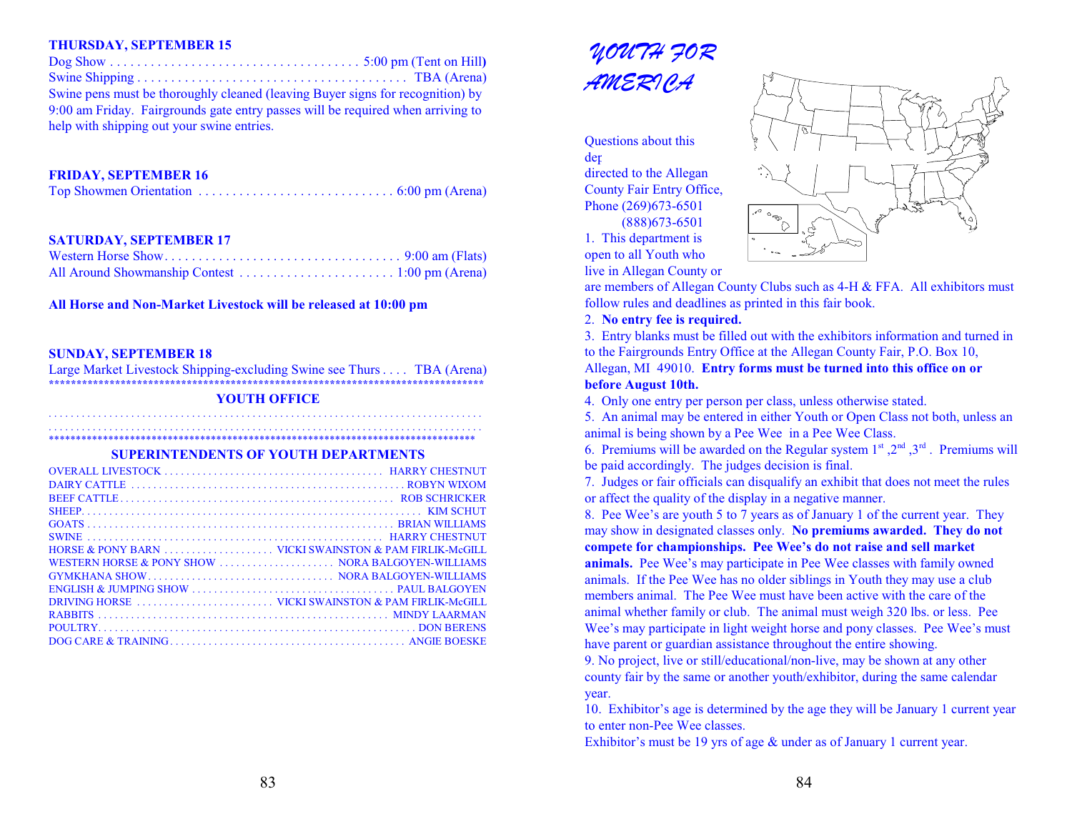### THURSDAY, SEPTEMBER 15

Dog Show . . . . . . . . . . . . . . . . . . . . . . . . . . . . . . . . . . . . . 5:00 pm (Tent on Hill)
Swine Shipping . . . . . . . . . . . . . . . . . . . . . . . . . . . . . . . . . . . . . . . TBA (Arena)
Swine pens must be thoroughly cleaned (leaving Buyer signs for recognition) by 9:00 am Friday. Fairgrounds gate entry passes will be required when arriving to help with shipping out your swine entries.

### FRIDAY, SEPTEMBER 16

Top Showmen Orientation . . . . . . . . . . . . . . . . . . . . . . . . . . . . . 6:00 pm (Arena)

### SATURDAY, SEPTEMBER 17

Western Horse Show. . . . . . . . . . . . . . . . . . . . . . . . . . . . . . . . . . . 9:00 am (Flats)
All Around Showmanship Contest . . . . . . . . . . . . . . . . . . . . . . . 1:00 pm (Arena)

**All Horse and Non-Market Livestock will be released at 10:00 pm**

### SUNDAY, SEPTEMBER 18

Large Market Livestock Shipping-excluding Swine see Thurs . . . . TBA (Arena)

## YOUTH OFFICE

## SUPERINTENDENTS OF YOUTH DEPARTMENTS

| Department | Superintendent |
|---|---|
| OVERALL LIVESTOCK | HARRY CHESTNUT |
| DAIRY CATTLE | ROBYN WIXOM |
| BEEF CATTLE | ROB SCHRICKER |
| SHEEP | KIM SCHUT |
| GOATS | BRIAN WILLIAMS |
| SWINE | HARRY CHESTNUT |
| HORSE & PONY BARN | VICKI SWAINSTON & PAM FIRLIK-McGILL |
| WESTERN HORSE & PONY SHOW | NORA BALGOYEN-WILLIAMS |
| GYMKHANA SHOW | NORA BALGOYEN-WILLIAMS |
| ENGLISH & JUMPING SHOW | PAUL BALGOYEN |
| DRIVING HORSE | VICKI SWAINSTON & PAM FIRLIK-McGILL |
| RABBITS | MINDY LAARMAN |
| POULTRY | DON BERENS |
| DOG CARE & TRAINING | ANGIE BOESKE |

# *YOUTH FOR AMERICA*

Questions about this dep directed to the Allegan County Fair Entry Office, Phone (269)673-6501 (888)673-6501

1. This department is open to all Youth who live in Allegan County or are members of Allegan County Clubs such as 4-H & FFA. All exhibitors must follow rules and deadlines as printed in this fair book.
2. **No entry fee is required.**
3. Entry blanks must be filled out with the exhibitors information and turned in to the Fairgrounds Entry Office at the Allegan County Fair, P.O. Box 10, Allegan, MI 49010. **Entry forms must be turned into this office on or before August 10th.**
4. Only one entry per person per class, unless otherwise stated.
5. An animal may be entered in either Youth or Open Class not both, unless an animal is being shown by a Pee Wee in a Pee Wee Class.
6. Premiums will be awarded on the Regular system 1st ,2nd ,3rd . Premiums will be paid accordingly. The judges decision is final.
7. Judges or fair officials can disqualify an exhibit that does not meet the rules or affect the quality of the display in a negative manner.
8. Pee Wee's are youth 5 to 7 years as of January 1 of the current year. They may show in designated classes only. **No premiums awarded. They do not compete for championships. Pee Wee's do not raise and sell market animals.** Pee Wee's may participate in Pee Wee classes with family owned animals. If the Pee Wee has no older siblings in Youth they may use a club members animal. The Pee Wee must have been active with the care of the animal whether family or club. The animal must weigh 320 lbs. or less. Pee Wee's may participate in light weight horse and pony classes. Pee Wee's must have parent or guardian assistance throughout the entire showing.
9. No project, live or still/educational/non-live, may be shown at any other county fair by the same or another youth/exhibitor, during the same calendar year.
10. Exhibitor's age is determined by the age they will be January 1 current year to enter non-Pee Wee classes.

Exhibitor's must be 19 yrs of age & under as of January 1 current year.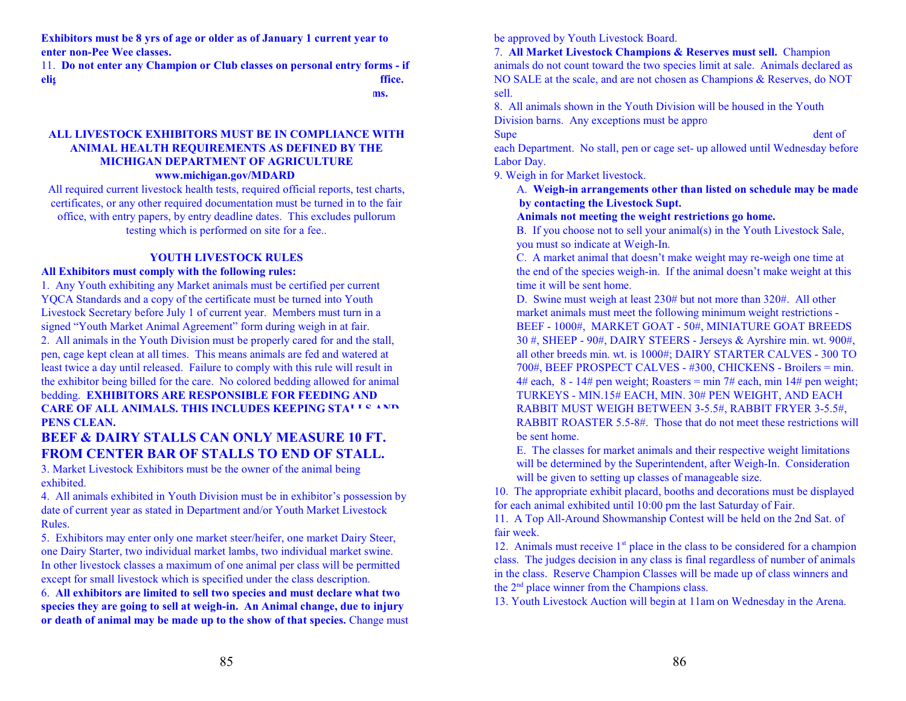**Exhibitors must be 8 yrs of age or older as of January 1 current year to enter non-Pee Wee classes.**

11. **Do not enter any Champion or Club classes on personal entry forms - if eli**g **ffice.**
**ms.**

**ALL LIVESTOCK EXHIBITORS MUST BE IN COMPLIANCE WITH ANIMAL HEALTH REQUIREMENTS AS DEFINED BY THE MICHIGAN DEPARTMENT OF AGRICULTURE www.michigan.gov/MDARD**

All required current livestock health tests, required official reports, test charts, certificates, or any other required documentation must be turned in to the fair office, with entry papers, by entry deadline dates. This excludes pullorum testing which is performed on site for a fee..

## YOUTH LIVESTOCK RULES

**All Exhibitors must comply with the following rules:**

1. Any Youth exhibiting any Market animals must be certified per current YQCA Standards and a copy of the certificate must be turned into Youth Livestock Secretary before July 1 of current year. Members must turn in a signed "Youth Market Animal Agreement" form during weigh in at fair.
2. All animals in the Youth Division must be properly cared for and the stall, pen, cage kept clean at all times. This means animals are fed and watered at least twice a day until released. Failure to comply with this rule will result in the exhibitor being billed for the care. No colored bedding allowed for animal bedding. **EXHIBITORS ARE RESPONSIBLE FOR FEEDING AND CARE OF ALL ANIMALS. THIS INCLUDES KEEPING STALLS AND PENS CLEAN.**

**BEEF & DAIRY STALLS CAN ONLY MEASURE 10 FT. FROM CENTER BAR OF STALLS TO END OF STALL.**

3. Market Livestock Exhibitors must be the owner of the animal being exhibited.
4. All animals exhibited in Youth Division must be in exhibitor's possession by date of current year as stated in Department and/or Youth Market Livestock Rules.
5. Exhibitors may enter only one market steer/heifer, one market Dairy Steer, one Dairy Starter, two individual market lambs, two individual market swine. In other livestock classes a maximum of one animal per class will be permitted except for small livestock which is specified under the class description.
6. **All exhibitors are limited to sell two species and must declare what two species they are going to sell at weigh-in. An Animal change, due to injury or death of animal may be made up to the show of that species.** Change must be approved by Youth Livestock Board.
7. **All Market Livestock Champions & Reserves must sell.** Champion animals do not count toward the two species limit at sale. Animals declared as NO SALE at the scale, and are not chosen as Champions & Reserves, do NOT sell.
8. All animals shown in the Youth Division will be housed in the Youth Division barns. Any exceptions must be appro Supe dent of each Department. No stall, pen or cage set- up allowed until Wednesday before Labor Day.
9. Weigh in for Market livestock.
   A. **Weigh-in arrangements other than listed on schedule may be made by contacting the Livestock Supt.**
   **Animals not meeting the weight restrictions go home.**
   B. If you choose not to sell your animal(s) in the Youth Livestock Sale, you must so indicate at Weigh-In.
   C. A market animal that doesn't make weight may re-weigh one time at the end of the species weigh-in. If the animal doesn't make weight at this time it will be sent home.
   D. Swine must weigh at least 230# but not more than 320#. All other market animals must meet the following minimum weight restrictions - BEEF - 1000#, MARKET GOAT - 50#, MINIATURE GOAT BREEDS 30 #, SHEEP - 90#, DAIRY STEERS - Jerseys & Ayrshire min. wt. 900#, all other breeds min. wt. is 1000#; DAIRY STARTER CALVES - 300 TO 700#, BEEF PROSPECT CALVES - #300, CHICKENS - Broilers = min. 4# each, 8 - 14# pen weight; Roasters = min 7# each, min 14# pen weight; TURKEYS - MIN.15# EACH, MIN. 30# PEN WEIGHT, AND EACH RABBIT MUST WEIGH BETWEEN 3-5.5#, RABBIT FRYER 3-5.5#, RABBIT ROASTER 5.5-8#. Those that do not meet these restrictions will be sent home.
   E. The classes for market animals and their respective weight limitations will be determined by the Superintendent, after Weigh-In. Consideration will be given to setting up classes of manageable size.
10. The appropriate exhibit placard, booths and decorations must be displayed for each animal exhibited until 10:00 pm the last Saturday of Fair.
11. A Top All-Around Showmanship Contest will be held on the 2nd Sat. of fair week.
12. Animals must receive 1st place in the class to be considered for a champion class. The judges decision in any class is final regardless of number of animals in the class. Reserve Champion Classes will be made up of class winners and the 2nd place winner from the Champions class.
13. Youth Livestock Auction will begin at 11am on Wednesday in the Arena.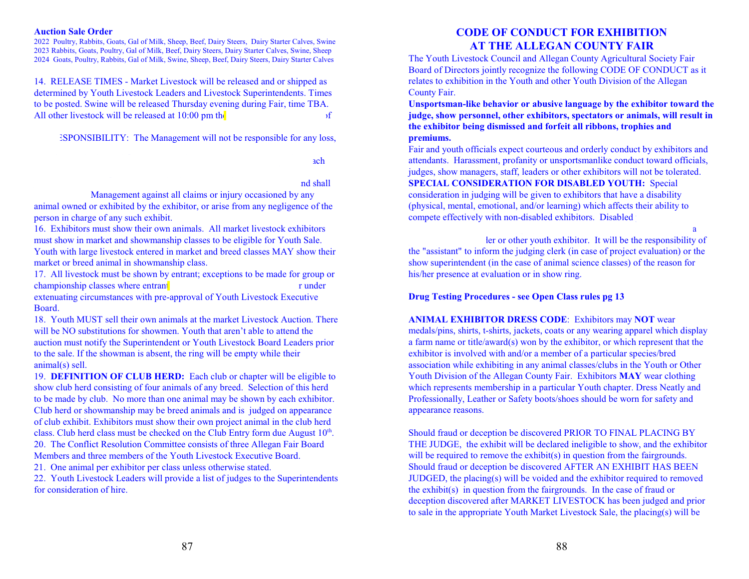**Auction Sale Order**

2022 Poultry, Rabbits, Goats, Gal of Milk, Sheep, Beef, Dairy Steers, Dairy Starter Calves, Swine
2023 Rabbits, Goats, Poultry, Gal of Milk, Beef, Dairy Steers, Dairy Starter Calves, Swine, Sheep
2024 Goats, Poultry, Rabbits, Gal of Milk, Swine, Sheep, Beef, Dairy Steers, Dairy Starter Calves

14. RELEASE TIMES - Market Livestock will be released and or shipped as determined by Youth Livestock Leaders and Livestock Superintendents. Times to be posted. Swine will be released Thursday evening during Fair, time TBA. All other livestock will be released at 10:00 pm th                                    of

ESPONSIBILITY: The Management will not be responsible for any loss,

ach

nd shall

Management against all claims or injury occasioned by any animal owned or exhibited by the exhibitor, or arise from any negligence of the person in charge of any such exhibit.

16. Exhibitors must show their own animals. All market livestock exhibitors must show in market and showmanship classes to be eligible for Youth Sale. Youth with large livestock entered in market and breed classes MAY show their market or breed animal in showmanship class.

17. All livestock must be shown by entrant; exceptions to be made for group or championship classes where entrant                                    r under extenuating circumstances with pre-approval of Youth Livestock Executive Board.

18. Youth MUST sell their own animals at the market Livestock Auction. There will be NO substitutions for showmen. Youth that aren't able to attend the auction must notify the Superintendent or Youth Livestock Board Leaders prior to the sale. If the showman is absent, the ring will be empty while their animal(s) sell.

19. **DEFINITION OF CLUB HERD:** Each club or chapter will be eligible to show club herd consisting of four animals of any breed. Selection of this herd to be made by club. No more than one animal may be shown by each exhibitor. Club herd or showmanship may be breed animals and is judged on appearance of club exhibit. Exhibitors must show their own project animal in the club herd class. Club herd class must be checked on the Club Entry form due August 10th.

20. The Conflict Resolution Committee consists of three Allegan Fair Board Members and three members of the Youth Livestock Executive Board.

21. One animal per exhibitor per class unless otherwise stated.

22. Youth Livestock Leaders will provide a list of judges to the Superintendents for consideration of hire.

## CODE OF CONDUCT FOR EXHIBITION AT THE ALLEGAN COUNTY FAIR

The Youth Livestock Council and Allegan County Agricultural Society Fair Board of Directors jointly recognize the following CODE OF CONDUCT as it relates to exhibition in the Youth and other Youth Division of the Allegan County Fair.

**Unsportsman-like behavior or abusive language by the exhibitor toward the judge, show personnel, other exhibitors, spectators or animals, will result in the exhibitor being dismissed and forfeit all ribbons, trophies and premiums.**

Fair and youth officials expect courteous and orderly conduct by exhibitors and attendants. Harassment, profanity or unsportsmanlike conduct toward officials, judges, show managers, staff, leaders or other exhibitors will not be tolerated.

**SPECIAL CONSIDERATION FOR DISABLED YOUTH:** Special consideration in judging will be given to exhibitors that have a disability (physical, mental, emotional, and/or learning) which affects their ability to compete effectively with non-disabled exhibitors. Disabled

a

ler or other youth exhibitor. It will be the responsibility of the "assistant" to inform the judging clerk (in case of project evaluation) or the show superintendent (in the case of animal science classes) of the reason for his/her presence at evaluation or in show ring.

**Drug Testing Procedures - see Open Class rules pg 13**

**ANIMAL EXHIBITOR DRESS CODE**: Exhibitors may **NOT** wear medals/pins, shirts, t-shirts, jackets, coats or any wearing apparel which display a farm name or title/award(s) won by the exhibitor, or which represent that the exhibitor is involved with and/or a member of a particular species/bred association while exhibiting in any animal classes/clubs in the Youth or Other Youth Division of the Allegan County Fair. Exhibitors **MAY** wear clothing which represents membership in a particular Youth chapter. Dress Neatly and Professionally, Leather or Safety boots/shoes should be worn for safety and appearance reasons.

Should fraud or deception be discovered PRIOR TO FINAL PLACING BY THE JUDGE, the exhibit will be declared ineligible to show, and the exhibitor will be required to remove the exhibit(s) in question from the fairgrounds. Should fraud or deception be discovered AFTER AN EXHIBIT HAS BEEN JUDGED, the placing(s) will be voided and the exhibitor required to removed the exhibit(s) in question from the fairgrounds. In the case of fraud or deception discovered after MARKET LIVESTOCK has been judged and prior to sale in the appropriate Youth Market Livestock Sale, the placing(s) will be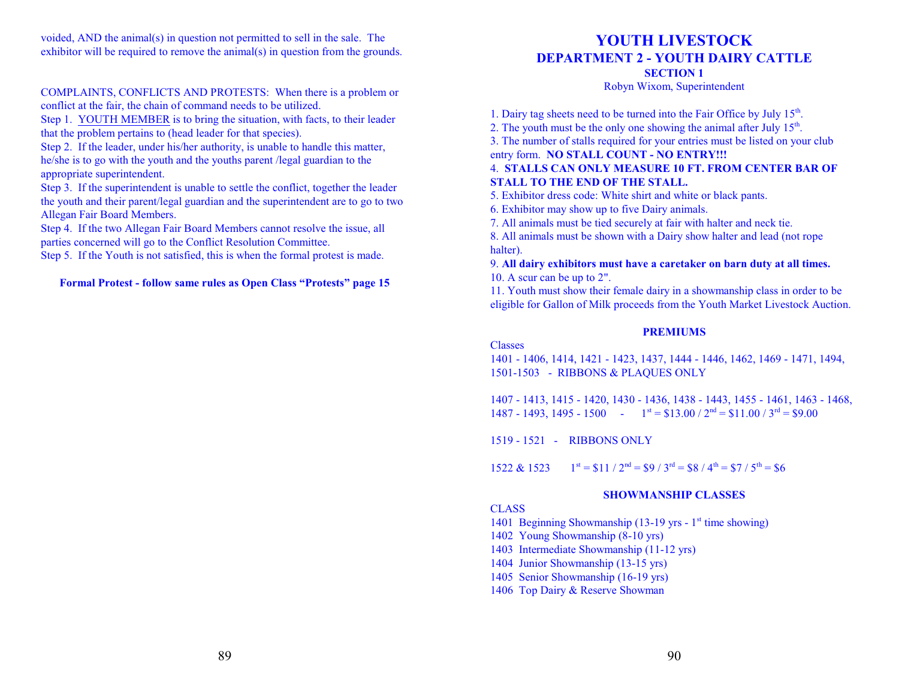voided, AND the animal(s) in question not permitted to sell in the sale. The exhibitor will be required to remove the animal(s) in question from the grounds.

COMPLAINTS, CONFLICTS AND PROTESTS: When there is a problem or conflict at the fair, the chain of command needs to be utilized.

Step 1. YOUTH MEMBER is to bring the situation, with facts, to their leader that the problem pertains to (head leader for that species).

Step 2. If the leader, under his/her authority, is unable to handle this matter, he/she is to go with the youth and the youths parent /legal guardian to the appropriate superintendent.

Step 3. If the superintendent is unable to settle the conflict, together the leader the youth and their parent/legal guardian and the superintendent are to go to two Allegan Fair Board Members.

Step 4. If the two Allegan Fair Board Members cannot resolve the issue, all parties concerned will go to the Conflict Resolution Committee.

Step 5. If the Youth is not satisfied, this is when the formal protest is made.

**Formal Protest - follow same rules as Open Class "Protests" page 15**

# YOUTH LIVESTOCK

## DEPARTMENT 2 - YOUTH DAIRY CATTLE

### SECTION 1

Robyn Wixom, Superintendent

1. Dairy tag sheets need to be turned into the Fair Office by July 15th.
2. The youth must be the only one showing the animal after July 15th.
3. The number of stalls required for your entries must be listed on your club entry form. **NO STALL COUNT - NO ENTRY!!!**
4. **STALLS CAN ONLY MEASURE 10 FT. FROM CENTER BAR OF STALL TO THE END OF THE STALL.**
5. Exhibitor dress code: White shirt and white or black pants.
6. Exhibitor may show up to five Dairy animals.
7. All animals must be tied securely at fair with halter and neck tie.
8. All animals must be shown with a Dairy show halter and lead (not rope halter).
9. **All dairy exhibitors must have a caretaker on barn duty at all times.**
10. A scur can be up to 2".
11. Youth must show their female dairy in a showmanship class in order to be eligible for Gallon of Milk proceeds from the Youth Market Livestock Auction.

**PREMIUMS**

Classes

1401 - 1406, 1414, 1421 - 1423, 1437, 1444 - 1446, 1462, 1469 - 1471, 1494, 1501-1503 - RIBBONS & PLAQUES ONLY

1407 - 1413, 1415 - 1420, 1430 - 1436, 1438 - 1443, 1455 - 1461, 1463 - 1468, 1487 - 1493, 1495 - 1500 - 1st = $13.00 / 2nd = $11.00 / 3rd = $9.00

1519 - 1521 - RIBBONS ONLY

1522 & 1523 1st = $11 / 2nd = $9 / 3rd = $8 / 4th = $7 / 5th = $6

**SHOWMANSHIP CLASSES**

CLASS

1401 Beginning Showmanship (13-19 yrs - 1st time showing)
1402 Young Showmanship (8-10 yrs)
1403 Intermediate Showmanship (11-12 yrs)
1404 Junior Showmanship (13-15 yrs)
1405 Senior Showmanship (16-19 yrs)
1406 Top Dairy & Reserve Showman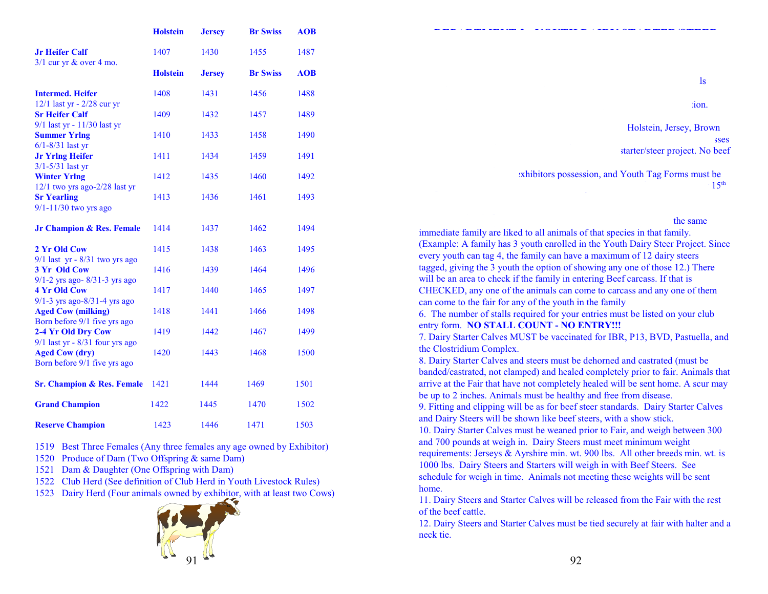| | Holstein | Jersey | Br Swiss | AOB |
|---|---|---|---|---|
| **Jr Heifer Calf** 3/1 cur yr & over 4 mo. | 1407 | 1430 | 1455 | 1487 |
| | **Holstein** | **Jersey** | **Br Swiss** | **AOB** |
| **Intermed. Heifer** 12/1 last yr - 2/28 cur yr | 1408 | 1431 | 1456 | 1488 |
| **Sr Heifer Calf** 9/1 last yr - 11/30 last yr | 1409 | 1432 | 1457 | 1489 |
| **Summer Yrlng** 6/1-8/31 last yr | 1410 | 1433 | 1458 | 1490 |
| **Jr Yrlng Heifer** 3/1-5/31 last yr | 1411 | 1434 | 1459 | 1491 |
| **Winter Yrlng** 12/1 two yrs ago-2/28 last yr | 1412 | 1435 | 1460 | 1492 |
| **Sr Yearling** 9/1-11/30 two yrs ago | 1413 | 1436 | 1461 | 1493 |
| **Jr Champion & Res. Female** | 1414 | 1437 | 1462 | 1494 |
| **2 Yr Old Cow** 9/1 last yr - 8/31 two yrs ago | 1415 | 1438 | 1463 | 1495 |
| **3 Yr Old Cow** 9/1-2 yrs ago- 8/31-3 yrs ago | 1416 | 1439 | 1464 | 1496 |
| **4 Yr Old Cow** 9/1-3 yrs ago-8/31-4 yrs ago | 1417 | 1440 | 1465 | 1497 |
| **Aged Cow (milking)** Born before 9/1 five yrs ago | 1418 | 1441 | 1466 | 1498 |
| **2-4 Yr Old Dry Cow** 9/1 last yr - 8/31 four yrs ago | 1419 | 1442 | 1467 | 1499 |
| **Aged Cow (dry)** Born before 9/1 five yrs ago | 1420 | 1443 | 1468 | 1500 |
| **Sr. Champion & Res. Female** | 1421 | 1444 | 1469 | 1501 |
| **Grand Champion** | 1422 | 1445 | 1470 | 1502 |
| **Reserve Champion** | 1423 | 1446 | 1471 | 1503 |

1519 Best Three Females (Any three females any age owned by Exhibitor)
1520 Produce of Dam (Two Offspring & same Dam)
1521 Dam & Daughter (One Offspring with Dam)
1522 Club Herd (See definition of Club Herd in Youth Livestock Rules)
1523 Dairy Herd (Four animals owned by exhibitor, with at least two Cows)

ls

ion.

Holstein, Jersey, Brown
sses
starter/steer project. No beef

xhibitors possession, and Youth Tag Forms must be
15th

the same immediate family are liked to all animals of that species in that family. (Example: A family has 3 youth enrolled in the Youth Dairy Steer Project. Since every youth can tag 4, the family can have a maximum of 12 dairy steers tagged, giving the 3 youth the option of showing any one of those 12.) There will be an area to check if the family in entering Beef carcass. If that is CHECKED, any one of the animals can come to carcass and any one of them can come to the fair for any of the youth in the family

6. The number of stalls required for your entries must be listed on your club entry form. **NO STALL COUNT - NO ENTRY!!!**

7. Dairy Starter Calves MUST be vaccinated for IBR, P13, BVD, Pastuella, and the Clostridium Complex.

8. Dairy Starter Calves and steers must be dehorned and castrated (must be banded/castrated, not clamped) and healed completely prior to fair. Animals that arrive at the Fair that have not completely healed will be sent home. A scur may be up to 2 inches. Animals must be healthy and free from disease.

9. Fitting and clipping will be as for beef steer standards. Dairy Starter Calves and Dairy Steers will be shown like beef steers, with a show stick.

10. Dairy Starter Calves must be weaned prior to Fair, and weigh between 300 and 700 pounds at weigh in. Dairy Steers must meet minimum weight requirements: Jerseys & Ayrshire min. wt. 900 lbs. All other breeds min. wt. is 1000 lbs. Dairy Steers and Starters will weigh in with Beef Steers. See schedule for weigh in time. Animals not meeting these weights will be sent home.

11. Dairy Steers and Starter Calves will be released from the Fair with the rest of the beef cattle.

12. Dairy Steers and Starter Calves must be tied securely at fair with halter and a neck tie.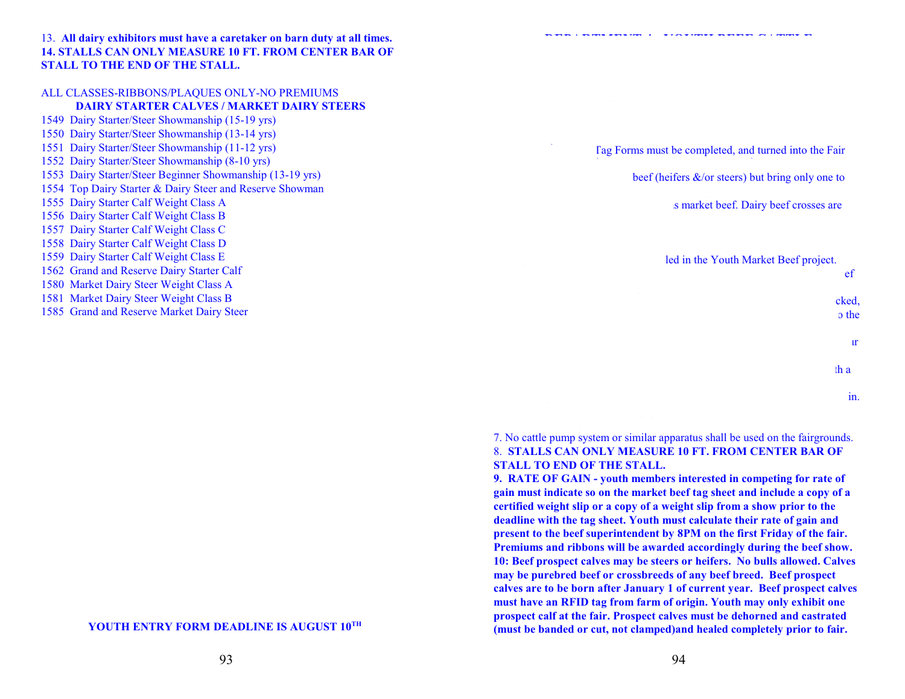13. **All dairy exhibitors must have a caretaker on barn duty at all times.**
**14. STALLS CAN ONLY MEASURE 10 FT. FROM CENTER BAR OF STALL TO THE END OF THE STALL.**

ALL CLASSES-RIBBONS/PLAQUES ONLY-NO PREMIUMS

**DAIRY STARTER CALVES / MARKET DAIRY STEERS**

1549 Dairy Starter/Steer Showmanship (15-19 yrs)
1550 Dairy Starter/Steer Showmanship (13-14 yrs)
1551 Dairy Starter/Steer Showmanship (11-12 yrs)
1552 Dairy Starter/Steer Showmanship (8-10 yrs)
1553 Dairy Starter/Steer Beginner Showmanship (13-19 yrs)
1554 Top Dairy Starter & Dairy Steer and Reserve Showman
1555 Dairy Starter Calf Weight Class A
1556 Dairy Starter Calf Weight Class B
1557 Dairy Starter Calf Weight Class C
1558 Dairy Starter Calf Weight Class D
1559 Dairy Starter Calf Weight Class E
1562 Grand and Reserve Dairy Starter Calf
1580 Market Dairy Steer Weight Class A
1581 Market Dairy Steer Weight Class B
1585 Grand and Reserve Market Dairy Steer

**YOUTH ENTRY FORM DEADLINE IS AUGUST 10TH**

Tag Forms must be completed, and turned into the Fair

beef (heifers &/or steers) but bring only one to

s market beef. Dairy beef crosses are

led in the Youth Market Beef project.

ef

cked,

o the

ir

th a

in.

7. No cattle pump system or similar apparatus shall be used on the fairgrounds.
8. **STALLS CAN ONLY MEASURE 10 FT. FROM CENTER BAR OF STALL TO END OF THE STALL.**
**9. RATE OF GAIN - youth members interested in competing for rate of gain must indicate so on the market beef tag sheet and include a copy of a certified weight slip or a copy of a weight slip from a show prior to the deadline with the tag sheet. Youth must calculate their rate of gain and present to the beef superintendent by 8PM on the first Friday of the fair. Premiums and ribbons will be awarded accordingly during the beef show.**
**10: Beef prospect calves may be steers or heifers. No bulls allowed. Calves may be purebred beef or crossbreeds of any beef breed. Beef prospect calves are to be born after January 1 of current year. Beef prospect calves must have an RFID tag from farm of origin. Youth may only exhibit one prospect calf at the fair. Prospect calves must be dehorned and castrated (must be banded or cut, not clamped)and healed completely prior to fair.**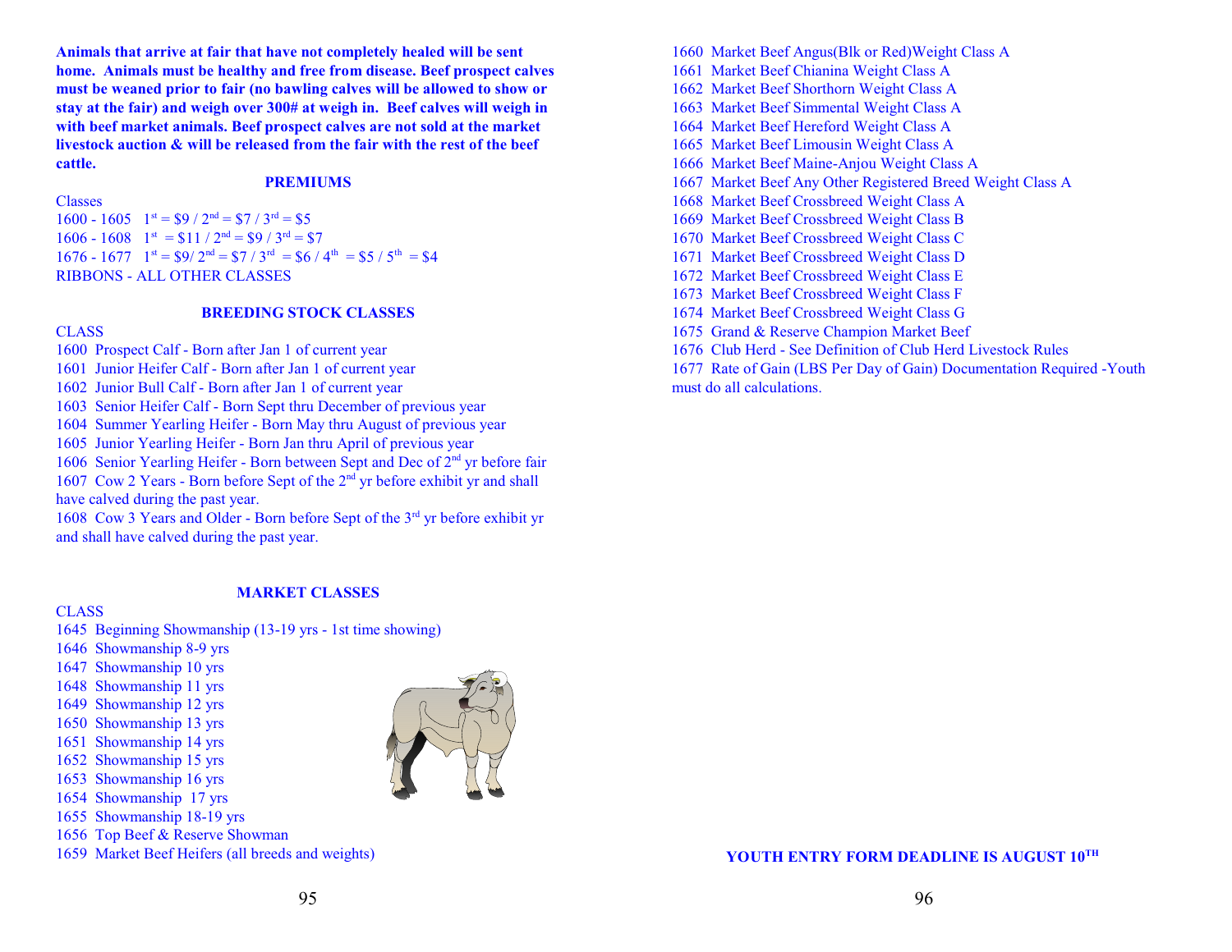**Animals that arrive at fair that have not completely healed will be sent home. Animals must be healthy and free from disease. Beef prospect calves must be weaned prior to fair (no bawling calves will be allowed to show or stay at the fair) and weigh over 300# at weigh in. Beef calves will weigh in with beef market animals. Beef prospect calves are not sold at the market livestock auction & will be released from the fair with the rest of the beef cattle.**

## PREMIUMS

Classes
1600 - 1605   1st = $9 / 2nd = $7 / 3rd = $5
1606 - 1608   1st = $11 / 2nd = $9 / 3rd = $7
1676 - 1677   1st = $9/ 2nd = $7 / 3rd = $6 / 4th = $5 / 5th = $4
RIBBONS - ALL OTHER CLASSES

## BREEDING STOCK CLASSES

CLASS
1600  Prospect Calf - Born after Jan 1 of current year
1601  Junior Heifer Calf - Born after Jan 1 of current year
1602  Junior Bull Calf - Born after Jan 1 of current year
1603  Senior Heifer Calf - Born Sept thru December of previous year
1604  Summer Yearling Heifer - Born May thru August of previous year
1605  Junior Yearling Heifer - Born Jan thru April of previous year
1606  Senior Yearling Heifer - Born between Sept and Dec of 2nd yr before fair
1607  Cow 2 Years - Born before Sept of the 2nd yr before exhibit yr and shall have calved during the past year.
1608  Cow 3 Years and Older - Born before Sept of the 3rd yr before exhibit yr and shall have calved during the past year.

## MARKET CLASSES

CLASS
1645  Beginning Showmanship (13-19 yrs - 1st time showing)
1646  Showmanship 8-9 yrs
1647  Showmanship 10 yrs
1648  Showmanship 11 yrs
1649  Showmanship 12 yrs
1650  Showmanship 13 yrs
1651  Showmanship 14 yrs
1652  Showmanship 15 yrs
1653  Showmanship 16 yrs
1654  Showmanship 17 yrs
1655  Showmanship 18-19 yrs
1656  Top Beef & Reserve Showman
1659  Market Beef Heifers (all breeds and weights)
1660  Market Beef Angus(Blk or Red)Weight Class A
1661  Market Beef Chianina Weight Class A
1662  Market Beef Shorthorn Weight Class A
1663  Market Beef Simmental Weight Class A
1664  Market Beef Hereford Weight Class A
1665  Market Beef Limousin Weight Class A
1666  Market Beef Maine-Anjou Weight Class A
1667  Market Beef Any Other Registered Breed Weight Class A
1668  Market Beef Crossbreed Weight Class A
1669  Market Beef Crossbreed Weight Class B
1670  Market Beef Crossbreed Weight Class C
1671  Market Beef Crossbreed Weight Class D
1672  Market Beef Crossbreed Weight Class E
1673  Market Beef Crossbreed Weight Class F
1674  Market Beef Crossbreed Weight Class G
1675  Grand & Reserve Champion Market Beef
1676  Club Herd - See Definition of Club Herd Livestock Rules
1677  Rate of Gain (LBS Per Day of Gain) Documentation Required -Youth must do all calculations.

**YOUTH ENTRY FORM DEADLINE IS AUGUST 10TH**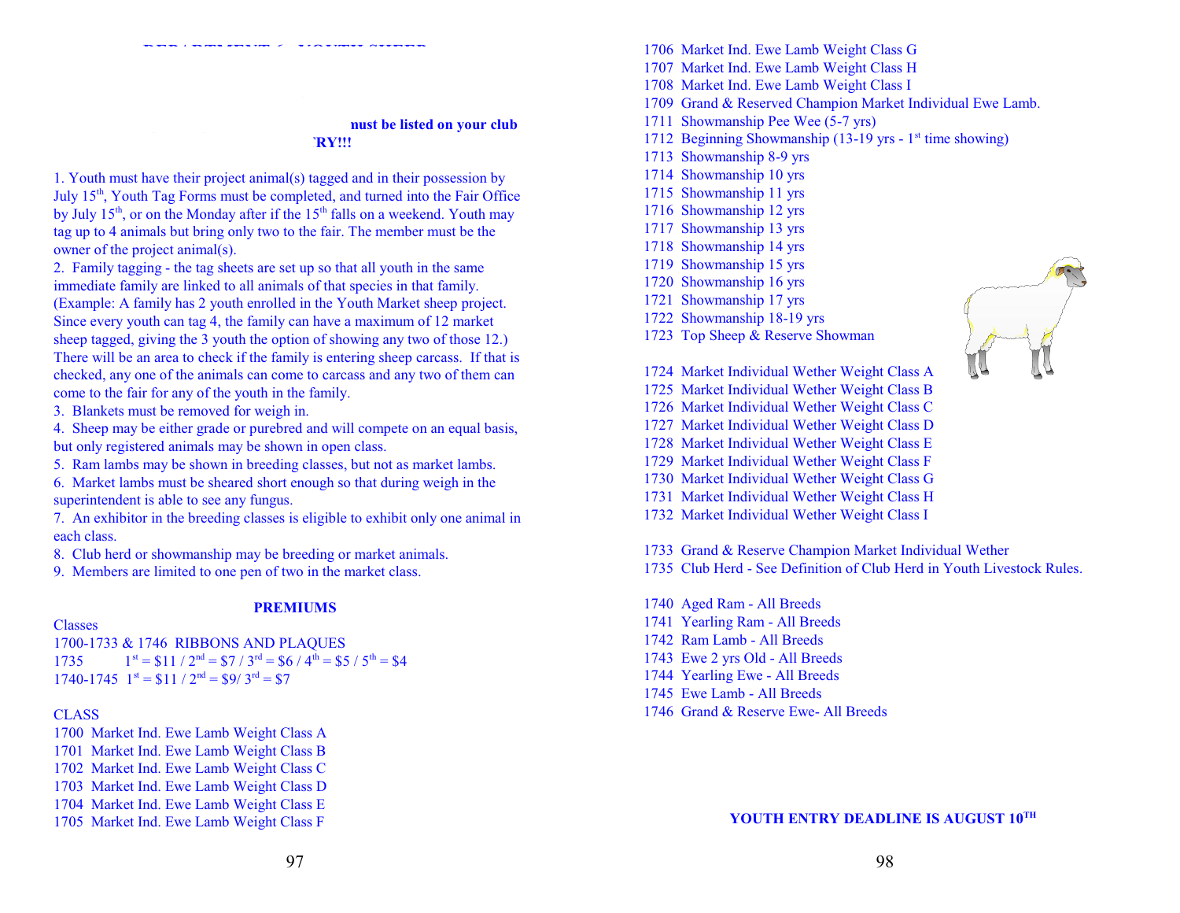**must be listed on your club**

**`RY!!!**

1. Youth must have their project animal(s) tagged and in their possession by July 15th, Youth Tag Forms must be completed, and turned into the Fair Office by July 15th, or on the Monday after if the 15th falls on a weekend. Youth may tag up to 4 animals but bring only two to the fair. The member must be the owner of the project animal(s).
2. Family tagging - the tag sheets are set up so that all youth in the same immediate family are linked to all animals of that species in that family. (Example: A family has 2 youth enrolled in the Youth Market sheep project. Since every youth can tag 4, the family can have a maximum of 12 market sheep tagged, giving the 3 youth the option of showing any two of those 12.) There will be an area to check if the family is entering sheep carcass. If that is checked, any one of the animals can come to carcass and any two of them can come to the fair for any of the youth in the family.
3. Blankets must be removed for weigh in.
4. Sheep may be either grade or purebred and will compete on an equal basis, but only registered animals may be shown in open class.
5. Ram lambs may be shown in breeding classes, but not as market lambs.
6. Market lambs must be sheared short enough so that during weigh in the superintendent is able to see any fungus.
7. An exhibitor in the breeding classes is eligible to exhibit only one animal in each class.
8. Club herd or showmanship may be breeding or market animals.
9. Members are limited to one pen of two in the market class.

**PREMIUMS**

Classes
1700-1733 & 1746 RIBBONS AND PLAQUES
1735 1st = $11 / 2nd = $7 / 3rd = $6 / 4th = $5 / 5th = $4
1740-1745 1st = $11 / 2nd = $9/ 3rd = $7

CLASS
1700 Market Ind. Ewe Lamb Weight Class A
1701 Market Ind. Ewe Lamb Weight Class B
1702 Market Ind. Ewe Lamb Weight Class C
1703 Market Ind. Ewe Lamb Weight Class D
1704 Market Ind. Ewe Lamb Weight Class E
1705 Market Ind. Ewe Lamb Weight Class F
1706 Market Ind. Ewe Lamb Weight Class G
1707 Market Ind. Ewe Lamb Weight Class H
1708 Market Ind. Ewe Lamb Weight Class I
1709 Grand & Reserved Champion Market Individual Ewe Lamb.
1711 Showmanship Pee Wee (5-7 yrs)
1712 Beginning Showmanship (13-19 yrs - 1st time showing)
1713 Showmanship 8-9 yrs
1714 Showmanship 10 yrs
1715 Showmanship 11 yrs
1716 Showmanship 12 yrs
1717 Showmanship 13 yrs
1718 Showmanship 14 yrs
1719 Showmanship 15 yrs
1720 Showmanship 16 yrs
1721 Showmanship 17 yrs
1722 Showmanship 18-19 yrs
1723 Top Sheep & Reserve Showman

1724 Market Individual Wether Weight Class A
1725 Market Individual Wether Weight Class B
1726 Market Individual Wether Weight Class C
1727 Market Individual Wether Weight Class D
1728 Market Individual Wether Weight Class E
1729 Market Individual Wether Weight Class F
1730 Market Individual Wether Weight Class G
1731 Market Individual Wether Weight Class H
1732 Market Individual Wether Weight Class I

1733 Grand & Reserve Champion Market Individual Wether
1735 Club Herd - See Definition of Club Herd in Youth Livestock Rules.

1740 Aged Ram - All Breeds
1741 Yearling Ram - All Breeds
1742 Ram Lamb - All Breeds
1743 Ewe 2 yrs Old - All Breeds
1744 Yearling Ewe - All Breeds
1745 Ewe Lamb - All Breeds
1746 Grand & Reserve Ewe- All Breeds

**YOUTH ENTRY DEADLINE IS AUGUST 10TH**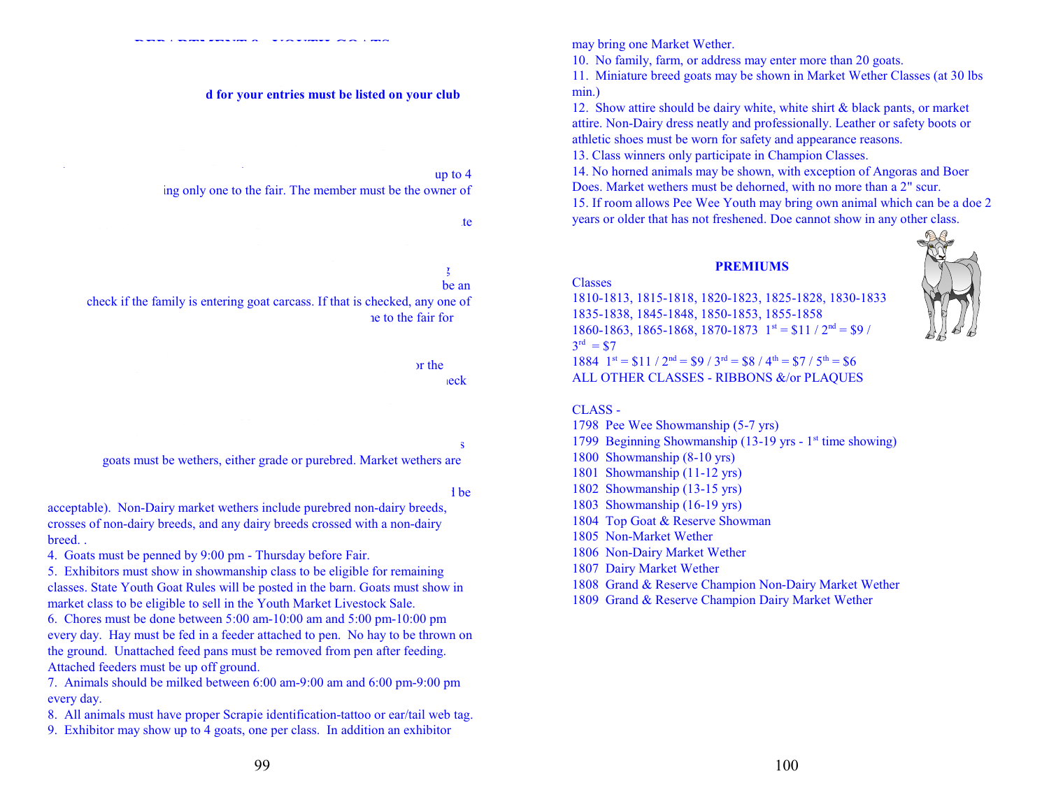d for your entries must be listed on your club

up to 4

ing only one to the fair. The member must be the owner of

te

be an

check if the family is entering goat carcass. If that is checked, any one of

e to the fair for

or the

eck

s

goats must be wethers, either grade or purebred. Market wethers are

d be

acceptable). Non-Dairy market wethers include purebred non-dairy breeds, crosses of non-dairy breeds, and any dairy breeds crossed with a non-dairy breed. .

4. Goats must be penned by 9:00 pm - Thursday before Fair.
5. Exhibitors must show in showmanship class to be eligible for remaining classes. State Youth Goat Rules will be posted in the barn. Goats must show in market class to be eligible to sell in the Youth Market Livestock Sale.
6. Chores must be done between 5:00 am-10:00 am and 5:00 pm-10:00 pm every day. Hay must be fed in a feeder attached to pen. No hay to be thrown on the ground. Unattached feed pans must be removed from pen after feeding. Attached feeders must be up off ground.
7. Animals should be milked between 6:00 am-9:00 am and 6:00 pm-9:00 pm every day.
8. All animals must have proper Scrapie identification-tattoo or ear/tail web tag.
9. Exhibitor may show up to 4 goats, one per class. In addition an exhibitor may bring one Market Wether.
10. No family, farm, or address may enter more than 20 goats.
11. Miniature breed goats may be shown in Market Wether Classes (at 30 lbs min.)
12. Show attire should be dairy white, white shirt & black pants, or market attire. Non-Dairy dress neatly and professionally. Leather or safety boots or athletic shoes must be worn for safety and appearance reasons.
13. Class winners only participate in Champion Classes.
14. No horned animals may be shown, with exception of Angoras and Boer Does. Market wethers must be dehorned, with no more than a 2" scur.
15. If room allows Pee Wee Youth may bring own animal which can be a doe 2 years or older that has not freshened. Doe cannot show in any other class.

## PREMIUMS

Classes
1810-1813, 1815-1818, 1820-1823, 1825-1828, 1830-1833
1835-1838, 1845-1848, 1850-1853, 1855-1858
1860-1863, 1865-1868, 1870-1873 1st = $11 / 2nd = $9 / 3rd = $7
1884 1st = $11 / 2nd = $9 / 3rd = $8 / 4th = $7 / 5th = $6
ALL OTHER CLASSES - RIBBONS &/or PLAQUES

CLASS -
1798 Pee Wee Showmanship (5-7 yrs)
1799 Beginning Showmanship (13-19 yrs - 1st time showing)
1800 Showmanship (8-10 yrs)
1801 Showmanship (11-12 yrs)
1802 Showmanship (13-15 yrs)
1803 Showmanship (16-19 yrs)
1804 Top Goat & Reserve Showman
1805 Non-Market Wether
1806 Non-Dairy Market Wether
1807 Dairy Market Wether
1808 Grand & Reserve Champion Non-Dairy Market Wether
1809 Grand & Reserve Champion Dairy Market Wether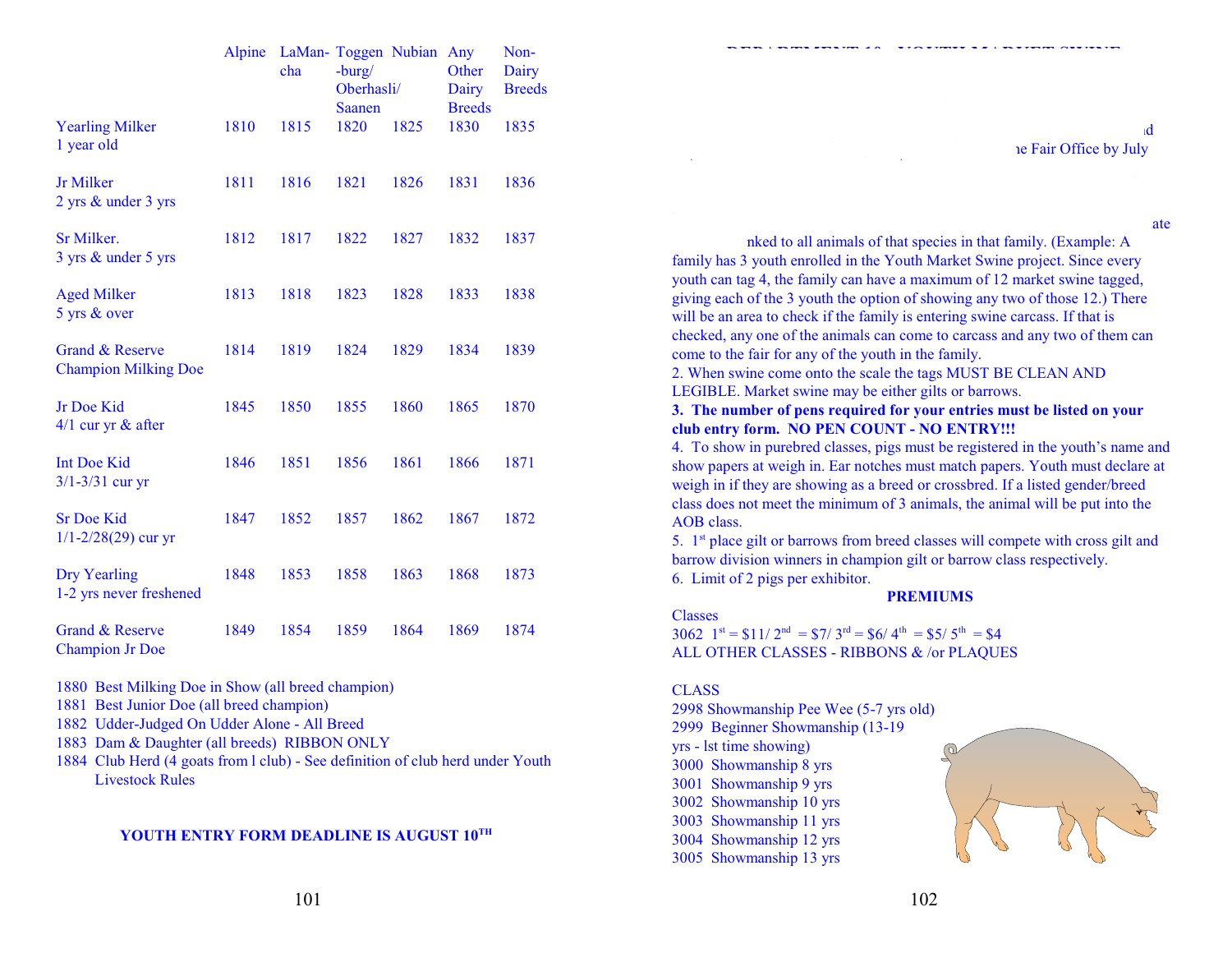| | Alpine | LaMan-cha | Toggen-burg/ Oberhasli/ Saanen | Nubian | Any Other Dairy Breeds | Non-Dairy Breeds |
|---|---|---|---|---|---|---|
| Yearling Milker 1 year old | 1810 | 1815 | 1820 | 1825 | 1830 | 1835 |
| Jr Milker 2 yrs & under 3 yrs | 1811 | 1816 | 1821 | 1826 | 1831 | 1836 |
| Sr Milker. 3 yrs & under 5 yrs | 1812 | 1817 | 1822 | 1827 | 1832 | 1837 |
| Aged Milker 5 yrs & over | 1813 | 1818 | 1823 | 1828 | 1833 | 1838 |
| Grand & Reserve Champion Milking Doe | 1814 | 1819 | 1824 | 1829 | 1834 | 1839 |
| Jr Doe Kid 4/1 cur yr & after | 1845 | 1850 | 1855 | 1860 | 1865 | 1870 |
| Int Doe Kid 3/1-3/31 cur yr | 1846 | 1851 | 1856 | 1861 | 1866 | 1871 |
| Sr Doe Kid 1/1-2/28(29) cur yr | 1847 | 1852 | 1857 | 1862 | 1867 | 1872 |
| Dry Yearling 1-2 yrs never freshened | 1848 | 1853 | 1858 | 1863 | 1868 | 1873 |
| Grand & Reserve Champion Jr Doe | 1849 | 1854 | 1859 | 1864 | 1869 | 1874 |

1880 Best Milking Doe in Show (all breed champion)
1881 Best Junior Doe (all breed champion)
1882 Udder-Judged On Udder Alone - All Breed
1883 Dam & Daughter (all breeds) RIBBON ONLY
1884 Club Herd (4 goats from l club) - See definition of club herd under Youth Livestock Rules

**YOUTH ENTRY FORM DEADLINE IS AUGUST 10TH**

d
e Fair Office by July

ate
nked to all animals of that species in that family. (Example: A family has 3 youth enrolled in the Youth Market Swine project. Since every youth can tag 4, the family can have a maximum of 12 market swine tagged, giving each of the 3 youth the option of showing any two of those 12.) There will be an area to check if the family is entering swine carcass. If that is checked, any one of the animals can come to carcass and any two of them can come to the fair for any of the youth in the family.

2. When swine come onto the scale the tags MUST BE CLEAN AND LEGIBLE. Market swine may be either gilts or barrows.

**3. The number of pens required for your entries must be listed on your club entry form. NO PEN COUNT - NO ENTRY!!!**

4. To show in purebred classes, pigs must be registered in the youth's name and show papers at weigh in. Ear notches must match papers. Youth must declare at weigh in if they are showing as a breed or crossbred. If a listed gender/breed class does not meet the minimum of 3 animals, the animal will be put into the AOB class.

5. 1st place gilt or barrows from breed classes will compete with cross gilt and barrow division winners in champion gilt or barrow class respectively.

6. Limit of 2 pigs per exhibitor.

**PREMIUMS**

Classes
3062 1st = $11/ 2nd = $7/ 3rd = $6/ 4th = $5/ 5th = $4
ALL OTHER CLASSES - RIBBONS & /or PLAQUES

CLASS
2998 Showmanship Pee Wee (5-7 yrs old)
2999 Beginner Showmanship (13-19 yrs - lst time showing)
3000 Showmanship 8 yrs
3001 Showmanship 9 yrs
3002 Showmanship 10 yrs
3003 Showmanship 11 yrs
3004 Showmanship 12 yrs
3005 Showmanship 13 yrs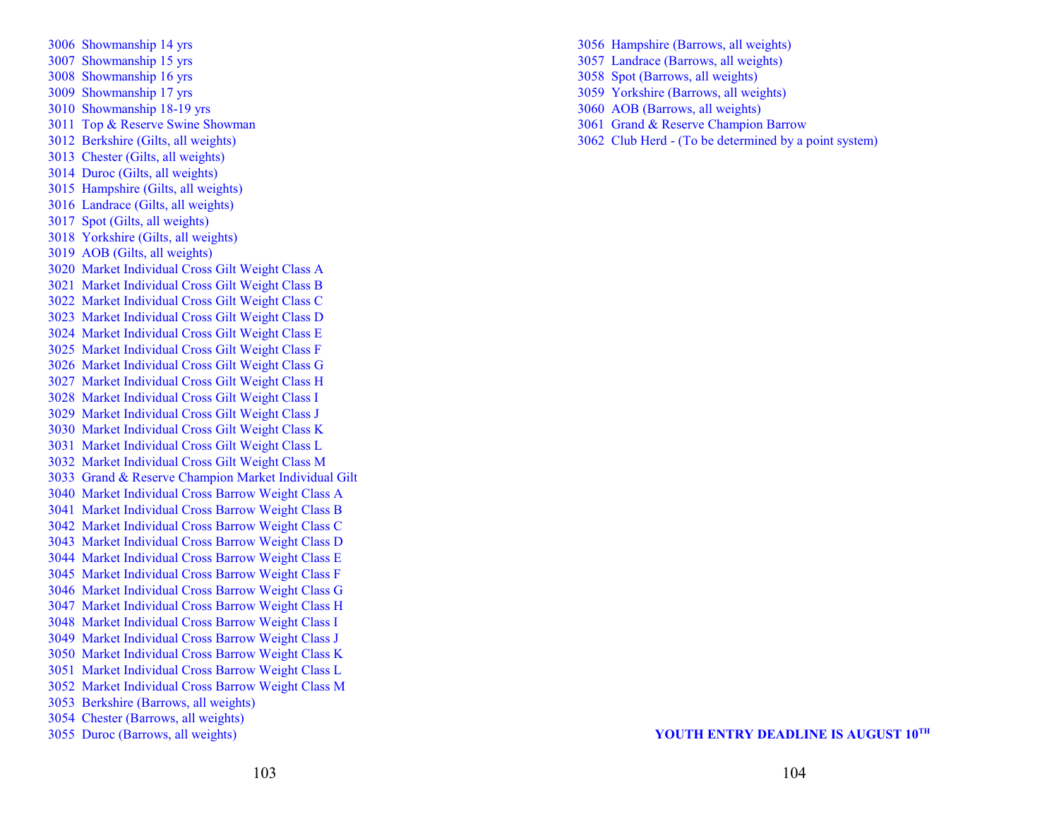3006 Showmanship 14 yrs
3007 Showmanship 15 yrs
3008 Showmanship 16 yrs
3009 Showmanship 17 yrs
3010 Showmanship 18-19 yrs
3011 Top & Reserve Swine Showman
3012 Berkshire (Gilts, all weights)
3013 Chester (Gilts, all weights)
3014 Duroc (Gilts, all weights)
3015 Hampshire (Gilts, all weights)
3016 Landrace (Gilts, all weights)
3017 Spot (Gilts, all weights)
3018 Yorkshire (Gilts, all weights)
3019 AOB (Gilts, all weights)
3020 Market Individual Cross Gilt Weight Class A
3021 Market Individual Cross Gilt Weight Class B
3022 Market Individual Cross Gilt Weight Class C
3023 Market Individual Cross Gilt Weight Class D
3024 Market Individual Cross Gilt Weight Class E
3025 Market Individual Cross Gilt Weight Class F
3026 Market Individual Cross Gilt Weight Class G
3027 Market Individual Cross Gilt Weight Class H
3028 Market Individual Cross Gilt Weight Class I
3029 Market Individual Cross Gilt Weight Class J
3030 Market Individual Cross Gilt Weight Class K
3031 Market Individual Cross Gilt Weight Class L
3032 Market Individual Cross Gilt Weight Class M
3033 Grand & Reserve Champion Market Individual Gilt
3040 Market Individual Cross Barrow Weight Class A
3041 Market Individual Cross Barrow Weight Class B
3042 Market Individual Cross Barrow Weight Class C
3043 Market Individual Cross Barrow Weight Class D
3044 Market Individual Cross Barrow Weight Class E
3045 Market Individual Cross Barrow Weight Class F
3046 Market Individual Cross Barrow Weight Class G
3047 Market Individual Cross Barrow Weight Class H
3048 Market Individual Cross Barrow Weight Class I
3049 Market Individual Cross Barrow Weight Class J
3050 Market Individual Cross Barrow Weight Class K
3051 Market Individual Cross Barrow Weight Class L
3052 Market Individual Cross Barrow Weight Class M
3053 Berkshire (Barrows, all weights)
3054 Chester (Barrows, all weights)
3055 Duroc (Barrows, all weights)
3056 Hampshire (Barrows, all weights)
3057 Landrace (Barrows, all weights)
3058 Spot (Barrows, all weights)
3059 Yorkshire (Barrows, all weights)
3060 AOB (Barrows, all weights)
3061 Grand & Reserve Champion Barrow
3062 Club Herd - (To be determined by a point system)

**YOUTH ENTRY DEADLINE IS AUGUST 10TH**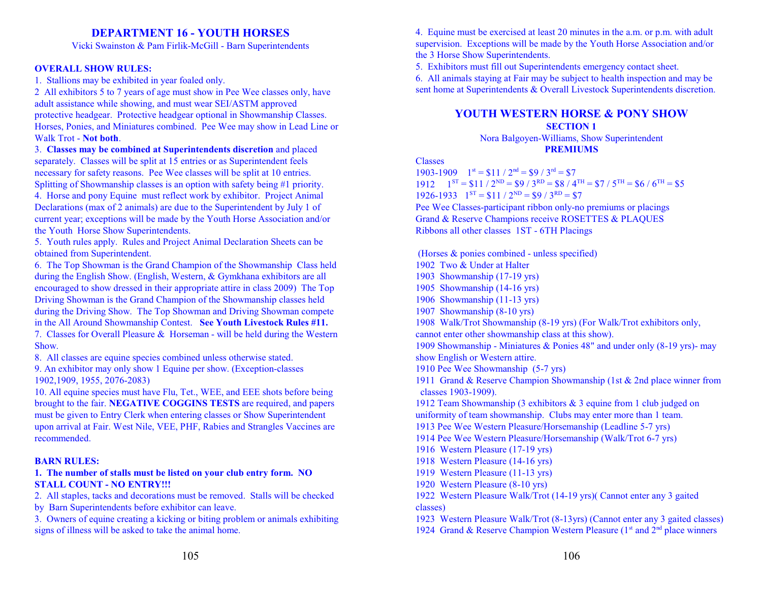## DEPARTMENT 16 - YOUTH HORSES

Vicki Swainston & Pam Firlik-McGill - Barn Superintendents

### OVERALL SHOW RULES:

1. Stallions may be exhibited in year foaled only.
2. All exhibitors 5 to 7 years of age must show in Pee Wee classes only, have adult assistance while showing, and must wear SEI/ASTM approved protective headgear. Protective headgear optional in Showmanship Classes. Horses, Ponies, and Miniatures combined. Pee Wee may show in Lead Line or Walk Trot - **Not both**.
3. **Classes may be combined at Superintendents discretion** and placed separately. Classes will be split at 15 entries or as Superintendent feels necessary for safety reasons. Pee Wee classes will be split at 10 entries. Splitting of Showmanship classes is an option with safety being #1 priority.
4. Horse and pony Equine must reflect work by exhibitor. Project Animal Declarations (max of 2 animals) are due to the Superintendent by July 1 of current year; exceptions will be made by the Youth Horse Association and/or the Youth Horse Show Superintendents.
5. Youth rules apply. Rules and Project Animal Declaration Sheets can be obtained from Superintendent.
6. The Top Showman is the Grand Champion of the Showmanship Class held during the English Show. (English, Western, & Gymkhana exhibitors are all encouraged to show dressed in their appropriate attire in class 2009) The Top Driving Showman is the Grand Champion of the Showmanship classes held during the Driving Show. The Top Showman and Driving Showman compete in the All Around Showmanship Contest. **See Youth Livestock Rules #11.**
7. Classes for Overall Pleasure & Horseman - will be held during the Western Show.
8. All classes are equine species combined unless otherwise stated.
9. An exhibitor may only show 1 Equine per show. (Exception-classes 1902,1909, 1955, 2076-2083)
10. All equine species must have Flu, Tet., WEE, and EEE shots before being brought to the fair. **NEGATIVE COGGINS TESTS** are required, and papers must be given to Entry Clerk when entering classes or Show Superintendent upon arrival at Fair. West Nile, VEE, PHF, Rabies and Strangles Vaccines are recommended.

### BARN RULES:

1. **The number of stalls must be listed on your club entry form. NO STALL COUNT - NO ENTRY!!!**
2. All staples, tacks and decorations must be removed. Stalls will be checked by Barn Superintendents before exhibitor can leave.
3. Owners of equine creating a kicking or biting problem or animals exhibiting signs of illness will be asked to take the animal home.
4. Equine must be exercised at least 20 minutes in the a.m. or p.m. with adult supervision. Exceptions will be made by the Youth Horse Association and/or the 3 Horse Show Superintendents.
5. Exhibitors must fill out Superintendents emergency contact sheet.
6. All animals staying at Fair may be subject to health inspection and may be sent home at Superintendents & Overall Livestock Superintendents discretion.

## YOUTH WESTERN HORSE & PONY SHOW

### SECTION 1

Nora Balgoyen-Williams, Show Superintendent

### PREMIUMS

Classes
1903-1909 1st = $11 / 2nd = $9 / 3rd = $7
1912 1ST = $11 / 2ND = $9 / 3RD = $8 / 4TH = $7 / 5TH = $6 / 6TH = $5
1926-1933 1ST = $11 / 2ND = $9 / 3RD = $7
Pee Wee Classes-participant ribbon only-no premiums or placings
Grand & Reserve Champions receive ROSETTES & PLAQUES
Ribbons all other classes 1ST - 6TH Placings

(Horses & ponies combined - unless specified)
1902 Two & Under at Halter
1903 Showmanship (17-19 yrs)
1905 Showmanship (14-16 yrs)
1906 Showmanship (11-13 yrs)
1907 Showmanship (8-10 yrs)
1908 Walk/Trot Showmanship (8-19 yrs) (For Walk/Trot exhibitors only, cannot enter other showmanship class at this show).
1909 Showmanship - Miniatures & Ponies 48" and under only (8-19 yrs)- may show English or Western attire.
1910 Pee Wee Showmanship (5-7 yrs)
1911 Grand & Reserve Champion Showmanship (1st & 2nd place winner from classes 1903-1909).
1912 Team Showmanship (3 exhibitors & 3 equine from 1 club judged on uniformity of team showmanship. Clubs may enter more than 1 team.
1913 Pee Wee Western Pleasure/Horsemanship (Leadline 5-7 yrs)
1914 Pee Wee Western Pleasure/Horsemanship (Walk/Trot 6-7 yrs)
1916 Western Pleasure (17-19 yrs)
1918 Western Pleasure (14-16 yrs)
1919 Western Pleasure (11-13 yrs)
1920 Western Pleasure (8-10 yrs)
1922 Western Pleasure Walk/Trot (14-19 yrs)( Cannot enter any 3 gaited classes)
1923 Western Pleasure Walk/Trot (8-13yrs) (Cannot enter any 3 gaited classes)
1924 Grand & Reserve Champion Western Pleasure (1st and 2nd place winners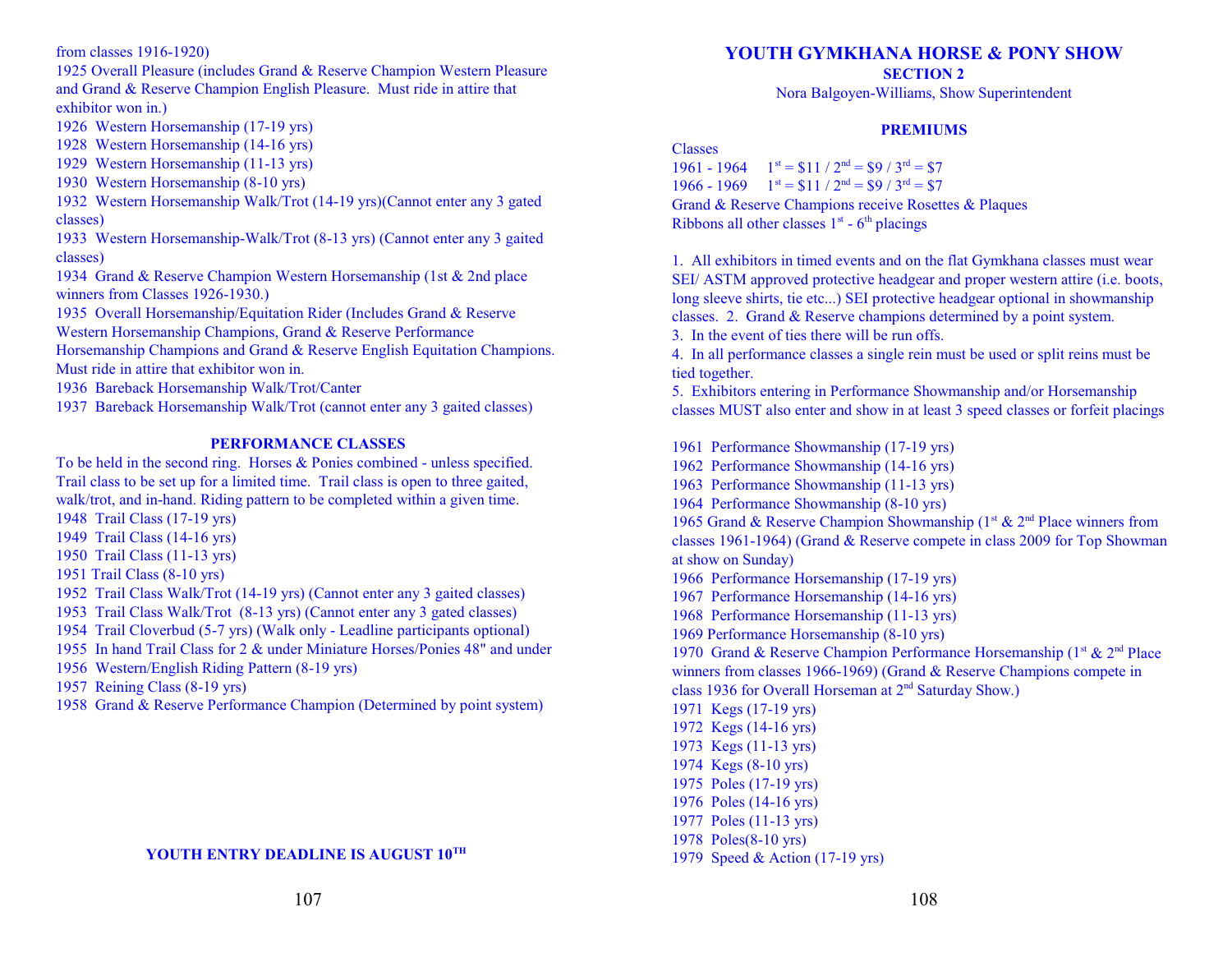from classes 1916-1920)

1925 Overall Pleasure (includes Grand & Reserve Champion Western Pleasure and Grand & Reserve Champion English Pleasure. Must ride in attire that exhibitor won in.)

1926 Western Horsemanship (17-19 yrs)

1928 Western Horsemanship (14-16 yrs)

1929 Western Horsemanship (11-13 yrs)

1930 Western Horsemanship (8-10 yrs)

1932 Western Horsemanship Walk/Trot (14-19 yrs)(Cannot enter any 3 gated classes)

1933 Western Horsemanship-Walk/Trot (8-13 yrs) (Cannot enter any 3 gaited classes)

1934 Grand & Reserve Champion Western Horsemanship (1st & 2nd place winners from Classes 1926-1930.)

1935 Overall Horsemanship/Equitation Rider (Includes Grand & Reserve Western Horsemanship Champions, Grand & Reserve Performance Horsemanship Champions and Grand & Reserve English Equitation Champions. Must ride in attire that exhibitor won in.

1936 Bareback Horsemanship Walk/Trot/Canter

1937 Bareback Horsemanship Walk/Trot (cannot enter any 3 gaited classes)

## PERFORMANCE CLASSES

To be held in the second ring. Horses & Ponies combined - unless specified. Trail class to be set up for a limited time. Trail class is open to three gaited, walk/trot, and in-hand. Riding pattern to be completed within a given time.

1948 Trail Class (17-19 yrs)

1949 Trail Class (14-16 yrs)

1950 Trail Class (11-13 yrs)

1951 Trail Class (8-10 yrs)

1952 Trail Class Walk/Trot (14-19 yrs) (Cannot enter any 3 gaited classes)

1953 Trail Class Walk/Trot (8-13 yrs) (Cannot enter any 3 gated classes)

1954 Trail Cloverbud (5-7 yrs) (Walk only - Leadline participants optional)

1955 In hand Trail Class for 2 & under Miniature Horses/Ponies 48" and under

1956 Western/English Riding Pattern (8-19 yrs)

1957 Reining Class (8-19 yrs)

1958 Grand & Reserve Performance Champion (Determined by point system)

**YOUTH ENTRY DEADLINE IS AUGUST 10TH**

# YOUTH GYMKHANA HORSE & PONY SHOW

## SECTION 2

Nora Balgoyen-Williams, Show Superintendent

### PREMIUMS

Classes

1961 - 1964 1st = \$11 / 2nd = \$9 / 3rd = \$7

1966 - 1969 1st = \$11 / 2nd = \$9 / 3rd = \$7

Grand & Reserve Champions receive Rosettes & Plaques

Ribbons all other classes 1st - 6th placings

1. All exhibitors in timed events and on the flat Gymkhana classes must wear SEI/ ASTM approved protective headgear and proper western attire (i.e. boots, long sleeve shirts, tie etc...) SEI protective headgear optional in showmanship classes. 2. Grand & Reserve champions determined by a point system.
3. In the event of ties there will be run offs.
4. In all performance classes a single rein must be used or split reins must be tied together.
5. Exhibitors entering in Performance Showmanship and/or Horsemanship classes MUST also enter and show in at least 3 speed classes or forfeit placings

1961 Performance Showmanship (17-19 yrs)

1962 Performance Showmanship (14-16 yrs)

1963 Performance Showmanship (11-13 yrs)

1964 Performance Showmanship (8-10 yrs)

1965 Grand & Reserve Champion Showmanship (1st & 2nd Place winners from classes 1961-1964) (Grand & Reserve compete in class 2009 for Top Showman at show on Sunday)

1966 Performance Horsemanship (17-19 yrs)

1967 Performance Horsemanship (14-16 yrs)

1968 Performance Horsemanship (11-13 yrs)

1969 Performance Horsemanship (8-10 yrs)

1970 Grand & Reserve Champion Performance Horsemanship (1st & 2nd Place winners from classes 1966-1969) (Grand & Reserve Champions compete in class 1936 for Overall Horseman at 2nd Saturday Show.)

1971 Kegs (17-19 yrs)

1972 Kegs (14-16 yrs)

1973 Kegs (11-13 yrs)

1974 Kegs (8-10 yrs)

1975 Poles (17-19 yrs)

1976 Poles (14-16 yrs)

1977 Poles (11-13 yrs)

1978 Poles(8-10 yrs)

1979 Speed & Action (17-19 yrs)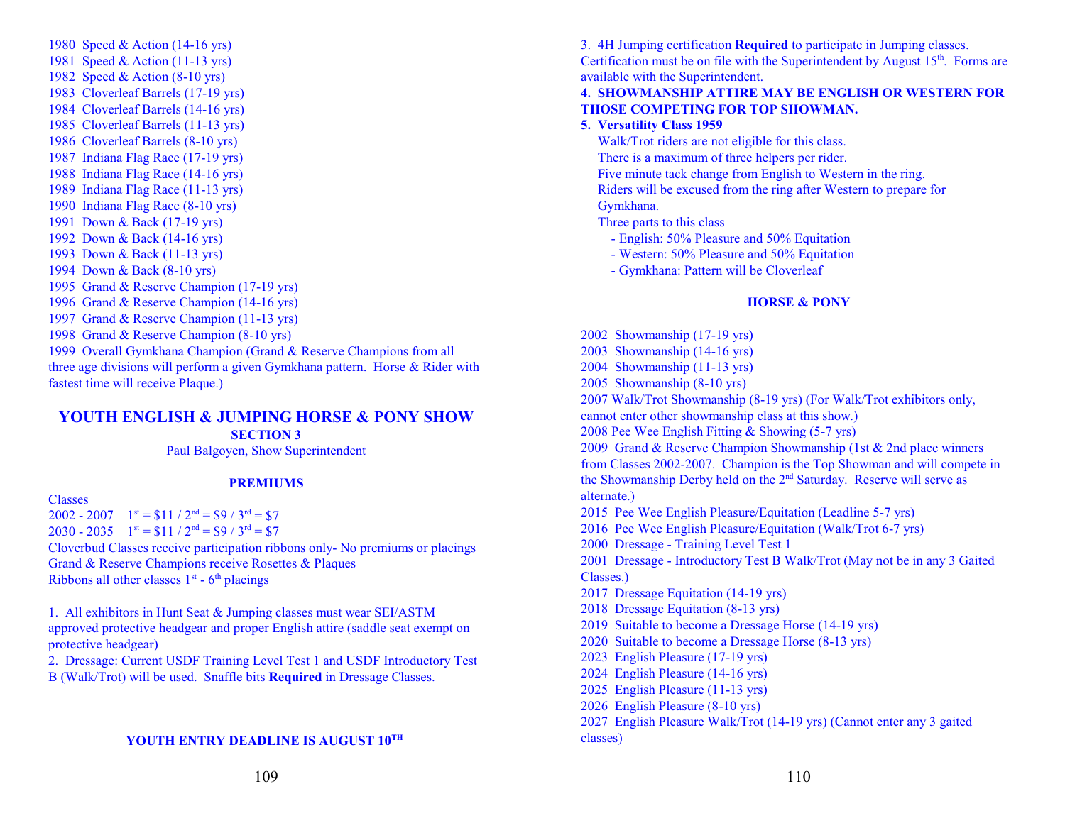1980 Speed & Action (14-16 yrs)
1981 Speed & Action (11-13 yrs)
1982 Speed & Action (8-10 yrs)
1983 Cloverleaf Barrels (17-19 yrs)
1984 Cloverleaf Barrels (14-16 yrs)
1985 Cloverleaf Barrels (11-13 yrs)
1986 Cloverleaf Barrels (8-10 yrs)
1987 Indiana Flag Race (17-19 yrs)
1988 Indiana Flag Race (14-16 yrs)
1989 Indiana Flag Race (11-13 yrs)
1990 Indiana Flag Race (8-10 yrs)
1991 Down & Back (17-19 yrs)
1992 Down & Back (14-16 yrs)
1993 Down & Back (11-13 yrs)
1994 Down & Back (8-10 yrs)
1995 Grand & Reserve Champion (17-19 yrs)
1996 Grand & Reserve Champion (14-16 yrs)
1997 Grand & Reserve Champion (11-13 yrs)
1998 Grand & Reserve Champion (8-10 yrs)
1999 Overall Gymkhana Champion (Grand & Reserve Champions from all three age divisions will perform a given Gymkhana pattern. Horse & Rider with fastest time will receive Plaque.)

## YOUTH ENGLISH & JUMPING HORSE & PONY SHOW

**SECTION 3**

Paul Balgoyen, Show Superintendent

**PREMIUMS**

Classes
2002 - 2007  1st = $11 / 2nd = $9 / 3rd = $7
2030 - 2035  1st = $11 / 2nd = $9 / 3rd = $7
Cloverbud Classes receive participation ribbons only- No premiums or placings
Grand & Reserve Champions receive Rosettes & Plaques
Ribbons all other classes 1st - 6th placings

1. All exhibitors in Hunt Seat & Jumping classes must wear SEI/ASTM approved protective headgear and proper English attire (saddle seat exempt on protective headgear)
2. Dressage: Current USDF Training Level Test 1 and USDF Introductory Test B (Walk/Trot) will be used. Snaffle bits **Required** in Dressage Classes.

**YOUTH ENTRY DEADLINE IS AUGUST 10TH**

3. 4H Jumping certification **Required** to participate in Jumping classes. Certification must be on file with the Superintendent by August 15th. Forms are available with the Superintendent.

**4. SHOWMANSHIP ATTIRE MAY BE ENGLISH OR WESTERN FOR THOSE COMPETING FOR TOP SHOWMAN.**

**5. Versatility Class 1959**

Walk/Trot riders are not eligible for this class.
There is a maximum of three helpers per rider.
Five minute tack change from English to Western in the ring.
Riders will be excused from the ring after Western to prepare for Gymkhana.
Three parts to this class
- English: 50% Pleasure and 50% Equitation
- Western: 50% Pleasure and 50% Equitation
- Gymkhana: Pattern will be Cloverleaf

**HORSE & PONY**

2002 Showmanship (17-19 yrs)
2003 Showmanship (14-16 yrs)
2004 Showmanship (11-13 yrs)
2005 Showmanship (8-10 yrs)
2007 Walk/Trot Showmanship (8-19 yrs) (For Walk/Trot exhibitors only, cannot enter other showmanship class at this show.)
2008 Pee Wee English Fitting & Showing (5-7 yrs)
2009 Grand & Reserve Champion Showmanship (1st & 2nd place winners from Classes 2002-2007. Champion is the Top Showman and will compete in the Showmanship Derby held on the 2nd Saturday. Reserve will serve as alternate.)
2015 Pee Wee English Pleasure/Equitation (Leadline 5-7 yrs)
2016 Pee Wee English Pleasure/Equitation (Walk/Trot 6-7 yrs)
2000 Dressage - Training Level Test 1
2001 Dressage - Introductory Test B Walk/Trot (May not be in any 3 Gaited Classes.)
2017 Dressage Equitation (14-19 yrs)
2018 Dressage Equitation (8-13 yrs)
2019 Suitable to become a Dressage Horse (14-19 yrs)
2020 Suitable to become a Dressage Horse (8-13 yrs)
2023 English Pleasure (17-19 yrs)
2024 English Pleasure (14-16 yrs)
2025 English Pleasure (11-13 yrs)
2026 English Pleasure (8-10 yrs)
2027 English Pleasure Walk/Trot (14-19 yrs) (Cannot enter any 3 gaited classes)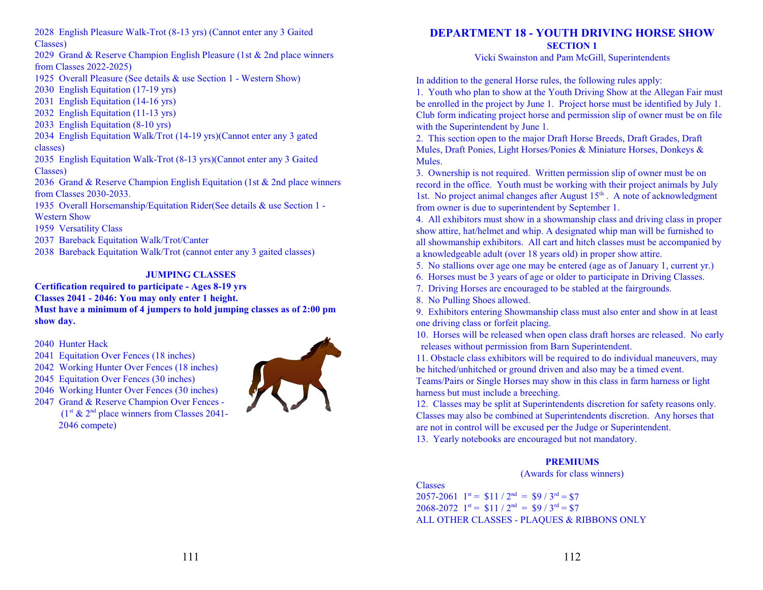2028 English Pleasure Walk-Trot (8-13 yrs) (Cannot enter any 3 Gaited Classes)
2029 Grand & Reserve Champion English Pleasure (1st & 2nd place winners from Classes 2022-2025)
1925 Overall Pleasure (See details & use Section 1 - Western Show)
2030 English Equitation (17-19 yrs)
2031 English Equitation (14-16 yrs)
2032 English Equitation (11-13 yrs)
2033 English Equitation (8-10 yrs)
2034 English Equitation Walk/Trot (14-19 yrs)(Cannot enter any 3 gated classes)
2035 English Equitation Walk-Trot (8-13 yrs)(Cannot enter any 3 Gaited Classes)
2036 Grand & Reserve Champion English Equitation (1st & 2nd place winners from Classes 2030-2033.
1935 Overall Horsemanship/Equitation Rider(See details & use Section 1 - Western Show
1959 Versatility Class
2037 Bareback Equitation Walk/Trot/Canter
2038 Bareback Equitation Walk/Trot (cannot enter any 3 gaited classes)

### JUMPING CLASSES

**Certification required to participate - Ages 8-19 yrs**
**Classes 2041 - 2046: You may only enter 1 height.**
**Must have a minimum of 4 jumpers to hold jumping classes as of 2:00 pm show day.**

2040 Hunter Hack
2041 Equitation Over Fences (18 inches)
2042 Working Hunter Over Fences (18 inches)
2045 Equitation Over Fences (30 inches)
2046 Working Hunter Over Fences (30 inches)
2047 Grand & Reserve Champion Over Fences - (1st & 2nd place winners from Classes 2041-2046 compete)

## DEPARTMENT 18 - YOUTH DRIVING HORSE SHOW

### SECTION 1

Vicki Swainston and Pam McGill, Superintendents

In addition to the general Horse rules, the following rules apply:

1. Youth who plan to show at the Youth Driving Show at the Allegan Fair must be enrolled in the project by June 1. Project horse must be identified by July 1. Club form indicating project horse and permission slip of owner must be on file with the Superintendent by June 1.
2. This section open to the major Draft Horse Breeds, Draft Grades, Draft Mules, Draft Ponies, Light Horses/Ponies & Miniature Horses, Donkeys & Mules.
3. Ownership is not required. Written permission slip of owner must be on record in the office. Youth must be working with their project animals by July 1st. No project animal changes after August 15th. A note of acknowledgment from owner is due to superintendent by September 1.
4. All exhibitors must show in a showmanship class and driving class in proper show attire, hat/helmet and whip. A designated whip man will be furnished to all showmanship exhibitors. All cart and hitch classes must be accompanied by a knowledgeable adult (over 18 years old) in proper show attire.
5. No stallions over age one may be entered (age as of January 1, current yr.)
6. Horses must be 3 years of age or older to participate in Driving Classes.
7. Driving Horses are encouraged to be stabled at the fairgrounds.
8. No Pulling Shoes allowed.
9. Exhibitors entering Showmanship class must also enter and show in at least one driving class or forfeit placing.
10. Horses will be released when open class draft horses are released. No early releases without permission from Barn Superintendent.
11. Obstacle class exhibitors will be required to do individual maneuvers, may be hitched/unhitched or ground driven and also may be a timed event. Teams/Pairs or Single Horses may show in this class in farm harness or light harness but must include a breeching.
12. Classes may be split at Superintendents discretion for safety reasons only. Classes may also be combined at Superintendents discretion. Any horses that are not in control will be excused per the Judge or Superintendent.
13. Yearly notebooks are encouraged but not mandatory.

### PREMIUMS

(Awards for class winners)

Classes
2057-2061 1st = $11 / 2nd = $9 / 3rd = $7
2068-2072 1st = $11 / 2nd = $9 / 3rd = $7
ALL OTHER CLASSES - PLAQUES & RIBBONS ONLY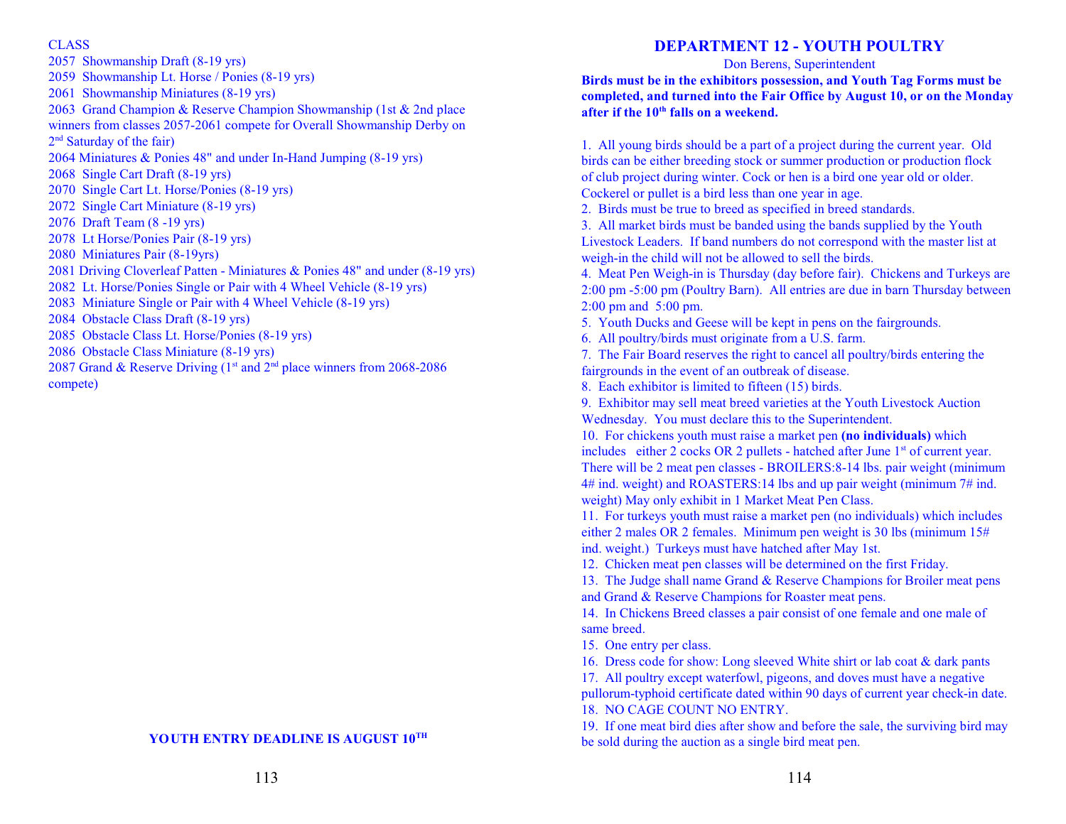CLASS

2057 Showmanship Draft (8-19 yrs)
2059 Showmanship Lt. Horse / Ponies (8-19 yrs)
2061 Showmanship Miniatures (8-19 yrs)
2063 Grand Champion & Reserve Champion Showmanship (1st & 2nd place winners from classes 2057-2061 compete for Overall Showmanship Derby on 2nd Saturday of the fair)
2064 Miniatures & Ponies 48" and under In-Hand Jumping (8-19 yrs)
2068 Single Cart Draft (8-19 yrs)
2070 Single Cart Lt. Horse/Ponies (8-19 yrs)
2072 Single Cart Miniature (8-19 yrs)
2076 Draft Team (8 -19 yrs)
2078 Lt Horse/Ponies Pair (8-19 yrs)
2080 Miniatures Pair (8-19yrs)
2081 Driving Cloverleaf Patten - Miniatures & Ponies 48" and under (8-19 yrs)
2082 Lt. Horse/Ponies Single or Pair with 4 Wheel Vehicle (8-19 yrs)
2083 Miniature Single or Pair with 4 Wheel Vehicle (8-19 yrs)
2084 Obstacle Class Draft (8-19 yrs)
2085 Obstacle Class Lt. Horse/Ponies (8-19 yrs)
2086 Obstacle Class Miniature (8-19 yrs)
2087 Grand & Reserve Driving (1st and 2nd place winners from 2068-2086 compete)

**YOUTH ENTRY DEADLINE IS AUGUST 10TH**

## DEPARTMENT 12 - YOUTH POULTRY

Don Berens, Superintendent

**Birds must be in the exhibitors possession, and Youth Tag Forms must be completed, and turned into the Fair Office by August 10, or on the Monday after if the 10th falls on a weekend.**

1. All young birds should be a part of a project during the current year. Old birds can be either breeding stock or summer production or production flock of club project during winter. Cock or hen is a bird one year old or older. Cockerel or pullet is a bird less than one year in age.
2. Birds must be true to breed as specified in breed standards.
3. All market birds must be banded using the bands supplied by the Youth Livestock Leaders. If band numbers do not correspond with the master list at weigh-in the child will not be allowed to sell the birds.
4. Meat Pen Weigh-in is Thursday (day before fair). Chickens and Turkeys are 2:00 pm -5:00 pm (Poultry Barn). All entries are due in barn Thursday between 2:00 pm and 5:00 pm.
5. Youth Ducks and Geese will be kept in pens on the fairgrounds.
6. All poultry/birds must originate from a U.S. farm.
7. The Fair Board reserves the right to cancel all poultry/birds entering the fairgrounds in the event of an outbreak of disease.
8. Each exhibitor is limited to fifteen (15) birds.
9. Exhibitor may sell meat breed varieties at the Youth Livestock Auction Wednesday. You must declare this to the Superintendent.
10. For chickens youth must raise a market pen **(no individuals)** which includes either 2 cocks OR 2 pullets - hatched after June 1st of current year. There will be 2 meat pen classes - BROILERS:8-14 lbs. pair weight (minimum 4# ind. weight) and ROASTERS:14 lbs and up pair weight (minimum 7# ind. weight) May only exhibit in 1 Market Meat Pen Class.
11. For turkeys youth must raise a market pen (no individuals) which includes either 2 males OR 2 females. Minimum pen weight is 30 lbs (minimum 15# ind. weight.) Turkeys must have hatched after May 1st.
12. Chicken meat pen classes will be determined on the first Friday.
13. The Judge shall name Grand & Reserve Champions for Broiler meat pens and Grand & Reserve Champions for Roaster meat pens.
14. In Chickens Breed classes a pair consist of one female and one male of same breed.
15. One entry per class.
16. Dress code for show: Long sleeved White shirt or lab coat & dark pants
17. All poultry except waterfowl, pigeons, and doves must have a negative pullorum-typhoid certificate dated within 90 days of current year check-in date.
18. NO CAGE COUNT NO ENTRY.
19. If one meat bird dies after show and before the sale, the surviving bird may be sold during the auction as a single bird meat pen.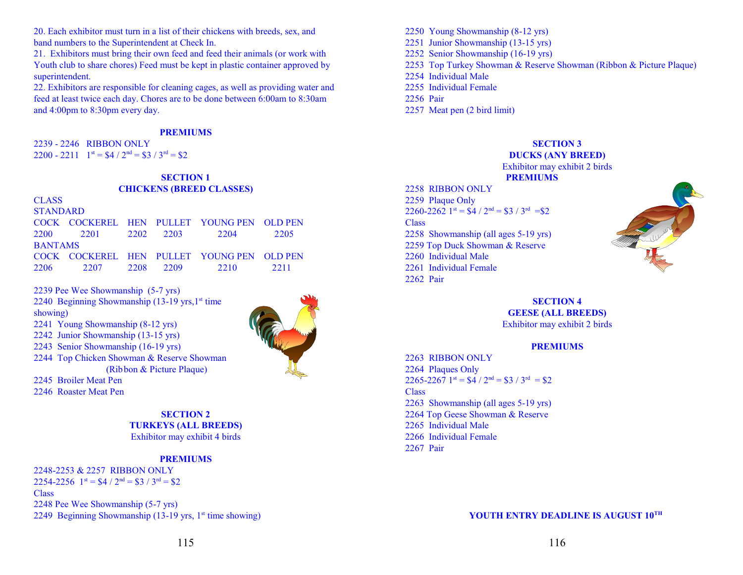20. Each exhibitor must turn in a list of their chickens with breeds, sex, and band numbers to the Superintendent at Check In.

21. Exhibitors must bring their own feed and feed their animals (or work with Youth club to share chores) Feed must be kept in plastic container approved by superintendent.

22. Exhibitors are responsible for cleaning cages, as well as providing water and feed at least twice each day. Chores are to be done between 6:00am to 8:30am and 4:00pm to 8:30pm every day.

### PREMIUMS

2239 - 2246 RIBBON ONLY
2200 - 2211 1st = $4 / 2nd = $3 / 3rd = $2

### SECTION 1
### CHICKENS (BREED CLASSES)

CLASS

STANDARD

| COCK | COCKEREL | HEN | PULLET | YOUNG PEN | OLD PEN |
|---|---|---|---|---|---|
| 2200 | 2201 | 2202 | 2203 | 2204 | 2205 |

BANTAMS

| COCK | COCKEREL | HEN | PULLET | YOUNG PEN | OLD PEN |
|---|---|---|---|---|---|
| 2206 | 2207 | 2208 | 2209 | 2210 | 2211 |

2239 Pee Wee Showmanship (5-7 yrs)
2240 Beginning Showmanship (13-19 yrs,1st time showing)
2241 Young Showmanship (8-12 yrs)
2242 Junior Showmanship (13-15 yrs)
2243 Senior Showmanship (16-19 yrs)
2244 Top Chicken Showman & Reserve Showman (Ribbon & Picture Plaque)
2245 Broiler Meat Pen
2246 Roaster Meat Pen

### SECTION 2
### TURKEYS (ALL BREEDS)

Exhibitor may exhibit 4 birds

### PREMIUMS

2248-2253 & 2257 RIBBON ONLY
2254-2256 1st = $4 / 2nd = $3 / 3rd = $2

Class

2248 Pee Wee Showmanship (5-7 yrs)
2249 Beginning Showmanship (13-19 yrs, 1st time showing)
2250 Young Showmanship (8-12 yrs)
2251 Junior Showmanship (13-15 yrs)
2252 Senior Showmanship (16-19 yrs)
2253 Top Turkey Showman & Reserve Showman (Ribbon & Picture Plaque)
2254 Individual Male
2255 Individual Female
2256 Pair
2257 Meat pen (2 bird limit)

### SECTION 3
### DUCKS (ANY BREED)

Exhibitor may exhibit 2 birds

### PREMIUMS

2258 RIBBON ONLY
2259 Plaque Only
2260-2262 1st = $4 / 2nd = $3 / 3rd =$2

Class

2258 Showmanship (all ages 5-19 yrs)
2259 Top Duck Showman & Reserve
2260 Individual Male
2261 Individual Female
2262 Pair

### SECTION 4
### GEESE (ALL BREEDS)

Exhibitor may exhibit 2 birds

### PREMIUMS

2263 RIBBON ONLY
2264 Plaques Only
2265-2267 1st = $4 / 2nd = $3 / 3rd = $2

Class

2263 Showmanship (all ages 5-19 yrs)
2264 Top Geese Showman & Reserve
2265 Individual Male
2266 Individual Female
2267 Pair

**YOUTH ENTRY DEADLINE IS AUGUST 10TH**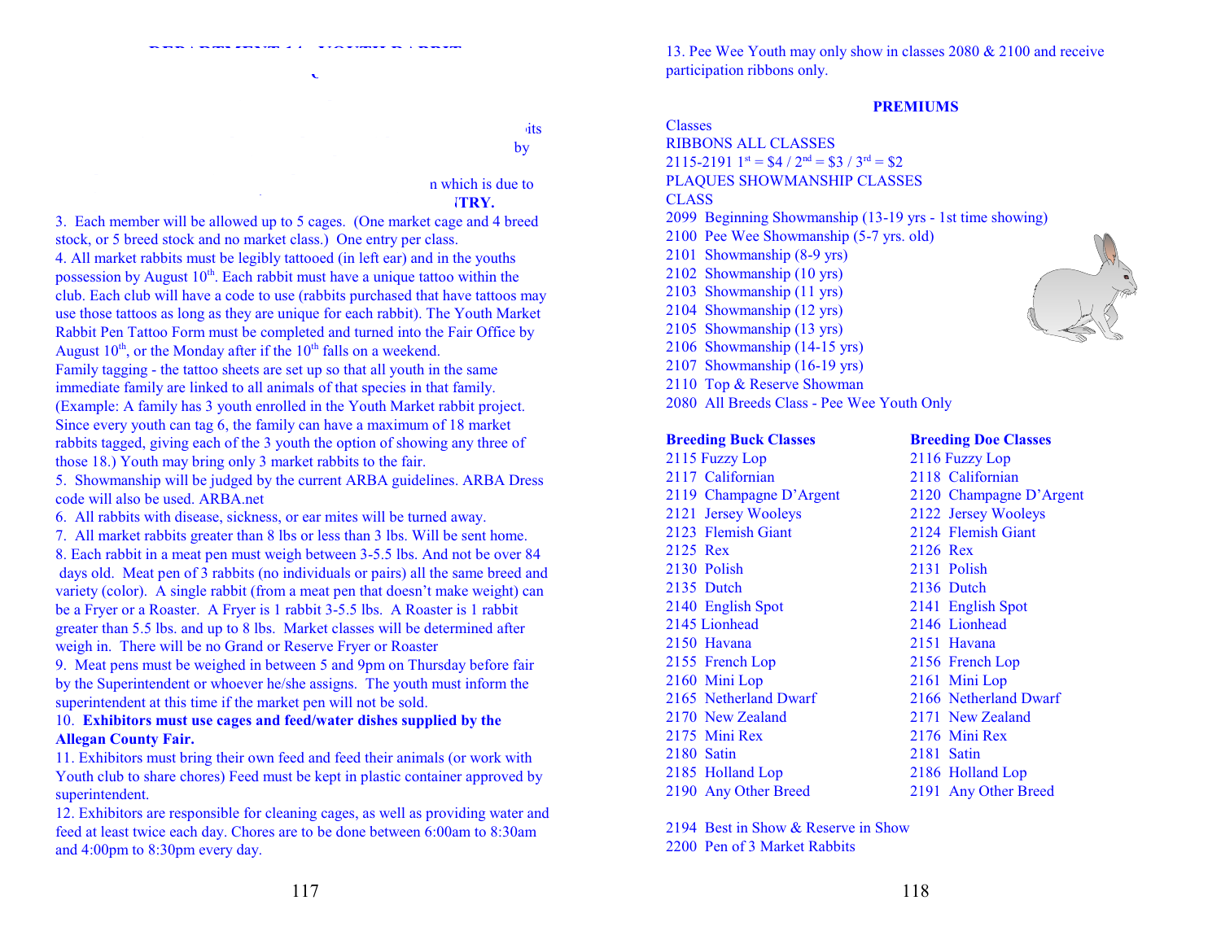3. Each member will be allowed up to 5 cages. (One market cage and 4 breed stock, or 5 breed stock and no market class.) One entry per class.

4. All market rabbits must be legibly tattooed (in left ear) and in the youths possession by August 10th. Each rabbit must have a unique tattoo within the club. Each club will have a code to use (rabbits purchased that have tattoos may use those tattoos as long as they are unique for each rabbit). The Youth Market Rabbit Pen Tattoo Form must be completed and turned into the Fair Office by August 10th, or the Monday after if the 10th falls on a weekend.

Family tagging - the tattoo sheets are set up so that all youth in the same immediate family are linked to all animals of that species in that family. (Example: A family has 3 youth enrolled in the Youth Market rabbit project. Since every youth can tag 6, the family can have a maximum of 18 market rabbits tagged, giving each of the 3 youth the option of showing any three of those 18.) Youth may bring only 3 market rabbits to the fair.

5. Showmanship will be judged by the current ARBA guidelines. ARBA Dress code will also be used. ARBA.net

6. All rabbits with disease, sickness, or ear mites will be turned away.

7. All market rabbits greater than 8 lbs or less than 3 lbs. Will be sent home.

8. Each rabbit in a meat pen must weigh between 3-5.5 lbs. And not be over 84 days old. Meat pen of 3 rabbits (no individuals or pairs) all the same breed and variety (color). A single rabbit (from a meat pen that doesn't make weight) can be a Fryer or a Roaster. A Fryer is 1 rabbit 3-5.5 lbs. A Roaster is 1 rabbit greater than 5.5 lbs. and up to 8 lbs. Market classes will be determined after weigh in. There will be no Grand or Reserve Fryer or Roaster

9. Meat pens must be weighed in between 5 and 9pm on Thursday before fair by the Superintendent or whoever he/she assigns. The youth must inform the superintendent at this time if the market pen will not be sold.

10. **Exhibitors must use cages and feed/water dishes supplied by the Allegan County Fair.**

11. Exhibitors must bring their own feed and feed their animals (or work with Youth club to share chores) Feed must be kept in plastic container approved by superintendent.

12. Exhibitors are responsible for cleaning cages, as well as providing water and feed at least twice each day. Chores are to be done between 6:00am to 8:30am and 4:00pm to 8:30pm every day.

13. Pee Wee Youth may only show in classes 2080 & 2100 and receive participation ribbons only.

## PREMIUMS

Classes
RIBBONS ALL CLASSES
2115-2191 1st = $4 / 2nd = $3 / 3rd = $2
PLAQUES SHOWMANSHIP CLASSES
CLASS
2099 Beginning Showmanship (13-19 yrs - 1st time showing)
2100 Pee Wee Showmanship (5-7 yrs. old)
2101 Showmanship (8-9 yrs)
2102 Showmanship (10 yrs)
2103 Showmanship (11 yrs)
2104 Showmanship (12 yrs)
2105 Showmanship (13 yrs)
2106 Showmanship (14-15 yrs)
2107 Showmanship (16-19 yrs)
2110 Top & Reserve Showman
2080 All Breeds Class - Pee Wee Youth Only

| **Breeding Buck Classes** | **Breeding Doe Classes** |
|---|---|
| 2115 Fuzzy Lop | 2116 Fuzzy Lop |
| 2117 Californian | 2118 Californian |
| 2119 Champagne D'Argent | 2120 Champagne D'Argent |
| 2121 Jersey Wooleys | 2122 Jersey Wooleys |
| 2123 Flemish Giant | 2124 Flemish Giant |
| 2125 Rex | 2126 Rex |
| 2130 Polish | 2131 Polish |
| 2135 Dutch | 2136 Dutch |
| 2140 English Spot | 2141 English Spot |
| 2145 Lionhead | 2146 Lionhead |
| 2150 Havana | 2151 Havana |
| 2155 French Lop | 2156 French Lop |
| 2160 Mini Lop | 2161 Mini Lop |
| 2165 Netherland Dwarf | 2166 Netherland Dwarf |
| 2170 New Zealand | 2171 New Zealand |
| 2175 Mini Rex | 2176 Mini Rex |
| 2180 Satin | 2181 Satin |
| 2185 Holland Lop | 2186 Holland Lop |
| 2190 Any Other Breed | 2191 Any Other Breed |

2194 Best in Show & Reserve in Show
2200 Pen of 3 Market Rabbits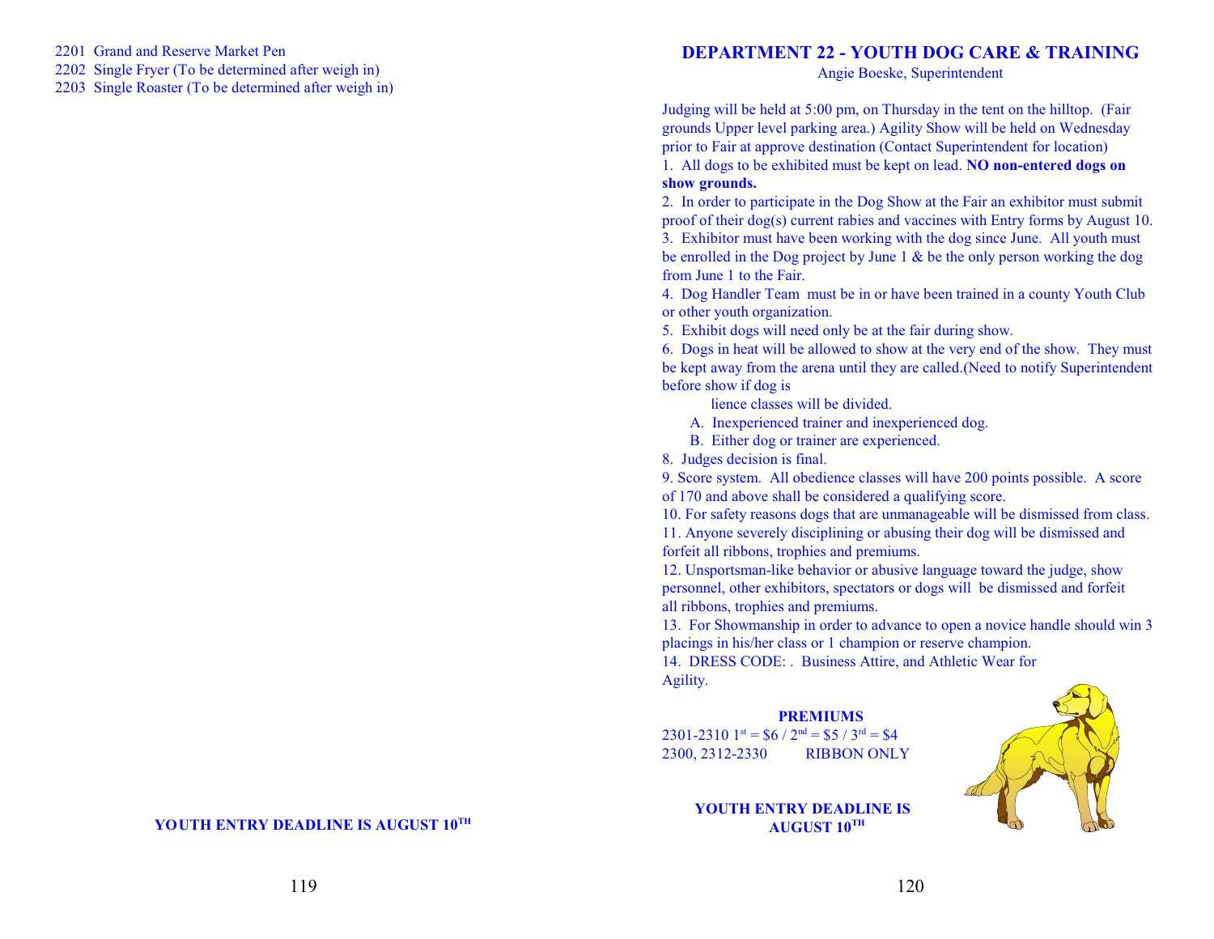2201 Grand and Reserve Market Pen
2202 Single Fryer (To be determined after weigh in)
2203 Single Roaster (To be determined after weigh in)

**YOUTH ENTRY DEADLINE IS AUGUST 10TH**

## DEPARTMENT 22 - YOUTH DOG CARE & TRAINING

Angie Boeske, Superintendent

Judging will be held at 5:00 pm, on Thursday in the tent on the hilltop. (Fair grounds Upper level parking area.) Agility Show will be held on Wednesday prior to Fair at approve destination (Contact Superintendent for location)

1. All dogs to be exhibited must be kept on lead. **NO non-entered dogs on show grounds.**
2. In order to participate in the Dog Show at the Fair an exhibitor must submit proof of their dog(s) current rabies and vaccines with Entry forms by August 10.
3. Exhibitor must have been working with the dog since June. All youth must be enrolled in the Dog project by June 1 & be the only person working the dog from June 1 to the Fair.
4. Dog Handler Team must be in or have been trained in a county Youth Club or other youth organization.
5. Exhibit dogs will need only be at the fair during show.
6. Dogs in heat will be allowed to show at the very end of the show. They must be kept away from the arena until they are called.(Need to notify Superintendent before show if dog is

   lience classes will be divided.
   A. Inexperienced trainer and inexperienced dog.
   B. Either dog or trainer are experienced.
8. Judges decision is final.
9. Score system. All obedience classes will have 200 points possible. A score of 170 and above shall be considered a qualifying score.
10. For safety reasons dogs that are unmanageable will be dismissed from class.
11. Anyone severely disciplining or abusing their dog will be dismissed and forfeit all ribbons, trophies and premiums.
12. Unsportsman-like behavior or abusive language toward the judge, show personnel, other exhibitors, spectators or dogs will be dismissed and forfeit all ribbons, trophies and premiums.
13. For Showmanship in order to advance to open a novice handle should win 3 placings in his/her class or 1 champion or reserve champion.
14. DRESS CODE: . Business Attire, and Athletic Wear for Agility.

**PREMIUMS**

2301-2310 1st = $6 / 2nd = $5 / 3rd = $4
2300, 2312-2330 RIBBON ONLY

**YOUTH ENTRY DEADLINE IS AUGUST 10TH**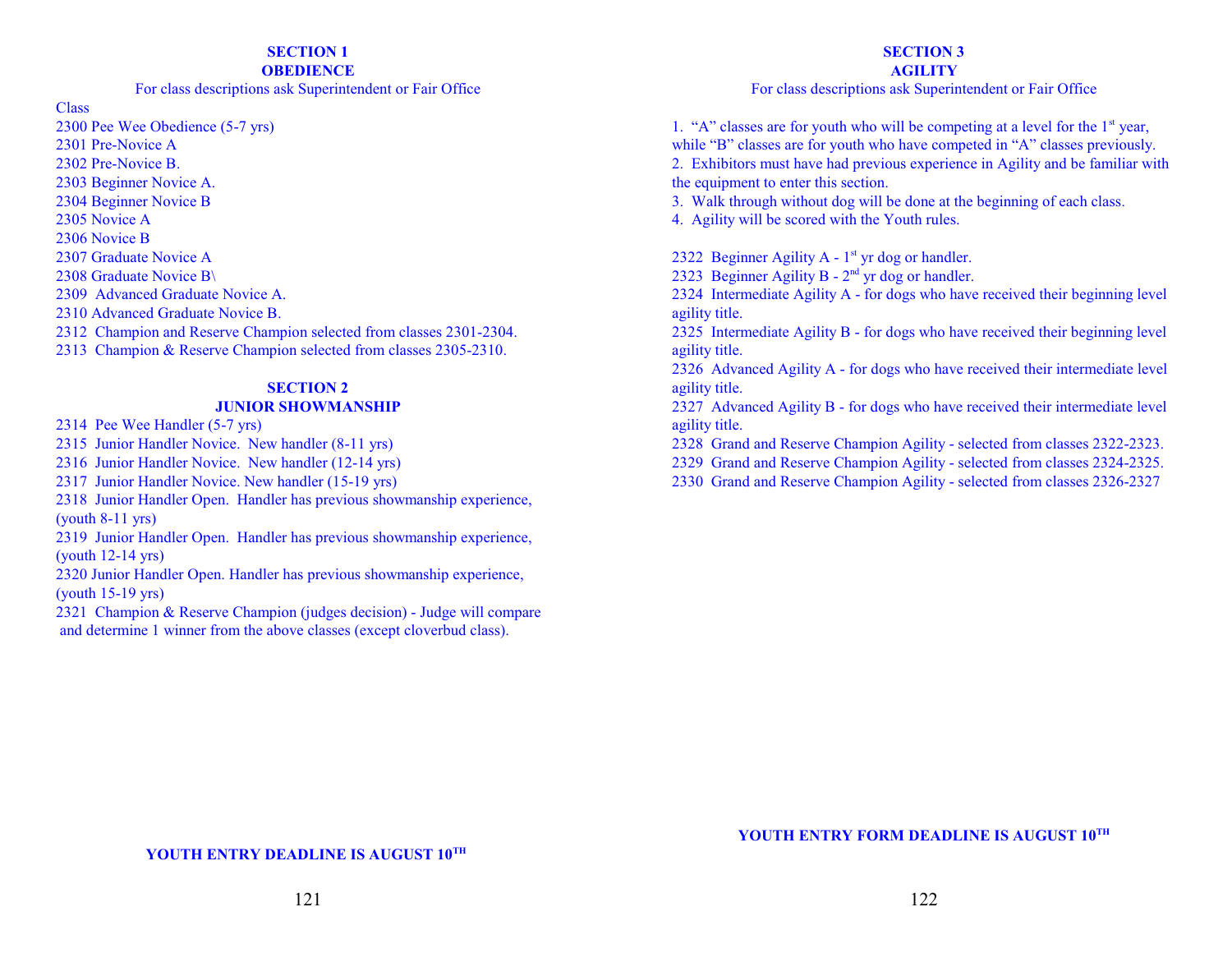## SECTION 1
## OBEDIENCE

For class descriptions ask Superintendent or Fair Office

Class

2300 Pee Wee Obedience (5-7 yrs)
2301 Pre-Novice A
2302 Pre-Novice B.
2303 Beginner Novice A.
2304 Beginner Novice B
2305 Novice A
2306 Novice B
2307 Graduate Novice A
2308 Graduate Novice B\
2309 Advanced Graduate Novice A.
2310 Advanced Graduate Novice B.
2312 Champion and Reserve Champion selected from classes 2301-2304.
2313 Champion & Reserve Champion selected from classes 2305-2310.

## SECTION 2
## JUNIOR SHOWMANSHIP

2314 Pee Wee Handler (5-7 yrs)
2315 Junior Handler Novice. New handler (8-11 yrs)
2316 Junior Handler Novice. New handler (12-14 yrs)
2317 Junior Handler Novice. New handler (15-19 yrs)
2318 Junior Handler Open. Handler has previous showmanship experience, (youth 8-11 yrs)
2319 Junior Handler Open. Handler has previous showmanship experience, (youth 12-14 yrs)
2320 Junior Handler Open. Handler has previous showmanship experience, (youth 15-19 yrs)
2321 Champion & Reserve Champion (judges decision) - Judge will compare and determine 1 winner from the above classes (except cloverbud class).

**YOUTH ENTRY DEADLINE IS AUGUST 10TH**

## SECTION 3
## AGILITY

For class descriptions ask Superintendent or Fair Office

1. "A" classes are for youth who will be competing at a level for the 1st year, while "B" classes are for youth who have competed in "A" classes previously.
2. Exhibitors must have had previous experience in Agility and be familiar with the equipment to enter this section.
3. Walk through without dog will be done at the beginning of each class.
4. Agility will be scored with the Youth rules.

2322 Beginner Agility A - 1st yr dog or handler.
2323 Beginner Agility B - 2nd yr dog or handler.
2324 Intermediate Agility A - for dogs who have received their beginning level agility title.
2325 Intermediate Agility B - for dogs who have received their beginning level agility title.
2326 Advanced Agility A - for dogs who have received their intermediate level agility title.
2327 Advanced Agility B - for dogs who have received their intermediate level agility title.
2328 Grand and Reserve Champion Agility - selected from classes 2322-2323.
2329 Grand and Reserve Champion Agility - selected from classes 2324-2325.
2330 Grand and Reserve Champion Agility - selected from classes 2326-2327

**YOUTH ENTRY FORM DEADLINE IS AUGUST 10TH**